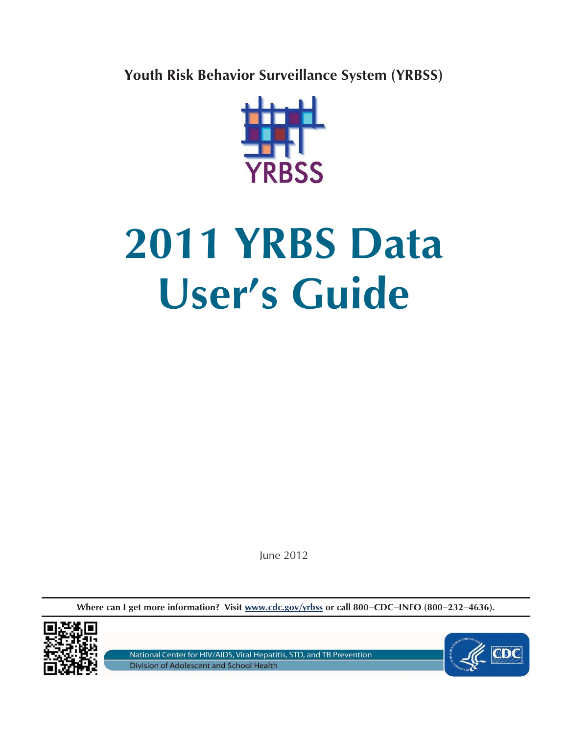**Youth Risk Behavior Surveillance System (YRBSS)**

YRBSS

# 2011 YRBS Data User's Guide

June 2012

**Where can I get more information? Visit www.cdc.gov/yrbss or call 800–CDC–INFO (800–232–4636).**

National Center for HIV/AIDS, Viral Hepatitis, STD, and TB Prevention

Division of Adolescent and School Health

CDC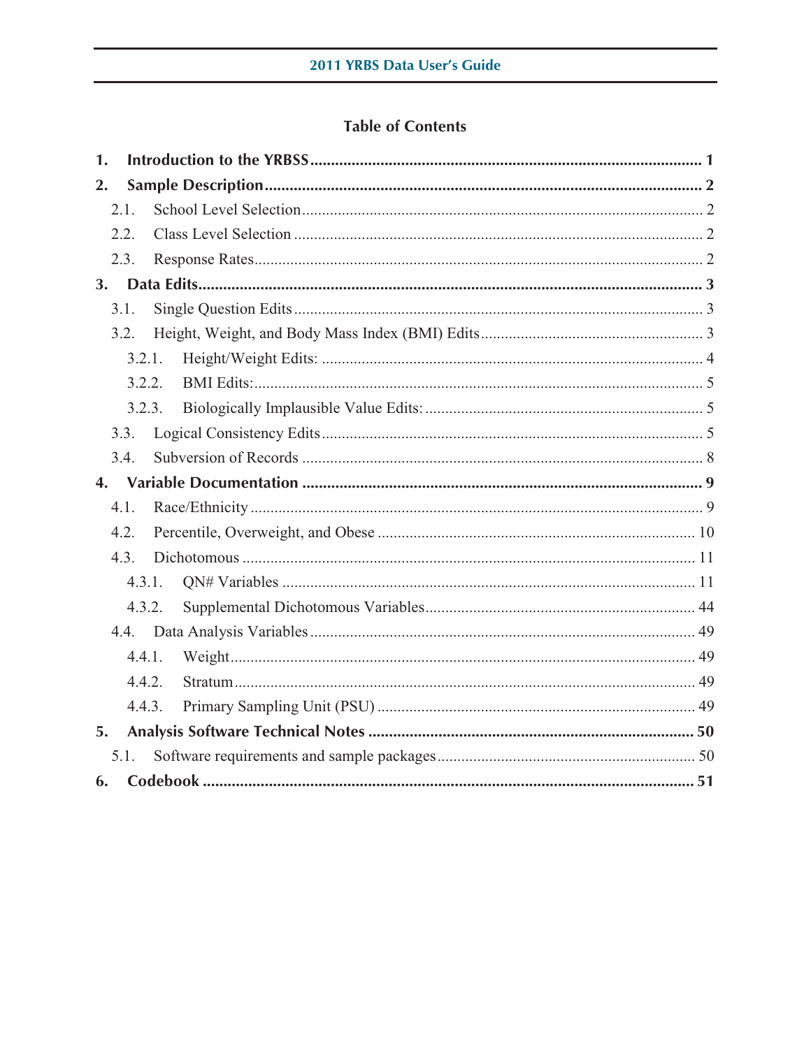# Table of Contents

1. **Introduction to the YRBSS** ..... 1
2. **Sample Description** ..... 2
   - 2.1. School Level Selection ..... 2
   - 2.2. Class Level Selection ..... 2
   - 2.3. Response Rates ..... 2
3. **Data Edits** ..... 3
   - 3.1. Single Question Edits ..... 3
   - 3.2. Height, Weight, and Body Mass Index (BMI) Edits ..... 3
     - 3.2.1. Height/Weight Edits: ..... 4
     - 3.2.2. BMI Edits: ..... 5
     - 3.2.3. Biologically Implausible Value Edits: ..... 5
   - 3.3. Logical Consistency Edits ..... 5
   - 3.4. Subversion of Records ..... 8
4. **Variable Documentation** ..... 9
   - 4.1. Race/Ethnicity ..... 9
   - 4.2. Percentile, Overweight, and Obese ..... 10
   - 4.3. Dichotomous ..... 11
     - 4.3.1. QN# Variables ..... 11
     - 4.3.2. Supplemental Dichotomous Variables ..... 44
   - 4.4. Data Analysis Variables ..... 49
     - 4.4.1. Weight ..... 49
     - 4.4.2. Stratum ..... 49
     - 4.4.3. Primary Sampling Unit (PSU) ..... 49
5. **Analysis Software Technical Notes** ..... 50
   - 5.1. Software requirements and sample packages ..... 50
6. **Codebook** ..... 51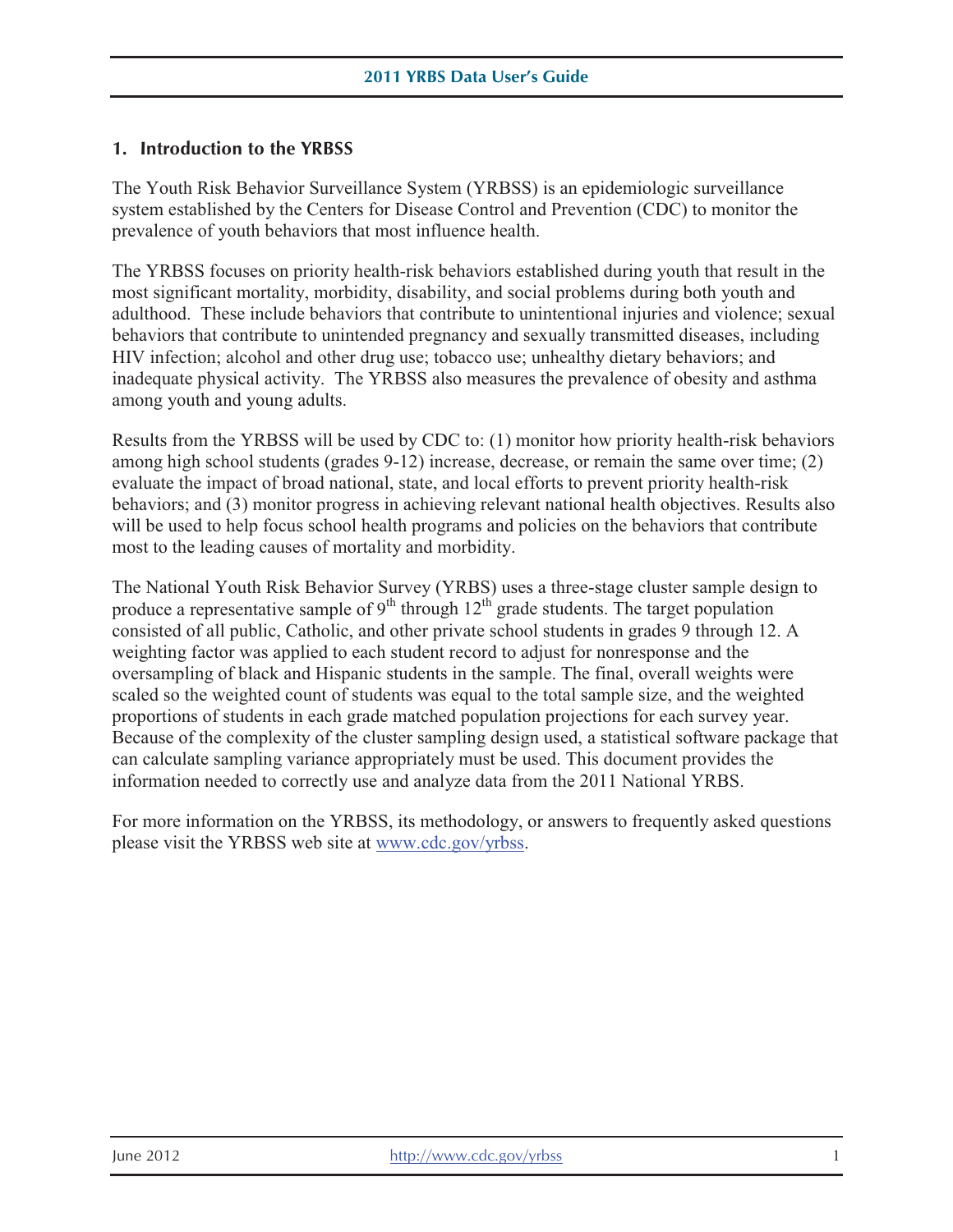## 1. Introduction to the YRBSS

The Youth Risk Behavior Surveillance System (YRBSS) is an epidemiologic surveillance system established by the Centers for Disease Control and Prevention (CDC) to monitor the prevalence of youth behaviors that most influence health.

The YRBSS focuses on priority health-risk behaviors established during youth that result in the most significant mortality, morbidity, disability, and social problems during both youth and adulthood. These include behaviors that contribute to unintentional injuries and violence; sexual behaviors that contribute to unintended pregnancy and sexually transmitted diseases, including HIV infection; alcohol and other drug use; tobacco use; unhealthy dietary behaviors; and inadequate physical activity. The YRBSS also measures the prevalence of obesity and asthma among youth and young adults.

Results from the YRBSS will be used by CDC to: (1) monitor how priority health-risk behaviors among high school students (grades 9-12) increase, decrease, or remain the same over time; (2) evaluate the impact of broad national, state, and local efforts to prevent priority health-risk behaviors; and (3) monitor progress in achieving relevant national health objectives. Results also will be used to help focus school health programs and policies on the behaviors that contribute most to the leading causes of mortality and morbidity.

The National Youth Risk Behavior Survey (YRBS) uses a three-stage cluster sample design to produce a representative sample of 9th through 12th grade students. The target population consisted of all public, Catholic, and other private school students in grades 9 through 12. A weighting factor was applied to each student record to adjust for nonresponse and the oversampling of black and Hispanic students in the sample. The final, overall weights were scaled so the weighted count of students was equal to the total sample size, and the weighted proportions of students in each grade matched population projections for each survey year. Because of the complexity of the cluster sampling design used, a statistical software package that can calculate sampling variance appropriately must be used. This document provides the information needed to correctly use and analyze data from the 2011 National YRBS.

For more information on the YRBSS, its methodology, or answers to frequently asked questions please visit the YRBSS web site at www.cdc.gov/yrbss.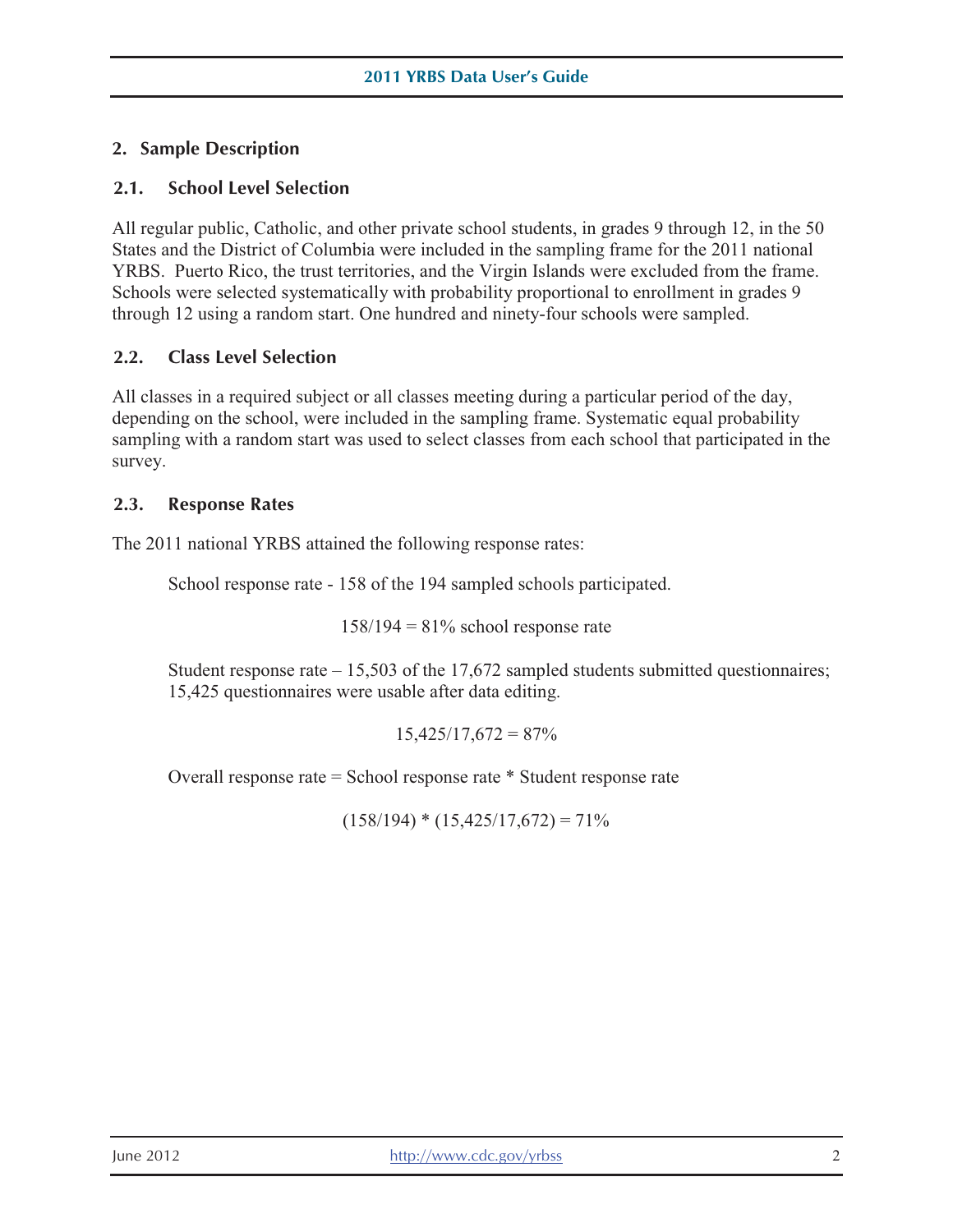## 2. Sample Description

### 2.1. School Level Selection

All regular public, Catholic, and other private school students, in grades 9 through 12, in the 50 States and the District of Columbia were included in the sampling frame for the 2011 national YRBS. Puerto Rico, the trust territories, and the Virgin Islands were excluded from the frame. Schools were selected systematically with probability proportional to enrollment in grades 9 through 12 using a random start. One hundred and ninety-four schools were sampled.

### 2.2. Class Level Selection

All classes in a required subject or all classes meeting during a particular period of the day, depending on the school, were included in the sampling frame. Systematic equal probability sampling with a random start was used to select classes from each school that participated in the survey.

### 2.3. Response Rates

The 2011 national YRBS attained the following response rates:

School response rate - 158 of the 194 sampled schools participated.

158/194 = 81% school response rate

Student response rate – 15,503 of the 17,672 sampled students submitted questionnaires; 15,425 questionnaires were usable after data editing.

15,425/17,672 = 87%

Overall response rate = School response rate * Student response rate

(158/194) * (15,425/17,672) = 71%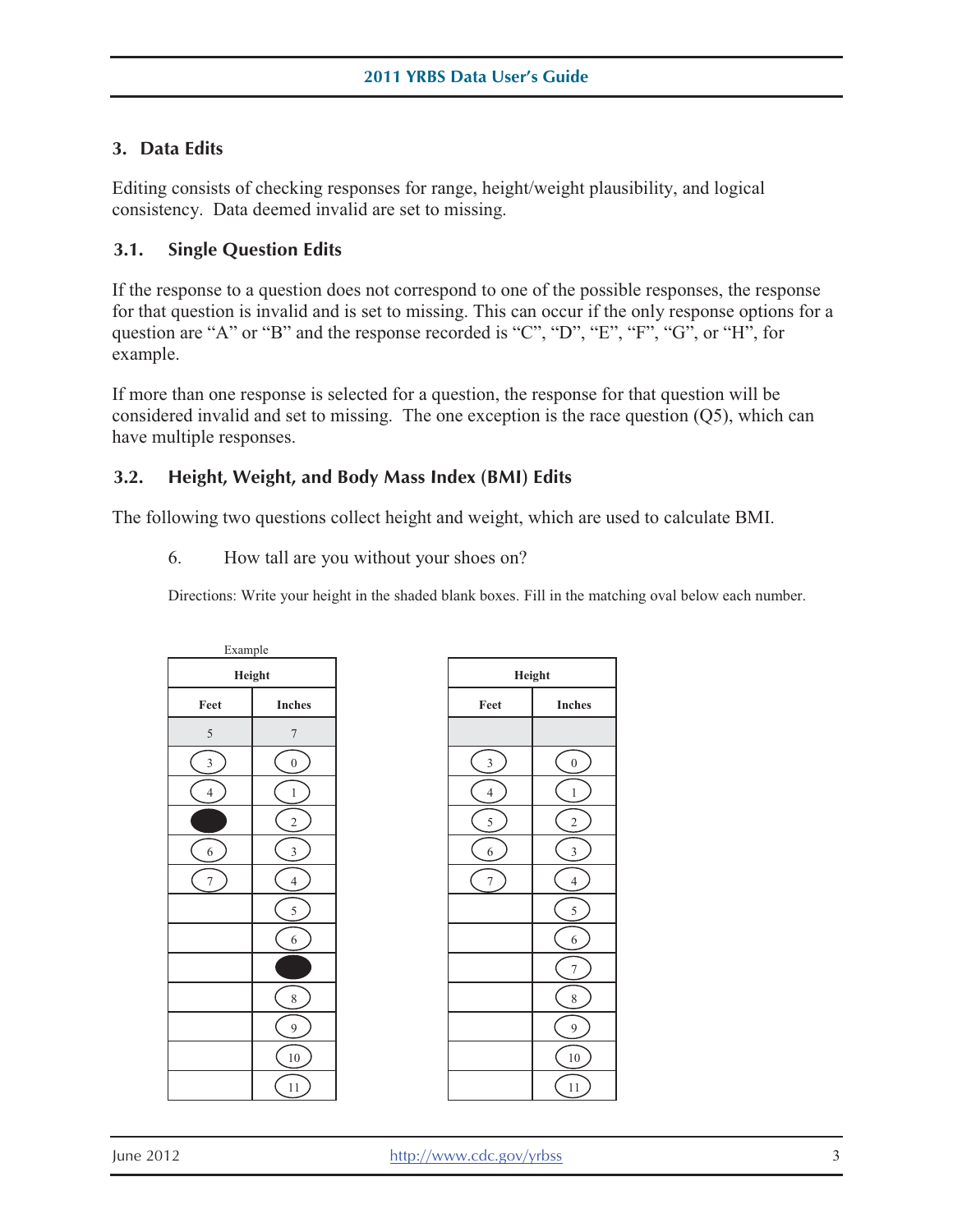## 3. Data Edits

Editing consists of checking responses for range, height/weight plausibility, and logical consistency. Data deemed invalid are set to missing.

### 3.1. Single Question Edits

If the response to a question does not correspond to one of the possible responses, the response for that question is invalid and is set to missing. This can occur if the only response options for a question are "A" or "B" and the response recorded is "C", "D", "E", "F", "G", or "H", for example.

If more than one response is selected for a question, the response for that question will be considered invalid and set to missing. The one exception is the race question (Q5), which can have multiple responses.

### 3.2. Height, Weight, and Body Mass Index (BMI) Edits

The following two questions collect height and weight, which are used to calculate BMI.

6. How tall are you without your shoes on?

Directions: Write your height in the shaded blank boxes. Fill in the matching oval below each number.

Example

| Height | |
|---|---|
| **Feet** | **Inches** |
| 5 | 7 |
| 3 | 0 |
| 4 | 1 |
| ● | 2 |
| 6 | 3 |
| 7 | 4 |
| | 5 |
| | 6 |
| | ● |
| | 8 |
| | 9 |
| | 10 |
| | 11 |

| Height | |
|---|---|
| **Feet** | **Inches** |
| | |
| 3 | 0 |
| 4 | 1 |
| 5 | 2 |
| 6 | 3 |
| 7 | 4 |
| | 5 |
| | 6 |
| | 7 |
| | 8 |
| | 9 |
| | 10 |
| | 11 |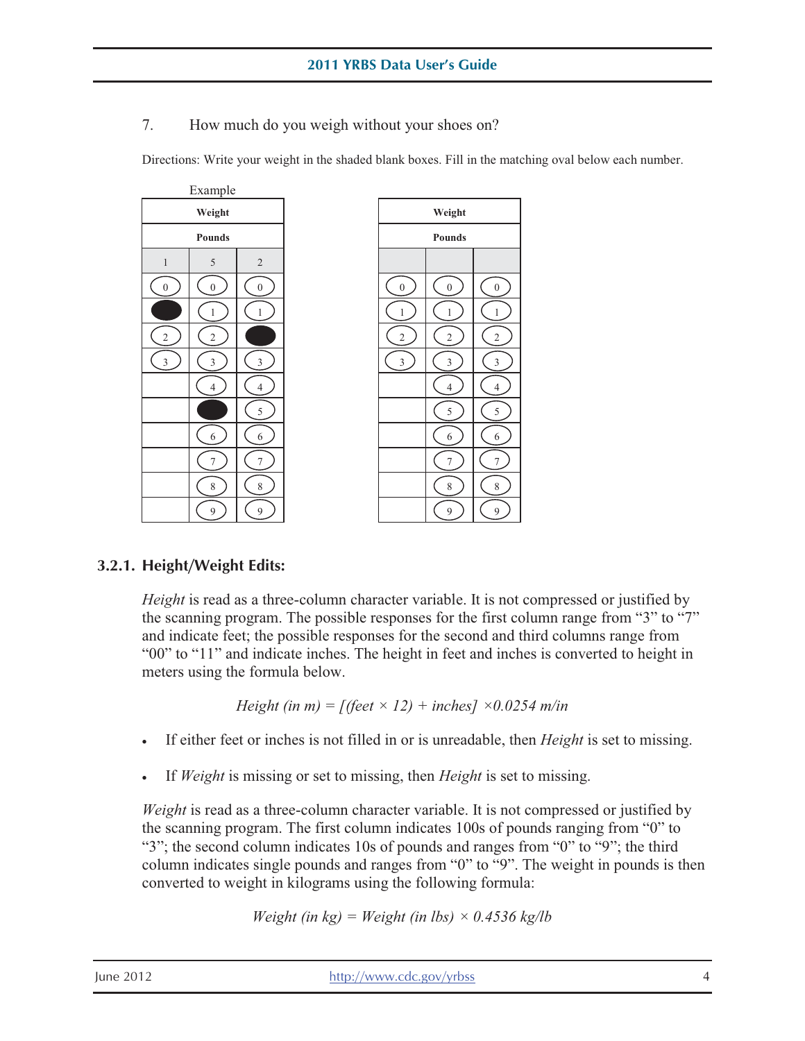7. How much do you weigh without your shoes on?

Directions: Write your weight in the shaded blank boxes. Fill in the matching oval below each number.

Example

| Weight | | |
|---|---|---|
| **Pounds** | | |
| 1 | 5 | 2 |
| 0 | 0 | 0 |
| ● | 1 | 1 |
| 2 | 2 | ● |
| 3 | 3 | 3 |
| | 4 | 4 |
| | ● | 5 |
| | 6 | 6 |
| | 7 | 7 |
| | 8 | 8 |
| | 9 | 9 |

| Weight | | |
|---|---|---|
| **Pounds** | | |
| | | |
| 0 | 0 | 0 |
| 1 | 1 | 1 |
| 2 | 2 | 2 |
| 3 | 3 | 3 |
| | 4 | 4 |
| | 5 | 5 |
| | 6 | 6 |
| | 7 | 7 |
| | 8 | 8 |
| | 9 | 9 |

### 3.2.1. Height/Weight Edits:

*Height* is read as a three-column character variable. It is not compressed or justified by the scanning program. The possible responses for the first column range from "3" to "7" and indicate feet; the possible responses for the second and third columns range from "00" to "11" and indicate inches. The height in feet and inches is converted to height in meters using the formula below.

$$Height\ (in\ m) = [(feet \times 12) + inches] \times 0.0254\ m/in$$

- If either feet or inches is not filled in or is unreadable, then *Height* is set to missing.
- If *Weight* is missing or set to missing, then *Height* is set to missing.

*Weight* is read as a three-column character variable. It is not compressed or justified by the scanning program. The first column indicates 100s of pounds ranging from "0" to "3"; the second column indicates 10s of pounds and ranges from "0" to "9"; the third column indicates single pounds and ranges from "0" to "9". The weight in pounds is then converted to weight in kilograms using the following formula:

$$Weight\ (in\ kg) = Weight\ (in\ lbs) \times 0.4536\ kg/lb$$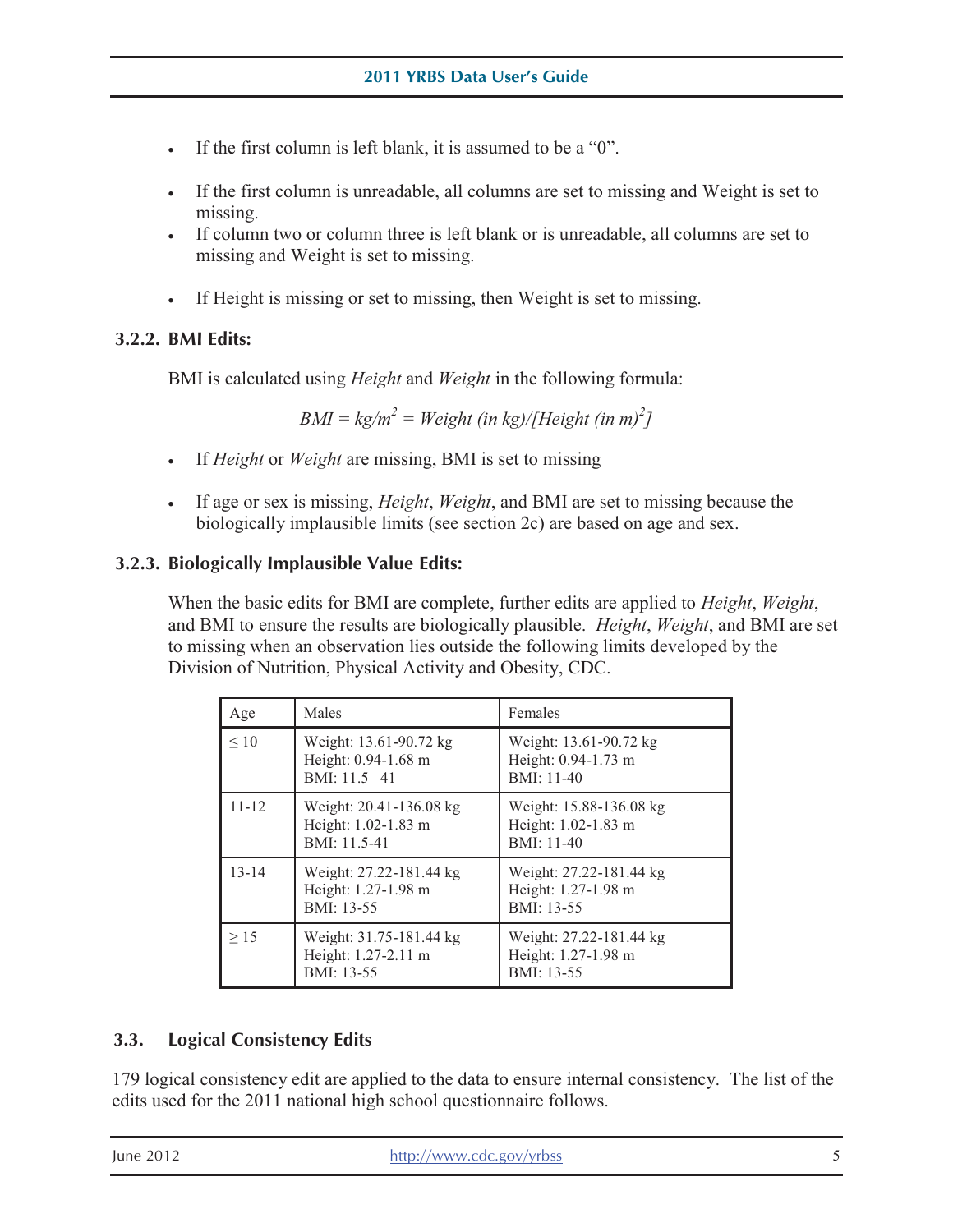- If the first column is left blank, it is assumed to be a "0".
- If the first column is unreadable, all columns are set to missing and Weight is set to missing.
- If column two or column three is left blank or is unreadable, all columns are set to missing and Weight is set to missing.
- If Height is missing or set to missing, then Weight is set to missing.

### 3.2.2. BMI Edits:

BMI is calculated using *Height* and *Weight* in the following formula:

$$BMI = kg/m^2 = Weight\ (in\ kg)/[Height\ (in\ m)^2]$$

- If *Height* or *Weight* are missing, BMI is set to missing
- If age or sex is missing, *Height*, *Weight*, and BMI are set to missing because the biologically implausible limits (see section 2c) are based on age and sex.

### 3.2.3. Biologically Implausible Value Edits:

When the basic edits for BMI are complete, further edits are applied to *Height*, *Weight*, and BMI to ensure the results are biologically plausible. *Height*, *Weight*, and BMI are set to missing when an observation lies outside the following limits developed by the Division of Nutrition, Physical Activity and Obesity, CDC.

| Age | Males | Females |
|---|---|---|
| ≤ 10 | Weight: 13.61-90.72 kg<br>Height: 0.94-1.68 m<br>BMI: 11.5 –41 | Weight: 13.61-90.72 kg<br>Height: 0.94-1.73 m<br>BMI: 11-40 |
| 11-12 | Weight: 20.41-136.08 kg<br>Height: 1.02-1.83 m<br>BMI: 11.5-41 | Weight: 15.88-136.08 kg<br>Height: 1.02-1.83 m<br>BMI: 11-40 |
| 13-14 | Weight: 27.22-181.44 kg<br>Height: 1.27-1.98 m<br>BMI: 13-55 | Weight: 27.22-181.44 kg<br>Height: 1.27-1.98 m<br>BMI: 13-55 |
| ≥ 15 | Weight: 31.75-181.44 kg<br>Height: 1.27-2.11 m<br>BMI: 13-55 | Weight: 27.22-181.44 kg<br>Height: 1.27-1.98 m<br>BMI: 13-55 |

## 3.3. Logical Consistency Edits

179 logical consistency edit are applied to the data to ensure internal consistency. The list of the edits used for the 2011 national high school questionnaire follows.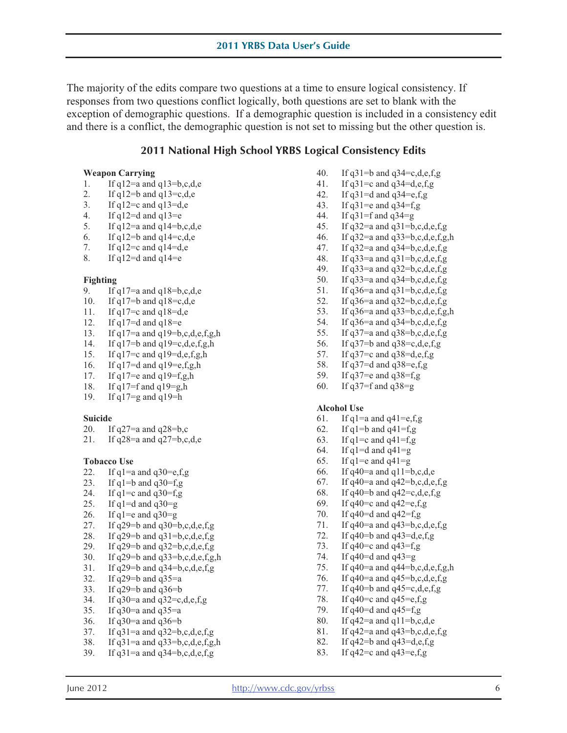The majority of the edits compare two questions at a time to ensure logical consistency. If responses from two questions conflict logically, both questions are set to blank with the exception of demographic questions. If a demographic question is included in a consistency edit and there is a conflict, the demographic question is not set to missing but the other question is.

## 2011 National High School YRBS Logical Consistency Edits

**Weapon Carrying**

1. If q12=a and q13=b,c,d,e
2. If q12=b and q13=c,d,e
3. If q12=c and q13=d,e
4. If q12=d and q13=e
5. If q12=a and q14=b,c,d,e
6. If q12=b and q14=c,d,e
7. If q12=c and q14=d,e
8. If q12=d and q14=e

**Fighting**

9. If q17=a and q18=b,c,d,e
10. If q17=b and q18=c,d,e
11. If q17=c and q18=d,e
12. If q17=d and q18=e
13. If q17=a and q19=b,c,d,e,f,g,h
14. If q17=b and q19=c,d,e,f,g,h
15. If q17=c and q19=d,e,f,g,h
16. If q17=d and q19=e,f,g,h
17. If q17=e and q19=f,g,h
18. If q17=f and q19=g,h
19. If q17=g and q19=h

**Suicide**

20. If q27=a and q28=b,c
21. If q28=a and q27=b,c,d,e

**Tobacco Use**

22. If q1=a and q30=e,f,g
23. If q1=b and q30=f,g
24. If q1=c and q30=f,g
25. If q1=d and q30=g
26. If q1=e and q30=g
27. If q29=b and q30=b,c,d,e,f,g
28. If q29=b and q31=b,c,d,e,f,g
29. If q29=b and q32=b,c,d,e,f,g
30. If q29=b and q33=b,c,d,e,f,g,h
31. If q29=b and q34=b,c,d,e,f,g
32. If q29=b and q35=a
33. If q29=b and q36=b
34. If q30=a and q32=c,d,e,f,g
35. If q30=a and q35=a
36. If q30=a and q36=b
37. If q31=a and q32=b,c,d,e,f,g
38. If q31=a and q33=b,c,d,e,f,g,h
39. If q31=a and q34=b,c,d,e,f,g
40. If q31=b and q34=c,d,e,f,g
41. If q31=c and q34=d,e,f,g
42. If q31=d and q34=e,f,g
43. If q31=e and q34=f,g
44. If q31=f and q34=g
45. If q32=a and q31=b,c,d,e,f,g
46. If q32=a and q33=b,c,d,e,f,g,h
47. If q32=a and q34=b,c,d,e,f,g
48. If q33=a and q31=b,c,d,e,f,g
49. If q33=a and q32=b,c,d,e,f,g
50. If q33=a and q34=b,c,d,e,f,g
51. If q36=a and q31=b,c,d,e,f,g
52. If q36=a and q32=b,c,d,e,f,g
53. If q36=a and q33=b,c,d,e,f,g,h
54. If q36=a and q34=b,c,d,e,f,g
55. If q37=a and q38=b,c,d,e,f,g
56. If q37=b and q38=c,d,e,f,g
57. If q37=c and q38=d,e,f,g
58. If q37=d and q38=e,f,g
59. If q37=e and q38=f,g
60. If q37=f and q38=g

**Alcohol Use**

61. If q1=a and q41=e,f,g
62. If q1=b and q41=f,g
63. If q1=c and q41=f,g
64. If q1=d and q41=g
65. If q1=e and q41=g
66. If q40=a and q11=b,c,d,e
67. If q40=a and q42=b,c,d,e,f,g
68. If q40=b and q42=c,d,e,f,g
69. If q40=c and q42=e,f,g
70. If q40=d and q42=f,g
71. If q40=a and q43=b,c,d,e,f,g
72. If q40=b and q43=d,e,f,g
73. If q40=c and q43=f,g
74. If q40=d and q43=g
75. If q40=a and q44=b,c,d,e,f,g,h
76. If q40=a and q45=b,c,d,e,f,g
77. If q40=b and q45=c,d,e,f,g
78. If q40=c and q45=e,f,g
79. If q40=d and q45=f,g
80. If q42=a and q11=b,c,d,e
81. If q42=a and q43=b,c,d,e,f,g
82. If q42=b and q43=d,e,f,g
83. If q42=c and q43=e,f,g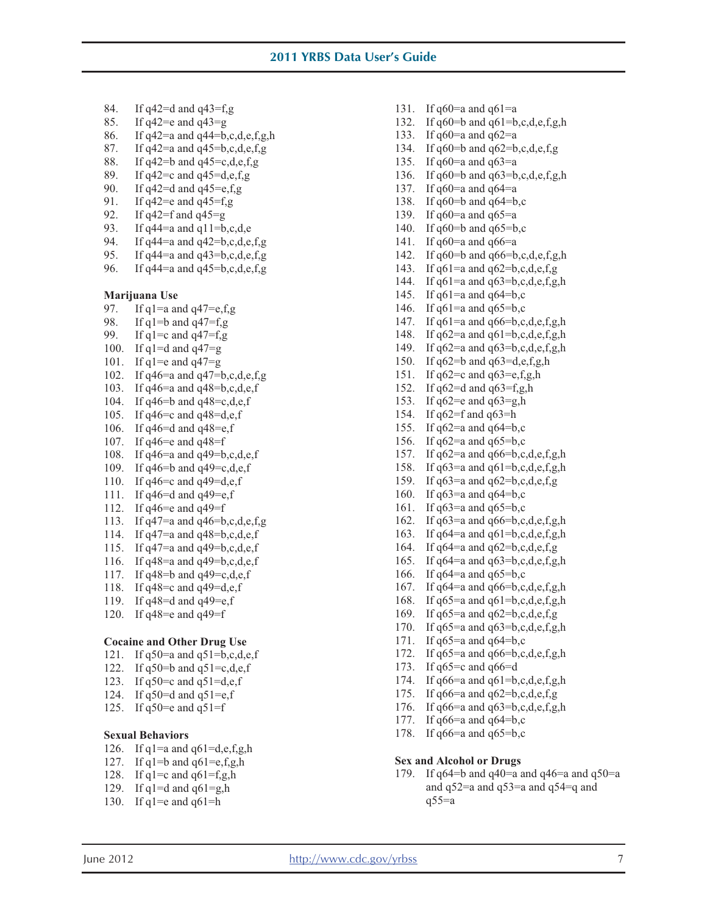84. If q42=d and q43=f,g
85. If q42=e and q43=g
86. If q42=a and q44=b,c,d,e,f,g,h
87. If q42=a and q45=b,c,d,e,f,g
88. If q42=b and q45=c,d,e,f,g
89. If q42=c and q45=d,e,f,g
90. If q42=d and q45=e,f,g
91. If q42=e and q45=f,g
92. If q42=f and q45=g
93. If q44=a and q11=b,c,d,e
94. If q44=a and q42=b,c,d,e,f,g
95. If q44=a and q43=b,c,d,e,f,g
96. If q44=a and q45=b,c,d,e,f,g

**Marijuana Use**

97. If q1=a and q47=e,f,g
98. If q1=b and q47=f,g
99. If q1=c and q47=f,g
100. If q1=d and q47=g
101. If q1=e and q47=g
102. If q46=a and q47=b,c,d,e,f,g
103. If q46=a and q48=b,c,d,e,f
104. If q46=b and q48=c,d,e,f
105. If q46=c and q48=d,e,f
106. If q46=d and q48=e,f
107. If q46=e and q48=f
108. If q46=a and q49=b,c,d,e,f
109. If q46=b and q49=c,d,e,f
110. If q46=c and q49=d,e,f
111. If q46=d and q49=e,f
112. If q46=e and q49=f
113. If q47=a and q46=b,c,d,e,f,g
114. If q47=a and q48=b,c,d,e,f
115. If q47=a and q49=b,c,d,e,f
116. If q48=a and q49=b,c,d,e,f
117. If q48=b and q49=c,d,e,f
118. If q48=c and q49=d,e,f
119. If q48=d and q49=e,f
120. If q48=e and q49=f

**Cocaine and Other Drug Use**

121. If q50=a and q51=b,c,d,e,f
122. If q50=b and q51=c,d,e,f
123. If q50=c and q51=d,e,f
124. If q50=d and q51=e,f
125. If q50=e and q51=f

**Sexual Behaviors**

126. If q1=a and q61=d,e,f,g,h
127. If q1=b and q61=e,f,g,h
128. If q1=c and q61=f,g,h
129. If q1=d and q61=g,h
130. If q1=e and q61=h
131. If q60=a and q61=a
132. If q60=b and q61=b,c,d,e,f,g,h
133. If q60=a and q62=a
134. If q60=b and q62=b,c,d,e,f,g
135. If q60=a and q63=a
136. If q60=b and q63=b,c,d,e,f,g,h
137. If q60=a and q64=a
138. If q60=b and q64=b,c
139. If q60=a and q65=a
140. If q60=b and q65=b,c
141. If q60=a and q66=a
142. If q60=b and q66=b,c,d,e,f,g,h
143. If q61=a and q62=b,c,d,e,f,g
144. If q61=a and q63=b,c,d,e,f,g,h
145. If q61=a and q64=b,c
146. If q61=a and q65=b,c
147. If q61=a and q66=b,c,d,e,f,g,h
148. If q62=a and q61=b,c,d,e,f,g,h
149. If q62=a and q63=b,c,d,e,f,g,h
150. If q62=b and q63=d,e,f,g,h
151. If q62=c and q63=e,f,g,h
152. If q62=d and q63=f,g,h
153. If q62=e and q63=g,h
154. If q62=f and q63=h
155. If q62=a and q64=b,c
156. If q62=a and q65=b,c
157. If q62=a and q66=b,c,d,e,f,g,h
158. If q63=a and q61=b,c,d,e,f,g,h
159. If q63=a and q62=b,c,d,e,f,g
160. If q63=a and q64=b,c
161. If q63=a and q65=b,c
162. If q63=a and q66=b,c,d,e,f,g,h
163. If q64=a and q61=b,c,d,e,f,g,h
164. If q64=a and q62=b,c,d,e,f,g
165. If q64=a and q63=b,c,d,e,f,g,h
166. If q64=a and q65=b,c
167. If q64=a and q66=b,c,d,e,f,g,h
168. If q65=a and q61=b,c,d,e,f,g,h
169. If q65=a and q62=b,c,d,e,f,g
170. If q65=a and q63=b,c,d,e,f,g,h
171. If q65=a and q64=b,c
172. If q65=a and q66=b,c,d,e,f,g,h
173. If q65=c and q66=d
174. If q66=a and q61=b,c,d,e,f,g,h
175. If q66=a and q62=b,c,d,e,f,g
176. If q66=a and q63=b,c,d,e,f,g,h
177. If q66=a and q64=b,c
178. If q66=a and q65=b,c

**Sex and Alcohol or Drugs**

179. If q64=b and q40=a and q46=a and q50=a and q52=a and q53=a and q54=q and q55=a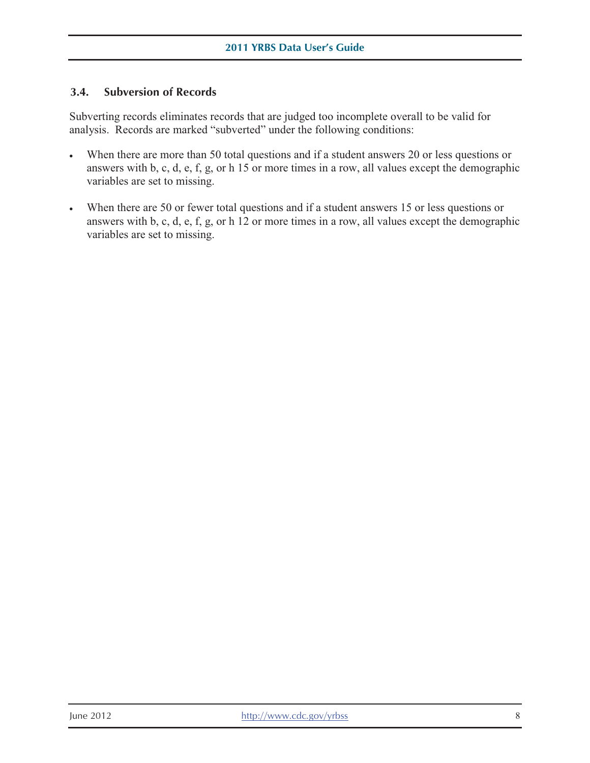### 3.4. Subversion of Records

Subverting records eliminates records that are judged too incomplete overall to be valid for analysis. Records are marked "subverted" under the following conditions:

- When there are more than 50 total questions and if a student answers 20 or less questions or answers with b, c, d, e, f, g, or h 15 or more times in a row, all values except the demographic variables are set to missing.

- When there are 50 or fewer total questions and if a student answers 15 or less questions or answers with b, c, d, e, f, g, or h 12 or more times in a row, all values except the demographic variables are set to missing.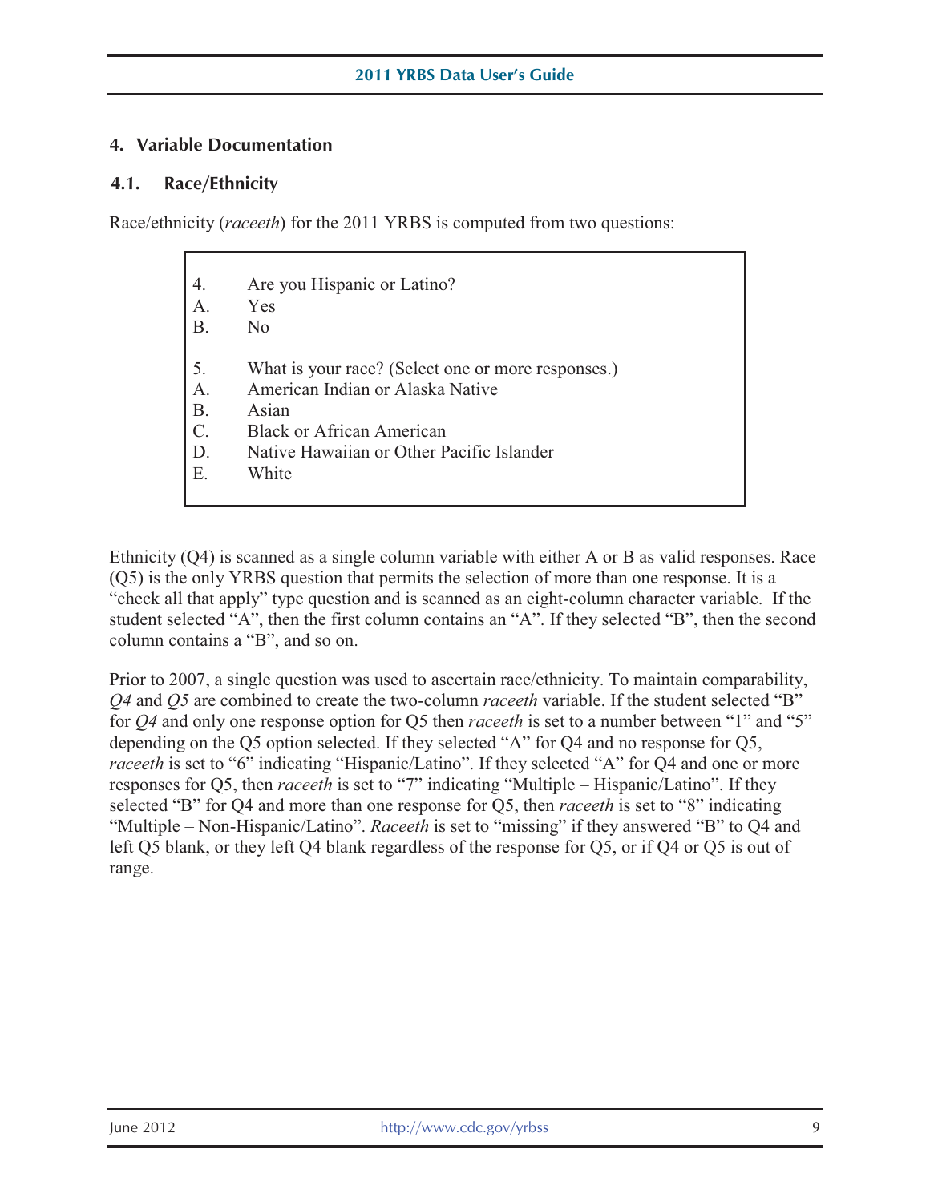## 4. Variable Documentation

### 4.1. Race/Ethnicity

Race/ethnicity (*raceeth*) for the 2011 YRBS is computed from two questions:

| | |
|---|---|
| 4. | Are you Hispanic or Latino? |
| A. | Yes |
| B. | No |
| | |
| 5. | What is your race? (Select one or more responses.) |
| A. | American Indian or Alaska Native |
| B. | Asian |
| C. | Black or African American |
| D. | Native Hawaiian or Other Pacific Islander |
| E. | White |

Ethnicity (Q4) is scanned as a single column variable with either A or B as valid responses. Race (Q5) is the only YRBS question that permits the selection of more than one response. It is a "check all that apply" type question and is scanned as an eight-column character variable. If the student selected "A", then the first column contains an "A". If they selected "B", then the second column contains a "B", and so on.

Prior to 2007, a single question was used to ascertain race/ethnicity. To maintain comparability, *Q4* and *Q5* are combined to create the two-column *raceeth* variable. If the student selected "B" for *Q4* and only one response option for Q5 then *raceeth* is set to a number between "1" and "5" depending on the Q5 option selected. If they selected "A" for Q4 and no response for Q5, *raceeth* is set to "6" indicating "Hispanic/Latino". If they selected "A" for Q4 and one or more responses for Q5, then *raceeth* is set to "7" indicating "Multiple – Hispanic/Latino". If they selected "B" for Q4 and more than one response for Q5, then *raceeth* is set to "8" indicating "Multiple – Non-Hispanic/Latino". *Raceeth* is set to "missing" if they answered "B" to Q4 and left Q5 blank, or they left Q4 blank regardless of the response for Q5, or if Q4 or Q5 is out of range.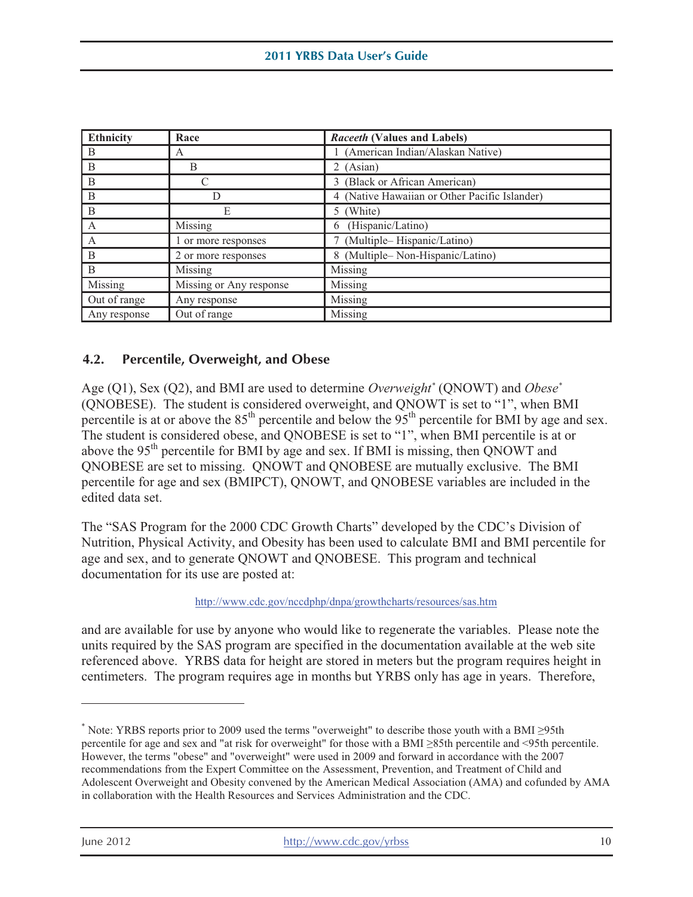| Ethnicity | Race | *Raceeth* (Values and Labels) |
| --- | --- | --- |
| B | A | 1 (American Indian/Alaskan Native) |
| B | B | 2 (Asian) |
| B | C | 3 (Black or African American) |
| B | D | 4 (Native Hawaiian or Other Pacific Islander) |
| B | E | 5 (White) |
| A | Missing | 6 (Hispanic/Latino) |
| A | 1 or more responses | 7 (Multiple– Hispanic/Latino) |
| B | 2 or more responses | 8 (Multiple– Non-Hispanic/Latino) |
| B | Missing | Missing |
| Missing | Missing or Any response | Missing |
| Out of range | Any response | Missing |
| Any response | Out of range | Missing |

## 4.2. Percentile, Overweight, and Obese

Age (Q1), Sex (Q2), and BMI are used to determine *Overweight*[*] (QNOWT) and *Obese*[*] (QNOBESE). The student is considered overweight, and QNOWT is set to "1", when BMI percentile is at or above the 85th percentile and below the 95th percentile for BMI by age and sex. The student is considered obese, and QNOBESE is set to "1", when BMI percentile is at or above the 95th percentile for BMI by age and sex. If BMI is missing, then QNOWT and QNOBESE are set to missing. QNOWT and QNOBESE are mutually exclusive. The BMI percentile for age and sex (BMIPCT), QNOWT, and QNOBESE variables are included in the edited data set.

The "SAS Program for the 2000 CDC Growth Charts" developed by the CDC's Division of Nutrition, Physical Activity, and Obesity has been used to calculate BMI and BMI percentile for age and sex, and to generate QNOWT and QNOBESE. This program and technical documentation for its use are posted at:

http://www.cdc.gov/nccdphp/dnpa/growthcharts/resources/sas.htm

and are available for use by anyone who would like to regenerate the variables. Please note the units required by the SAS program are specified in the documentation available at the web site referenced above. YRBS data for height are stored in meters but the program requires height in centimeters. The program requires age in months but YRBS only has age in years. Therefore,

[*] Note: YRBS reports prior to 2009 used the terms "overweight" to describe those youth with a BMI ≥95th percentile for age and sex and "at risk for overweight" for those with a BMI ≥85th percentile and <95th percentile. However, the terms "obese" and "overweight" were used in 2009 and forward in accordance with the 2007 recommendations from the Expert Committee on the Assessment, Prevention, and Treatment of Child and Adolescent Overweight and Obesity convened by the American Medical Association (AMA) and cofunded by AMA in collaboration with the Health Resources and Services Administration and the CDC.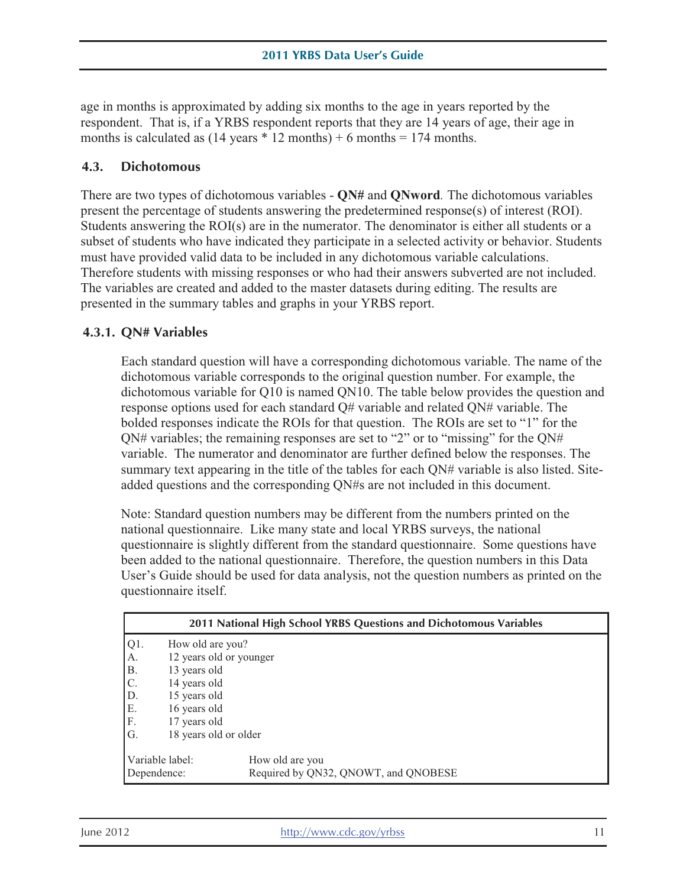age in months is approximated by adding six months to the age in years reported by the respondent. That is, if a YRBS respondent reports that they are 14 years of age, their age in months is calculated as (14 years * 12 months) + 6 months = 174 months.

### 4.3. Dichotomous

There are two types of dichotomous variables - **QN#** and **QNword**. The dichotomous variables present the percentage of students answering the predetermined response(s) of interest (ROI). Students answering the ROI(s) are in the numerator. The denominator is either all students or a subset of students who have indicated they participate in a selected activity or behavior. Students must have provided valid data to be included in any dichotomous variable calculations. Therefore students with missing responses or who had their answers subverted are not included. The variables are created and added to the master datasets during editing. The results are presented in the summary tables and graphs in your YRBS report.

#### 4.3.1. QN# Variables

Each standard question will have a corresponding dichotomous variable. The name of the dichotomous variable corresponds to the original question number. For example, the dichotomous variable for Q10 is named QN10. The table below provides the question and response options used for each standard Q# variable and related QN# variable. The bolded responses indicate the ROIs for that question. The ROIs are set to "1" for the QN# variables; the remaining responses are set to "2" or to "missing" for the QN# variable. The numerator and denominator are further defined below the responses. The summary text appearing in the title of the tables for each QN# variable is also listed. Site-added questions and the corresponding QN#s are not included in this document.

Note: Standard question numbers may be different from the numbers printed on the national questionnaire. Like many state and local YRBS surveys, the national questionnaire is slightly different from the standard questionnaire. Some questions have been added to the national questionnaire. Therefore, the question numbers in this Data User's Guide should be used for data analysis, not the question numbers as printed on the questionnaire itself.

| 2011 National High School YRBS Questions and Dichotomous Variables | |
|---|---|
| Q1. | How old are you? |
| A. | 12 years old or younger |
| B. | 13 years old |
| C. | 14 years old |
| D. | 15 years old |
| E. | 16 years old |
| F. | 17 years old |
| G. | 18 years old or older |
| Variable label: | How old are you |
| Dependence: | Required by QN32, QNOWT, and QNOBESE |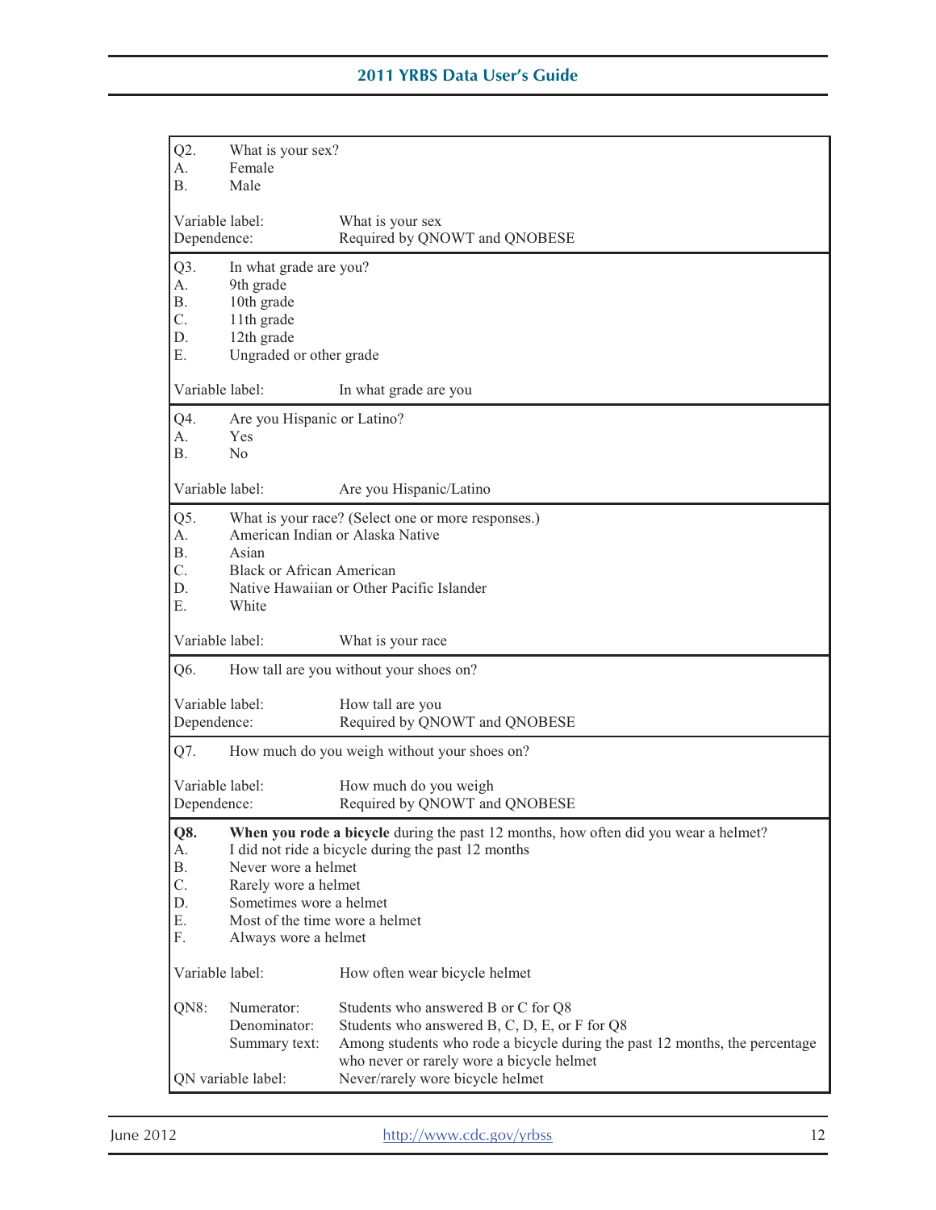Q2. What is your sex?
A. Female
B. Male

Variable label: What is your sex
Dependence: Required by QNOWT and QNOBESE

---

Q3. In what grade are you?
A. 9th grade
B. 10th grade
C. 11th grade
D. 12th grade
E. Ungraded or other grade

Variable label: In what grade are you

---

Q4. Are you Hispanic or Latino?
A. Yes
B. No

Variable label: Are you Hispanic/Latino

---

Q5. What is your race? (Select one or more responses.)
A. American Indian or Alaska Native
B. Asian
C. Black or African American
D. Native Hawaiian or Other Pacific Islander
E. White

Variable label: What is your race

---

Q6. How tall are you without your shoes on?

Variable label: How tall are you
Dependence: Required by QNOWT and QNOBESE

---

Q7. How much do you weigh without your shoes on?

Variable label: How much do you weigh
Dependence: Required by QNOWT and QNOBESE

---

**Q8.** **When you rode a bicycle** during the past 12 months, how often did you wear a helmet?
A. I did not ride a bicycle during the past 12 months
B. Never wore a helmet
C. Rarely wore a helmet
D. Sometimes wore a helmet
E. Most of the time wore a helmet
F. Always wore a helmet

Variable label: How often wear bicycle helmet

QN8:
- Numerator: Students who answered B or C for Q8
- Denominator: Students who answered B, C, D, E, or F for Q8
- Summary text: Among students who rode a bicycle during the past 12 months, the percentage who never or rarely wore a bicycle helmet

QN variable label: Never/rarely wore bicycle helmet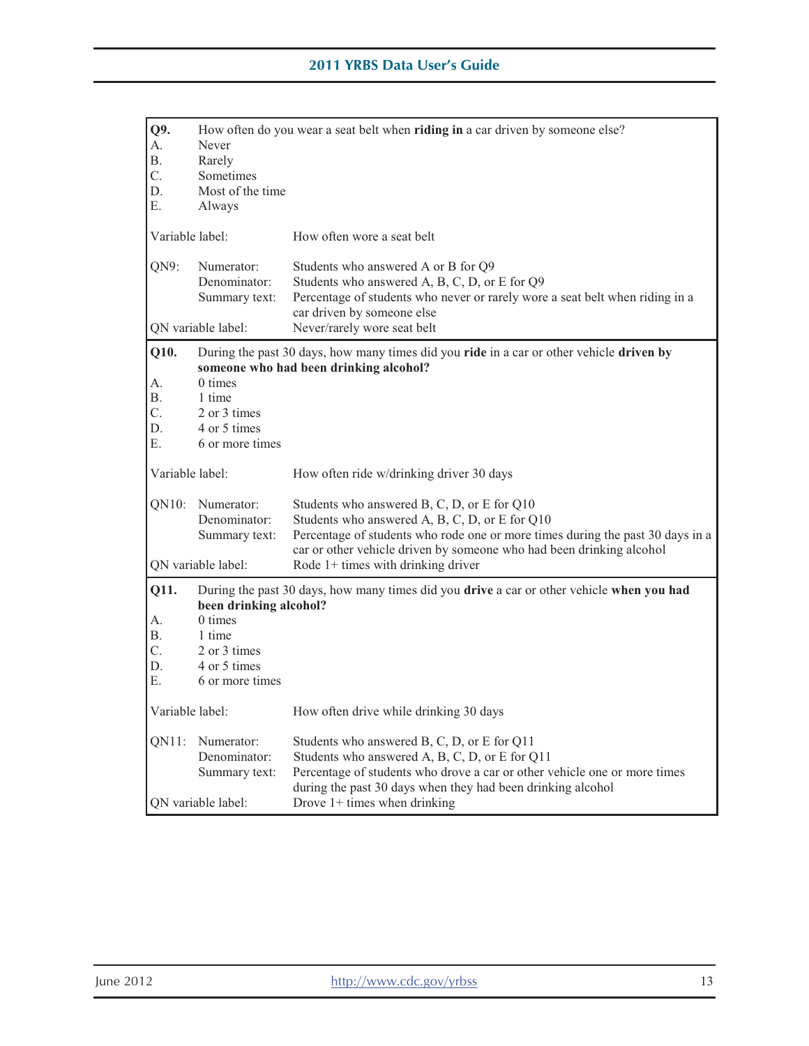**Q9.** How often do you wear a seat belt when **riding in** a car driven by someone else?

A. Never
B. Rarely
C. Sometimes
D. Most of the time
E. Always

Variable label: How often wore a seat belt

QN9:
- Numerator: Students who answered A or B for Q9
- Denominator: Students who answered A, B, C, D, or E for Q9
- Summary text: Percentage of students who never or rarely wore a seat belt when riding in a car driven by someone else

QN variable label: Never/rarely wore seat belt

---

**Q10.** During the past 30 days, how many times did you **ride** in a car or other vehicle **driven by someone who had been drinking alcohol?**

A. 0 times
B. 1 time
C. 2 or 3 times
D. 4 or 5 times
E. 6 or more times

Variable label: How often ride w/drinking driver 30 days

QN10:
- Numerator: Students who answered B, C, D, or E for Q10
- Denominator: Students who answered A, B, C, D, or E for Q10
- Summary text: Percentage of students who rode one or more times during the past 30 days in a car or other vehicle driven by someone who had been drinking alcohol

QN variable label: Rode 1+ times with drinking driver

---

**Q11.** During the past 30 days, how many times did you **drive** a car or other vehicle **when you had been drinking alcohol?**

A. 0 times
B. 1 time
C. 2 or 3 times
D. 4 or 5 times
E. 6 or more times

Variable label: How often drive while drinking 30 days

QN11:
- Numerator: Students who answered B, C, D, or E for Q11
- Denominator: Students who answered A, B, C, D, or E for Q11
- Summary text: Percentage of students who drove a car or other vehicle one or more times during the past 30 days when they had been drinking alcohol

QN variable label: Drove 1+ times when drinking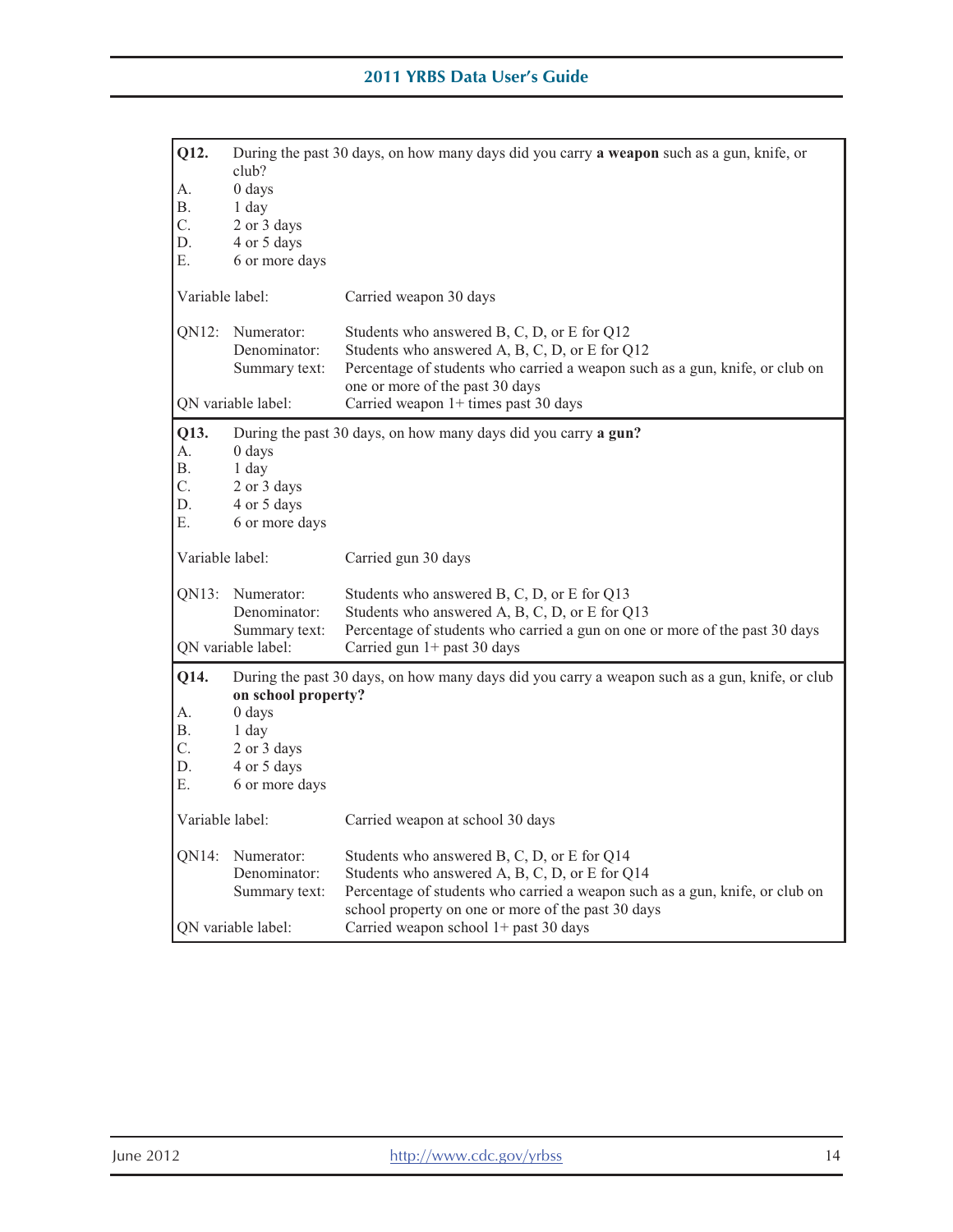**Q12.** During the past 30 days, on how many days did you carry **a weapon** such as a gun, knife, or club?

A. 0 days
B. 1 day
C. 2 or 3 days
D. 4 or 5 days
E. 6 or more days

Variable label: Carried weapon 30 days

| | | |
|---|---|---|
| QN12: | Numerator: | Students who answered B, C, D, or E for Q12 |
| | Denominator: | Students who answered A, B, C, D, or E for Q12 |
| | Summary text: | Percentage of students who carried a weapon such as a gun, knife, or club on one or more of the past 30 days |
| QN variable label: | | Carried weapon 1+ times past 30 days |

**Q13.** During the past 30 days, on how many days did you carry **a gun?**

A. 0 days
B. 1 day
C. 2 or 3 days
D. 4 or 5 days
E. 6 or more days

Variable label: Carried gun 30 days

| | | |
|---|---|---|
| QN13: | Numerator: | Students who answered B, C, D, or E for Q13 |
| | Denominator: | Students who answered A, B, C, D, or E for Q13 |
| | Summary text: | Percentage of students who carried a gun on one or more of the past 30 days |
| QN variable label: | | Carried gun 1+ past 30 days |

**Q14.** During the past 30 days, on how many days did you carry a weapon such as a gun, knife, or club **on school property?**

A. 0 days
B. 1 day
C. 2 or 3 days
D. 4 or 5 days
E. 6 or more days

Variable label: Carried weapon at school 30 days

| | | |
|---|---|---|
| QN14: | Numerator: | Students who answered B, C, D, or E for Q14 |
| | Denominator: | Students who answered A, B, C, D, or E for Q14 |
| | Summary text: | Percentage of students who carried a weapon such as a gun, knife, or club on school property on one or more of the past 30 days |
| QN variable label: | | Carried weapon school 1+ past 30 days |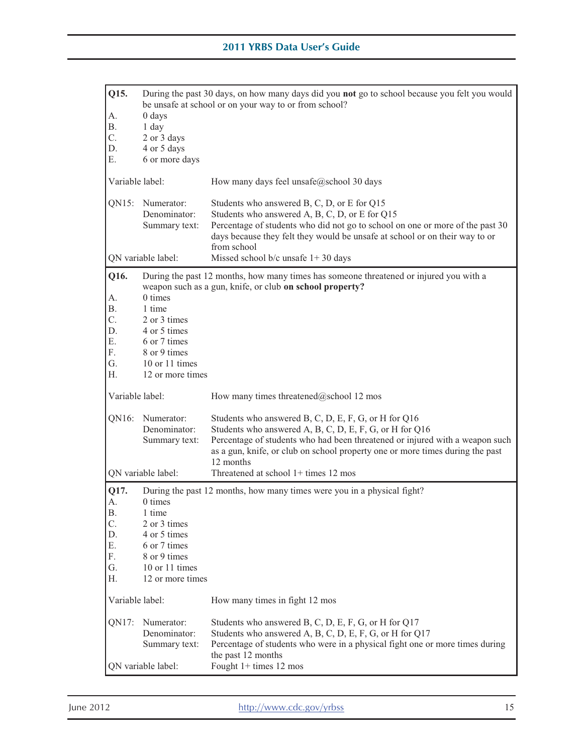**Q15.** During the past 30 days, on how many days did you **not** go to school because you felt you would be unsafe at school or on your way to or from school?

A. 0 days
B. 1 day
C. 2 or 3 days
D. 4 or 5 days
E. 6 or more days

Variable label: How many days feel unsafe@school 30 days

QN15:
- Numerator: Students who answered B, C, D, or E for Q15
- Denominator: Students who answered A, B, C, D, or E for Q15
- Summary text: Percentage of students who did not go to school on one or more of the past 30 days because they felt they would be unsafe at school or on their way to or from school

QN variable label: Missed school b/c unsafe 1+ 30 days

---

**Q16.** During the past 12 months, how many times has someone threatened or injured you with a weapon such as a gun, knife, or club **on school property?**

A. 0 times
B. 1 time
C. 2 or 3 times
D. 4 or 5 times
E. 6 or 7 times
F. 8 or 9 times
G. 10 or 11 times
H. 12 or more times

Variable label: How many times threatened@school 12 mos

QN16:
- Numerator: Students who answered B, C, D, E, F, G, or H for Q16
- Denominator: Students who answered A, B, C, D, E, F, G, or H for Q16
- Summary text: Percentage of students who had been threatened or injured with a weapon such as a gun, knife, or club on school property one or more times during the past 12 months

QN variable label: Threatened at school 1+ times 12 mos

---

**Q17.** During the past 12 months, how many times were you in a physical fight?

A. 0 times
B. 1 time
C. 2 or 3 times
D. 4 or 5 times
E. 6 or 7 times
F. 8 or 9 times
G. 10 or 11 times
H. 12 or more times

Variable label: How many times in fight 12 mos

QN17:
- Numerator: Students who answered B, C, D, E, F, G, or H for Q17
- Denominator: Students who answered A, B, C, D, E, F, G, or H for Q17
- Summary text: Percentage of students who were in a physical fight one or more times during the past 12 months

QN variable label: Fought 1+ times 12 mos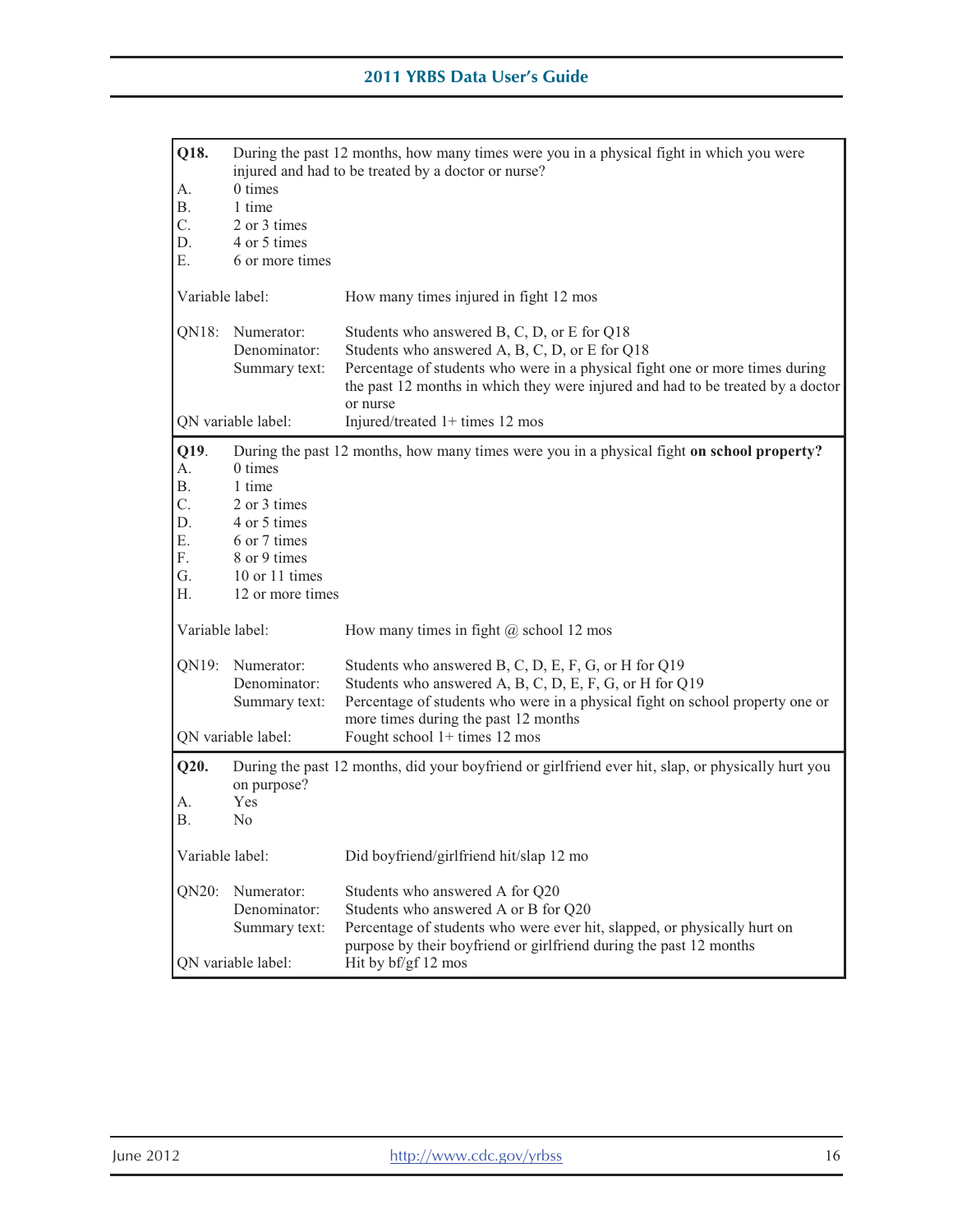**Q18.** During the past 12 months, how many times were you in a physical fight in which you were injured and had to be treated by a doctor or nurse?

A. 0 times
B. 1 time
C. 2 or 3 times
D. 4 or 5 times
E. 6 or more times

Variable label: How many times injured in fight 12 mos

QN18:
- Numerator: Students who answered B, C, D, or E for Q18
- Denominator: Students who answered A, B, C, D, or E for Q18
- Summary text: Percentage of students who were in a physical fight one or more times during the past 12 months in which they were injured and had to be treated by a doctor or nurse

QN variable label: Injured/treated 1+ times 12 mos

---

**Q19.** During the past 12 months, how many times were you in a physical fight **on school property?**

A. 0 times
B. 1 time
C. 2 or 3 times
D. 4 or 5 times
E. 6 or 7 times
F. 8 or 9 times
G. 10 or 11 times
H. 12 or more times

Variable label: How many times in fight @ school 12 mos

QN19:
- Numerator: Students who answered B, C, D, E, F, G, or H for Q19
- Denominator: Students who answered A, B, C, D, E, F, G, or H for Q19
- Summary text: Percentage of students who were in a physical fight on school property one or more times during the past 12 months

QN variable label: Fought school 1+ times 12 mos

---

**Q20.** During the past 12 months, did your boyfriend or girlfriend ever hit, slap, or physically hurt you on purpose?

A. Yes
B. No

Variable label: Did boyfriend/girlfriend hit/slap 12 mo

QN20:
- Numerator: Students who answered A for Q20
- Denominator: Students who answered A or B for Q20
- Summary text: Percentage of students who were ever hit, slapped, or physically hurt on purpose by their boyfriend or girlfriend during the past 12 months

QN variable label: Hit by bf/gf 12 mos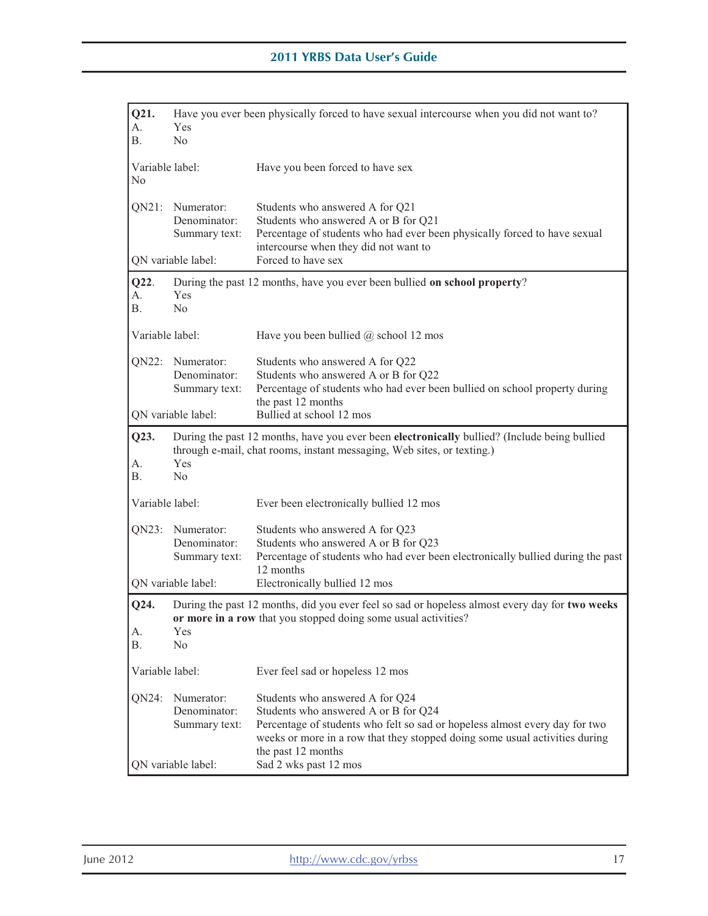**Q21.** Have you ever been physically forced to have sexual intercourse when you did not want to?
A. Yes
B. No

Variable label: Have you been forced to have sex
No

QN21: Numerator: Students who answered A for Q21
Denominator: Students who answered A or B for Q21
Summary text: Percentage of students who had ever been physically forced to have sexual intercourse when they did not want to

QN variable label: Forced to have sex

---

**Q22.** During the past 12 months, have you ever been bullied **on school property**?
A. Yes
B. No

Variable label: Have you been bullied @ school 12 mos

QN22: Numerator: Students who answered A for Q22
Denominator: Students who answered A or B for Q22
Summary text: Percentage of students who had ever been bullied on school property during the past 12 months

QN variable label: Bullied at school 12 mos

---

**Q23.** During the past 12 months, have you ever been **electronically** bullied? (Include being bullied through e-mail, chat rooms, instant messaging, Web sites, or texting.)
A. Yes
B. No

Variable label: Ever been electronically bullied 12 mos

QN23: Numerator: Students who answered A for Q23
Denominator: Students who answered A or B for Q23
Summary text: Percentage of students who had ever been electronically bullied during the past 12 months

QN variable label: Electronically bullied 12 mos

---

**Q24.** During the past 12 months, did you ever feel so sad or hopeless almost every day for **two weeks or more in a row** that you stopped doing some usual activities?
A. Yes
B. No

Variable label: Ever feel sad or hopeless 12 mos

QN24: Numerator: Students who answered A for Q24
Denominator: Students who answered A or B for Q24
Summary text: Percentage of students who felt so sad or hopeless almost every day for two weeks or more in a row that they stopped doing some usual activities during the past 12 months

QN variable label: Sad 2 wks past 12 mos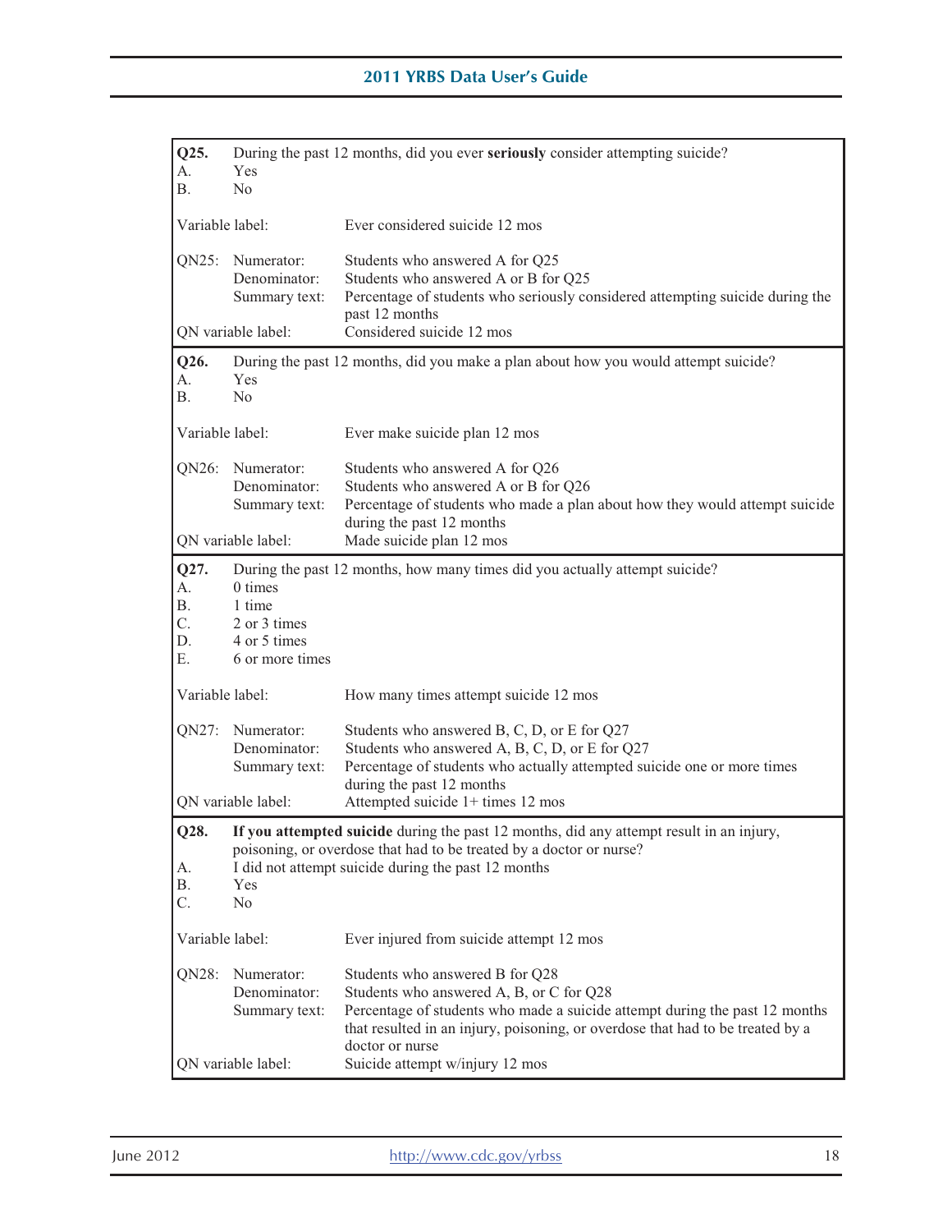**Q25.** During the past 12 months, did you ever **seriously** consider attempting suicide?

A. Yes
B. No

| | |
|---|---|
| Variable label: | Ever considered suicide 12 mos |
| QN25: Numerator: | Students who answered A for Q25 |
| Denominator: | Students who answered A or B for Q25 |
| Summary text: | Percentage of students who seriously considered attempting suicide during the past 12 months |
| QN variable label: | Considered suicide 12 mos |

**Q26.** During the past 12 months, did you make a plan about how you would attempt suicide?

A. Yes
B. No

| | |
|---|---|
| Variable label: | Ever make suicide plan 12 mos |
| QN26: Numerator: | Students who answered A for Q26 |
| Denominator: | Students who answered A or B for Q26 |
| Summary text: | Percentage of students who made a plan about how they would attempt suicide during the past 12 months |
| QN variable label: | Made suicide plan 12 mos |

**Q27.** During the past 12 months, how many times did you actually attempt suicide?

A. 0 times
B. 1 time
C. 2 or 3 times
D. 4 or 5 times
E. 6 or more times

| | |
|---|---|
| Variable label: | How many times attempt suicide 12 mos |
| QN27: Numerator: | Students who answered B, C, D, or E for Q27 |
| Denominator: | Students who answered A, B, C, D, or E for Q27 |
| Summary text: | Percentage of students who actually attempted suicide one or more times during the past 12 months |
| QN variable label: | Attempted suicide 1+ times 12 mos |

**Q28.** **If you attempted suicide** during the past 12 months, did any attempt result in an injury, poisoning, or overdose that had to be treated by a doctor or nurse?

A. I did not attempt suicide during the past 12 months
B. Yes
C. No

| | |
|---|---|
| Variable label: | Ever injured from suicide attempt 12 mos |
| QN28: Numerator: | Students who answered B for Q28 |
| Denominator: | Students who answered A, B, or C for Q28 |
| Summary text: | Percentage of students who made a suicide attempt during the past 12 months that resulted in an injury, poisoning, or overdose that had to be treated by a doctor or nurse |
| QN variable label: | Suicide attempt w/injury 12 mos |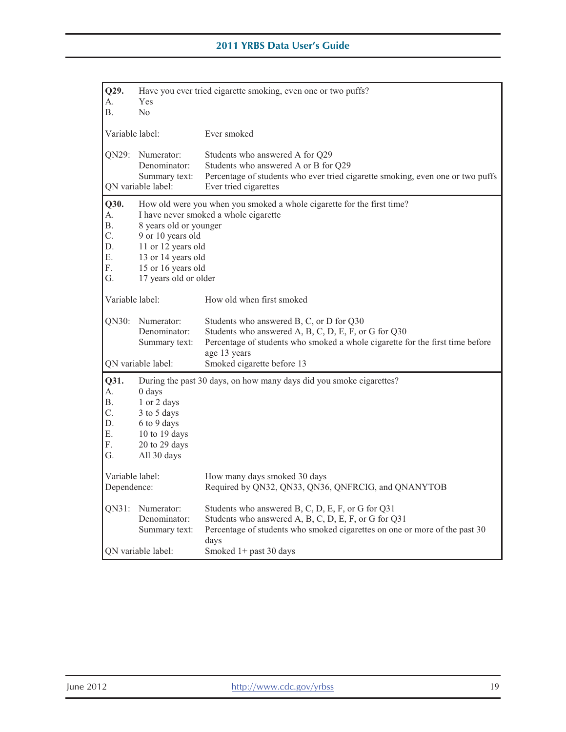**Q29.** Have you ever tried cigarette smoking, even one or two puffs?

A. Yes
B. No

| | |
|---|---|
| Variable label: | Ever smoked |
| QN29: Numerator: | Students who answered A for Q29 |
| Denominator: | Students who answered A or B for Q29 |
| Summary text: | Percentage of students who ever tried cigarette smoking, even one or two puffs |
| QN variable label: | Ever tried cigarettes |

**Q30.** How old were you when you smoked a whole cigarette for the first time?

A. I have never smoked a whole cigarette
B. 8 years old or younger
C. 9 or 10 years old
D. 11 or 12 years old
E. 13 or 14 years old
F. 15 or 16 years old
G. 17 years old or older

| | |
|---|---|
| Variable label: | How old when first smoked |
| QN30: Numerator: | Students who answered B, C, or D for Q30 |
| Denominator: | Students who answered A, B, C, D, E, F, or G for Q30 |
| Summary text: | Percentage of students who smoked a whole cigarette for the first time before age 13 years |
| QN variable label: | Smoked cigarette before 13 |

**Q31.** During the past 30 days, on how many days did you smoke cigarettes?

A. 0 days
B. 1 or 2 days
C. 3 to 5 days
D. 6 to 9 days
E. 10 to 19 days
F. 20 to 29 days
G. All 30 days

| | |
|---|---|
| Variable label: | How many days smoked 30 days |
| Dependence: | Required by QN32, QN33, QN36, QNFRCIG, and QNANYTOB |
| QN31: Numerator: | Students who answered B, C, D, E, F, or G for Q31 |
| Denominator: | Students who answered A, B, C, D, E, F, or G for Q31 |
| Summary text: | Percentage of students who smoked cigarettes on one or more of the past 30 days |
| QN variable label: | Smoked 1+ past 30 days |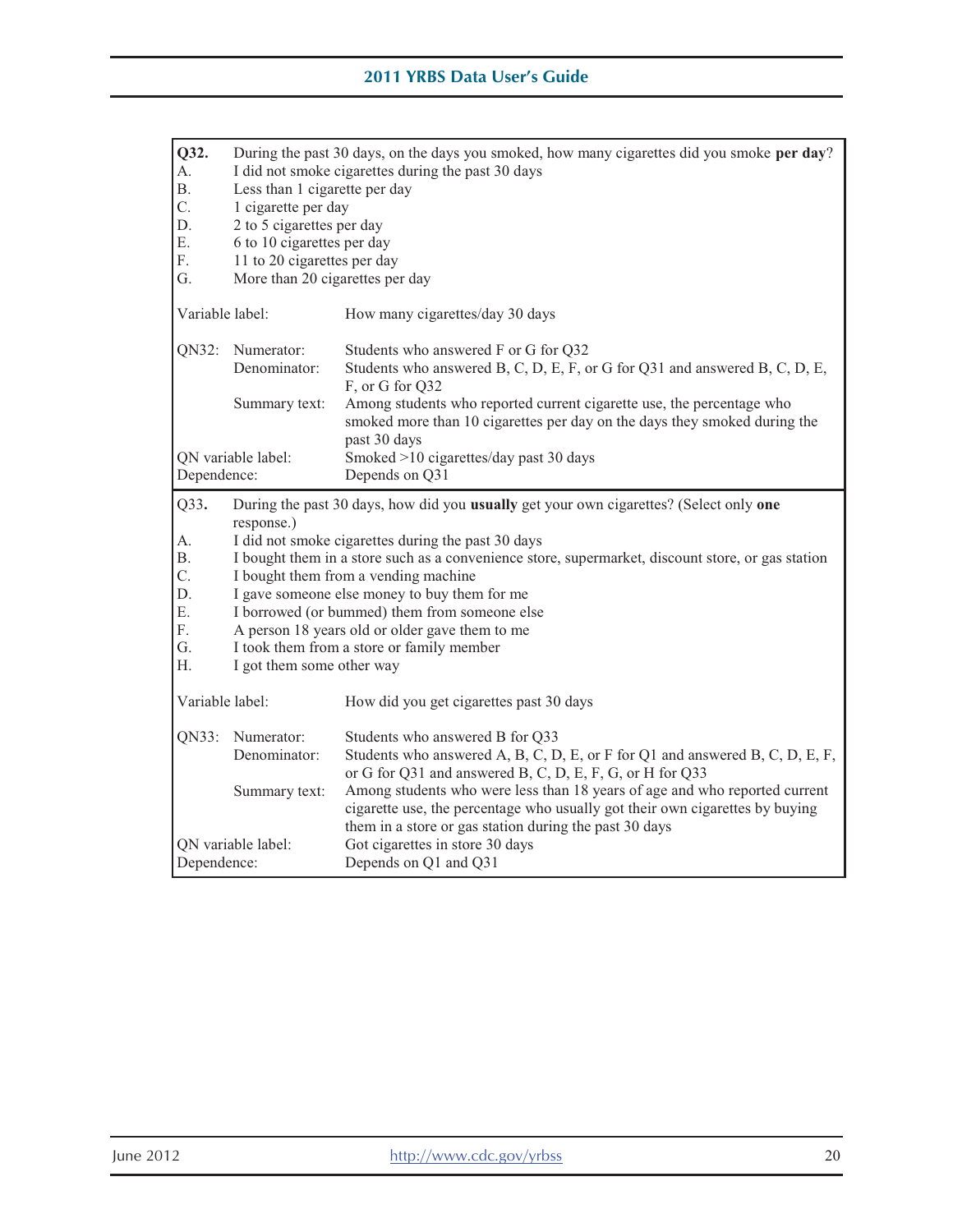**Q32.** During the past 30 days, on the days you smoked, how many cigarettes did you smoke **per day**?

A. I did not smoke cigarettes during the past 30 days
B. Less than 1 cigarette per day
C. 1 cigarette per day
D. 2 to 5 cigarettes per day
E. 6 to 10 cigarettes per day
F. 11 to 20 cigarettes per day
G. More than 20 cigarettes per day

| | |
|---|---|
| Variable label: | How many cigarettes/day 30 days |
| QN32: Numerator: | Students who answered F or G for Q32 |
| Denominator: | Students who answered B, C, D, E, F, or G for Q31 and answered B, C, D, E, F, or G for Q32 |
| Summary text: | Among students who reported current cigarette use, the percentage who smoked more than 10 cigarettes per day on the days they smoked during the past 30 days |
| QN variable label: | Smoked >10 cigarettes/day past 30 days |
| Dependence: | Depends on Q31 |

**Q33.** During the past 30 days, how did you **usually** get your own cigarettes? (Select only **one** response.)

A. I did not smoke cigarettes during the past 30 days
B. I bought them in a store such as a convenience store, supermarket, discount store, or gas station
C. I bought them from a vending machine
D. I gave someone else money to buy them for me
E. I borrowed (or bummed) them from someone else
F. A person 18 years old or older gave them to me
G. I took them from a store or family member
H. I got them some other way

| | |
|---|---|
| Variable label: | How did you get cigarettes past 30 days |
| QN33: Numerator: | Students who answered B for Q33 |
| Denominator: | Students who answered A, B, C, D, E, or F for Q1 and answered B, C, D, E, F, or G for Q31 and answered B, C, D, E, F, G, or H for Q33 |
| Summary text: | Among students who were less than 18 years of age and who reported current cigarette use, the percentage who usually got their own cigarettes by buying them in a store or gas station during the past 30 days |
| QN variable label: | Got cigarettes in store 30 days |
| Dependence: | Depends on Q1 and Q31 |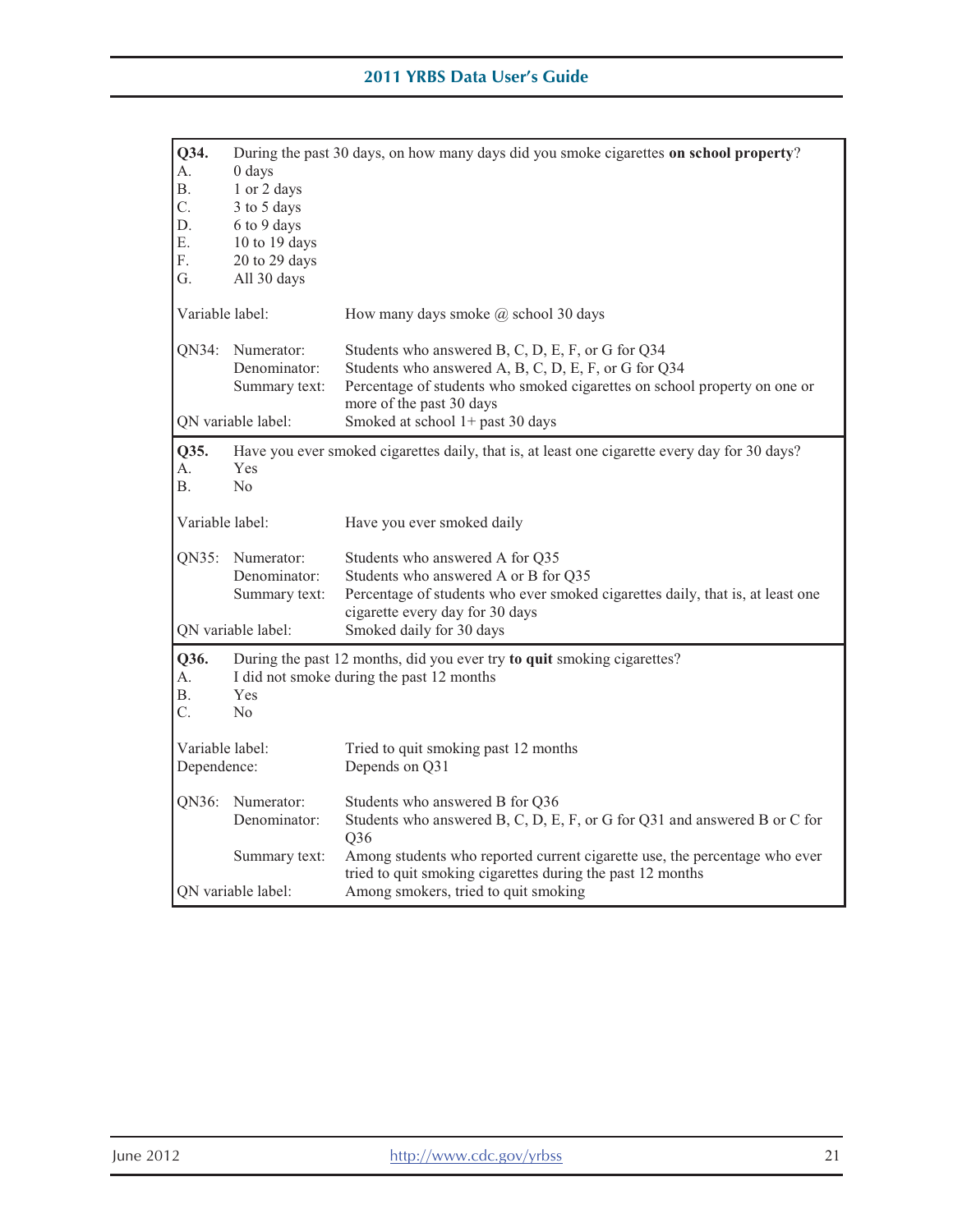**Q34.** During the past 30 days, on how many days did you smoke cigarettes **on school property**?

A. 0 days
B. 1 or 2 days
C. 3 to 5 days
D. 6 to 9 days
E. 10 to 19 days
F. 20 to 29 days
G. All 30 days

Variable label: How many days smoke @ school 30 days

QN34:
- Numerator: Students who answered B, C, D, E, F, or G for Q34
- Denominator: Students who answered A, B, C, D, E, F, or G for Q34
- Summary text: Percentage of students who smoked cigarettes on school property on one or more of the past 30 days

QN variable label: Smoked at school 1+ past 30 days

---

**Q35.** Have you ever smoked cigarettes daily, that is, at least one cigarette every day for 30 days?

A. Yes
B. No

Variable label: Have you ever smoked daily

QN35:
- Numerator: Students who answered A for Q35
- Denominator: Students who answered A or B for Q35
- Summary text: Percentage of students who ever smoked cigarettes daily, that is, at least one cigarette every day for 30 days

QN variable label: Smoked daily for 30 days

---

**Q36.** During the past 12 months, did you ever try **to quit** smoking cigarettes?

A. I did not smoke during the past 12 months
B. Yes
C. No

Variable label: Tried to quit smoking past 12 months
Dependence: Depends on Q31

QN36:
- Numerator: Students who answered B for Q36
- Denominator: Students who answered B, C, D, E, F, or G for Q31 and answered B or C for Q36
- Summary text: Among students who reported current cigarette use, the percentage who ever tried to quit smoking cigarettes during the past 12 months

QN variable label: Among smokers, tried to quit smoking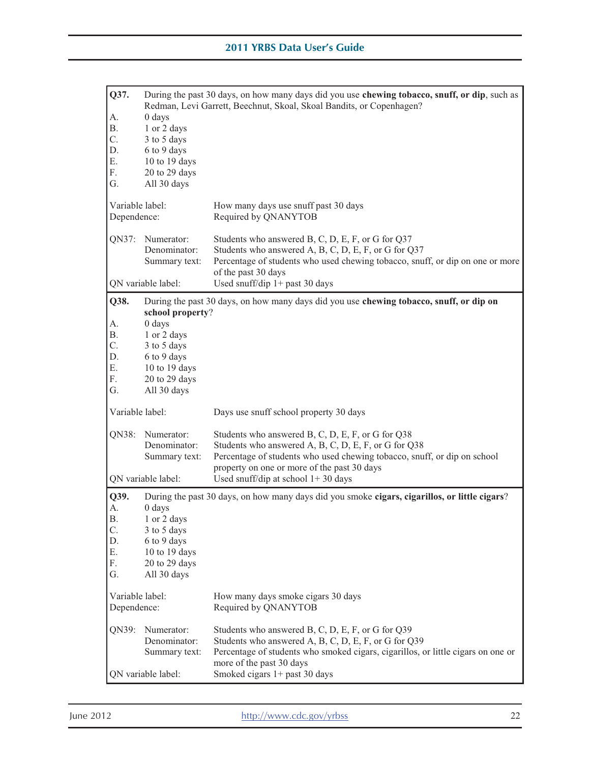**Q37.** During the past 30 days, on how many days did you use **chewing tobacco, snuff, or dip**, such as Redman, Levi Garrett, Beechnut, Skoal, Skoal Bandits, or Copenhagen?

A. 0 days
B. 1 or 2 days
C. 3 to 5 days
D. 6 to 9 days
E. 10 to 19 days
F. 20 to 29 days
G. All 30 days

| | |
|---|---|
| Variable label: | How many days use snuff past 30 days |
| Dependence: | Required by QNANYTOB |
| QN37: Numerator: | Students who answered B, C, D, E, F, or G for Q37 |
| Denominator: | Students who answered A, B, C, D, E, F, or G for Q37 |
| Summary text: | Percentage of students who used chewing tobacco, snuff, or dip on one or more of the past 30 days |
| QN variable label: | Used snuff/dip 1+ past 30 days |

**Q38.** During the past 30 days, on how many days did you use **chewing tobacco, snuff, or dip on school property**?

A. 0 days
B. 1 or 2 days
C. 3 to 5 days
D. 6 to 9 days
E. 10 to 19 days
F. 20 to 29 days
G. All 30 days

| | |
|---|---|
| Variable label: | Days use snuff school property 30 days |
| QN38: Numerator: | Students who answered B, C, D, E, F, or G for Q38 |
| Denominator: | Students who answered A, B, C, D, E, F, or G for Q38 |
| Summary text: | Percentage of students who used chewing tobacco, snuff, or dip on school property on one or more of the past 30 days |
| QN variable label: | Used snuff/dip at school 1+ 30 days |

**Q39.** During the past 30 days, on how many days did you smoke **cigars, cigarillos, or little cigars**?

A. 0 days
B. 1 or 2 days
C. 3 to 5 days
D. 6 to 9 days
E. 10 to 19 days
F. 20 to 29 days
G. All 30 days

| | |
|---|---|
| Variable label: | How many days smoke cigars 30 days |
| Dependence: | Required by QNANYTOB |
| QN39: Numerator: | Students who answered B, C, D, E, F, or G for Q39 |
| Denominator: | Students who answered A, B, C, D, E, F, or G for Q39 |
| Summary text: | Percentage of students who smoked cigars, cigarillos, or little cigars on one or more of the past 30 days |
| QN variable label: | Smoked cigars 1+ past 30 days |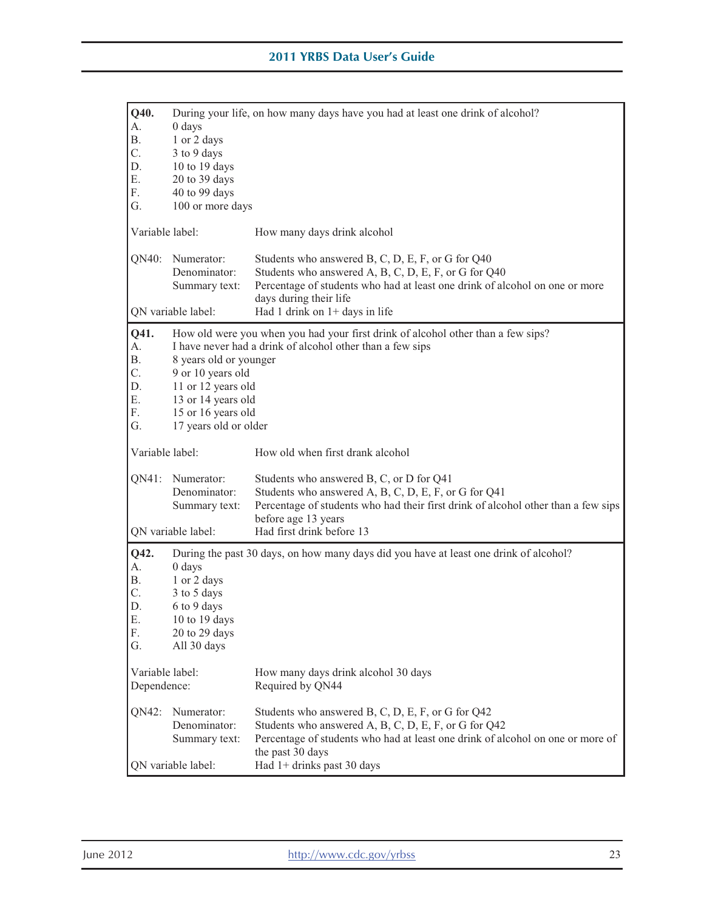**Q40.** During your life, on how many days have you had at least one drink of alcohol?

A. 0 days
B. 1 or 2 days
C. 3 to 9 days
D. 10 to 19 days
E. 20 to 39 days
F. 40 to 99 days
G. 100 or more days

Variable label: How many days drink alcohol

QN40:
- Numerator: Students who answered B, C, D, E, F, or G for Q40
- Denominator: Students who answered A, B, C, D, E, F, or G for Q40
- Summary text: Percentage of students who had at least one drink of alcohol on one or more days during their life

QN variable label: Had 1 drink on 1+ days in life

---

**Q41.** How old were you when you had your first drink of alcohol other than a few sips?

A. I have never had a drink of alcohol other than a few sips
B. 8 years old or younger
C. 9 or 10 years old
D. 11 or 12 years old
E. 13 or 14 years old
F. 15 or 16 years old
G. 17 years old or older

Variable label: How old when first drank alcohol

QN41:
- Numerator: Students who answered B, C, or D for Q41
- Denominator: Students who answered A, B, C, D, E, F, or G for Q41
- Summary text: Percentage of students who had their first drink of alcohol other than a few sips before age 13 years

QN variable label: Had first drink before 13

---

**Q42.** During the past 30 days, on how many days did you have at least one drink of alcohol?

A. 0 days
B. 1 or 2 days
C. 3 to 5 days
D. 6 to 9 days
E. 10 to 19 days
F. 20 to 29 days
G. All 30 days

Variable label: How many days drink alcohol 30 days
Dependence: Required by QN44

QN42:
- Numerator: Students who answered B, C, D, E, F, or G for Q42
- Denominator: Students who answered A, B, C, D, E, F, or G for Q42
- Summary text: Percentage of students who had at least one drink of alcohol on one or more of the past 30 days

QN variable label: Had 1+ drinks past 30 days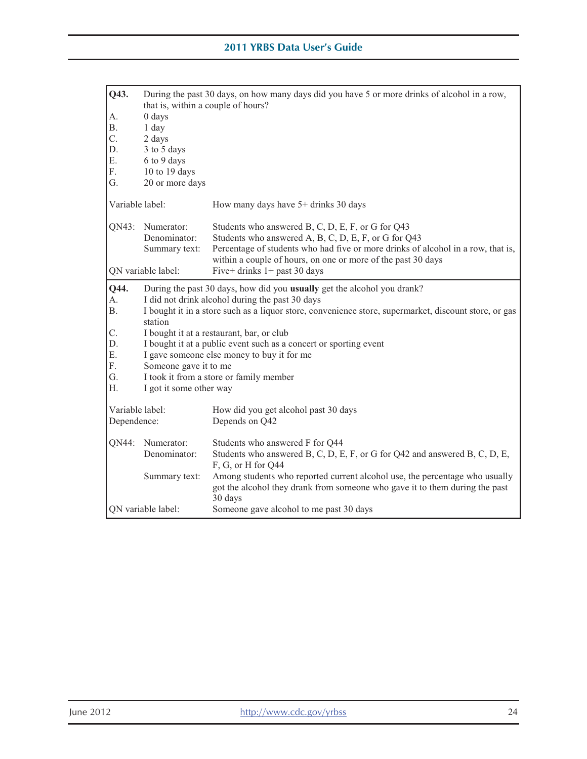**Q43.** During the past 30 days, on how many days did you have 5 or more drinks of alcohol in a row, that is, within a couple of hours?

A. 0 days
B. 1 day
C. 2 days
D. 3 to 5 days
E. 6 to 9 days
F. 10 to 19 days
G. 20 or more days

Variable label: How many days have 5+ drinks 30 days

QN43:
- Numerator: Students who answered B, C, D, E, F, or G for Q43
- Denominator: Students who answered A, B, C, D, E, F, or G for Q43
- Summary text: Percentage of students who had five or more drinks of alcohol in a row, that is, within a couple of hours, on one or more of the past 30 days

QN variable label: Five+ drinks 1+ past 30 days

---

**Q44.** During the past 30 days, how did you **usually** get the alcohol you drank?

A. I did not drink alcohol during the past 30 days
B. I bought it in a store such as a liquor store, convenience store, supermarket, discount store, or gas station
C. I bought it at a restaurant, bar, or club
D. I bought it at a public event such as a concert or sporting event
E. I gave someone else money to buy it for me
F. Someone gave it to me
G. I took it from a store or family member
H. I got it some other way

Variable label: How did you get alcohol past 30 days
Dependence: Depends on Q42

QN44:
- Numerator: Students who answered F for Q44
- Denominator: Students who answered B, C, D, E, F, or G for Q42 and answered B, C, D, E, F, G, or H for Q44
- Summary text: Among students who reported current alcohol use, the percentage who usually got the alcohol they drank from someone who gave it to them during the past 30 days

QN variable label: Someone gave alcohol to me past 30 days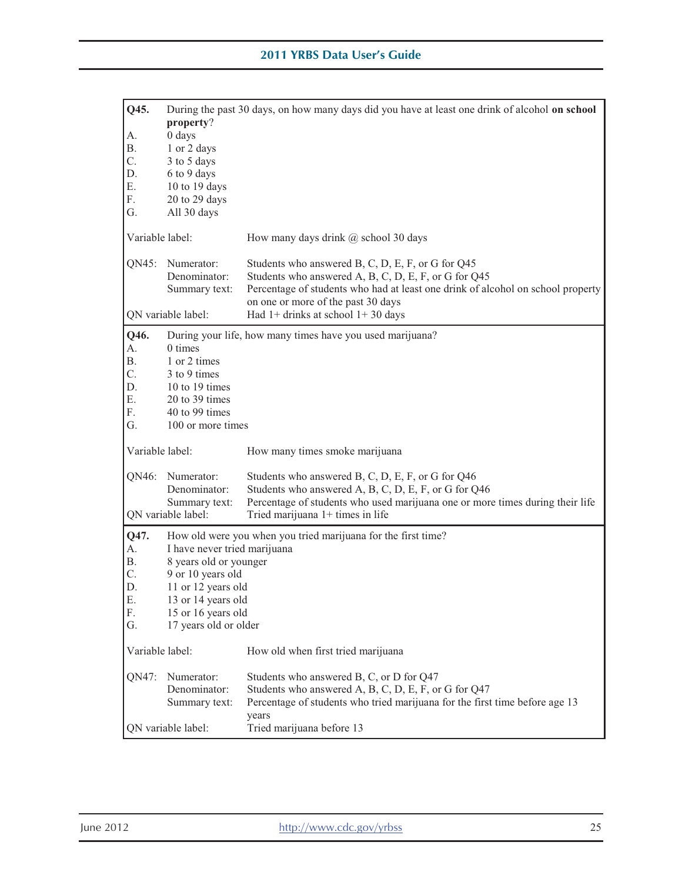**Q45.** During the past 30 days, on how many days did you have at least one drink of alcohol **on school property**?

A. 0 days
B. 1 or 2 days
C. 3 to 5 days
D. 6 to 9 days
E. 10 to 19 days
F. 20 to 29 days
G. All 30 days

Variable label: How many days drink @ school 30 days

QN45:
- Numerator: Students who answered B, C, D, E, F, or G for Q45
- Denominator: Students who answered A, B, C, D, E, F, or G for Q45
- Summary text: Percentage of students who had at least one drink of alcohol on school property on one or more of the past 30 days

QN variable label: Had 1+ drinks at school 1+ 30 days

---

**Q46.** During your life, how many times have you used marijuana?

A. 0 times
B. 1 or 2 times
C. 3 to 9 times
D. 10 to 19 times
E. 20 to 39 times
F. 40 to 99 times
G. 100 or more times

Variable label: How many times smoke marijuana

QN46:
- Numerator: Students who answered B, C, D, E, F, or G for Q46
- Denominator: Students who answered A, B, C, D, E, F, or G for Q46
- Summary text: Percentage of students who used marijuana one or more times during their life

QN variable label: Tried marijuana 1+ times in life

---

**Q47.** How old were you when you tried marijuana for the first time?

A. I have never tried marijuana
B. 8 years old or younger
C. 9 or 10 years old
D. 11 or 12 years old
E. 13 or 14 years old
F. 15 or 16 years old
G. 17 years old or older

Variable label: How old when first tried marijuana

QN47:
- Numerator: Students who answered B, C, or D for Q47
- Denominator: Students who answered A, B, C, D, E, F, or G for Q47
- Summary text: Percentage of students who tried marijuana for the first time before age 13 years

QN variable label: Tried marijuana before 13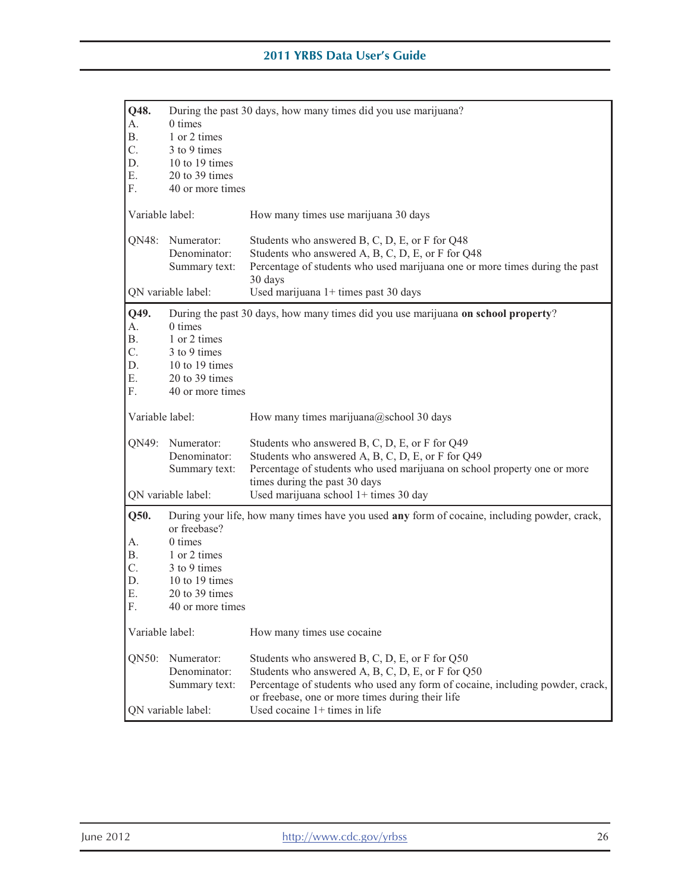**Q48.** During the past 30 days, how many times did you use marijuana?

A. 0 times
B. 1 or 2 times
C. 3 to 9 times
D. 10 to 19 times
E. 20 to 39 times
F. 40 or more times

Variable label: How many times use marijuana 30 days

QN48:
- Numerator: Students who answered B, C, D, E, or F for Q48
- Denominator: Students who answered A, B, C, D, E, or F for Q48
- Summary text: Percentage of students who used marijuana one or more times during the past 30 days

QN variable label: Used marijuana 1+ times past 30 days

---

**Q49.** During the past 30 days, how many times did you use marijuana **on school property**?

A. 0 times
B. 1 or 2 times
C. 3 to 9 times
D. 10 to 19 times
E. 20 to 39 times
F. 40 or more times

Variable label: How many times marijuana@school 30 days

QN49:
- Numerator: Students who answered B, C, D, E, or F for Q49
- Denominator: Students who answered A, B, C, D, E, or F for Q49
- Summary text: Percentage of students who used marijuana on school property one or more times during the past 30 days

QN variable label: Used marijuana school 1+ times 30 day

---

**Q50.** During your life, how many times have you used **any** form of cocaine, including powder, crack, or freebase?

A. 0 times
B. 1 or 2 times
C. 3 to 9 times
D. 10 to 19 times
E. 20 to 39 times
F. 40 or more times

Variable label: How many times use cocaine

QN50:
- Numerator: Students who answered B, C, D, E, or F for Q50
- Denominator: Students who answered A, B, C, D, E, or F for Q50
- Summary text: Percentage of students who used any form of cocaine, including powder, crack, or freebase, one or more times during their life

QN variable label: Used cocaine 1+ times in life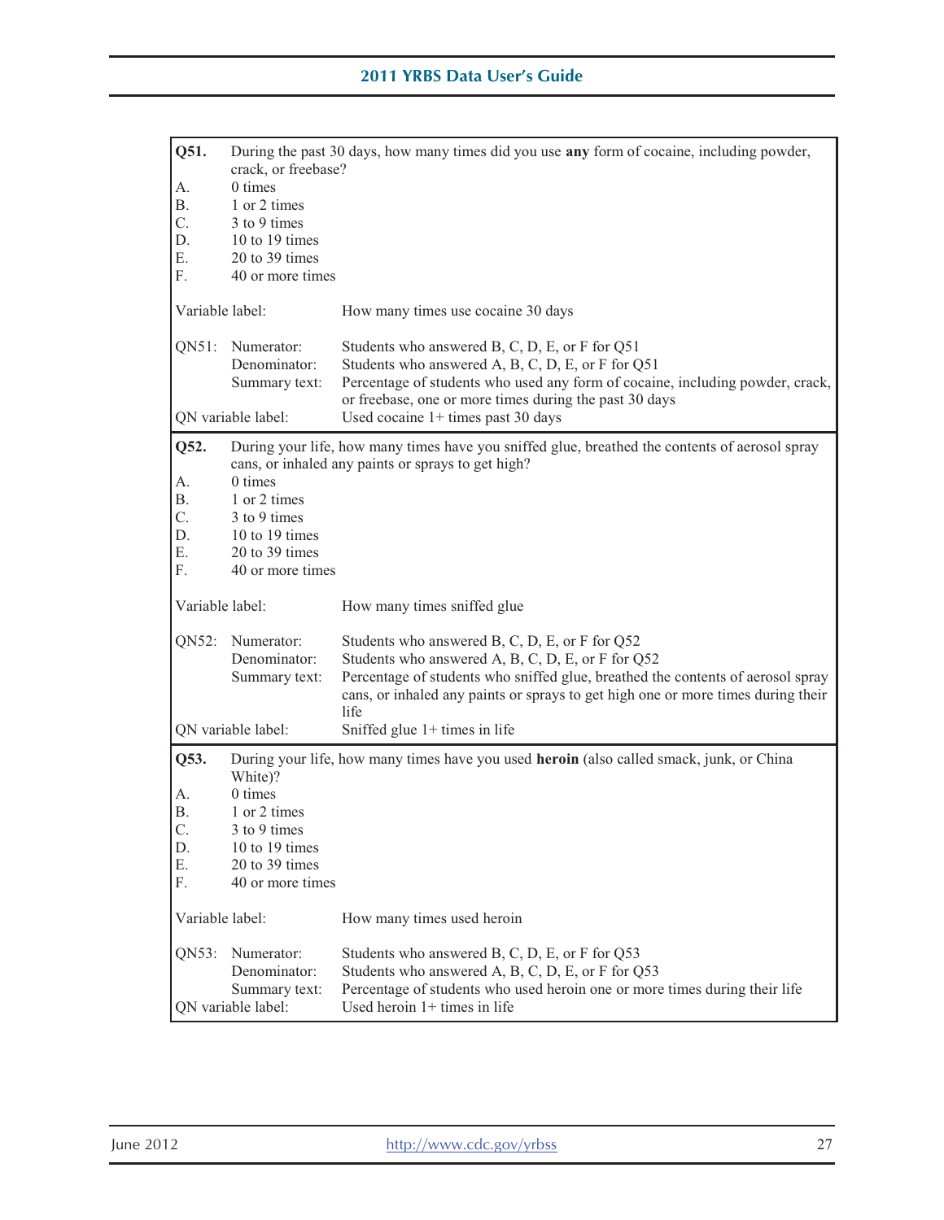**Q51.** During the past 30 days, how many times did you use **any** form of cocaine, including powder, crack, or freebase?

A. 0 times
B. 1 or 2 times
C. 3 to 9 times
D. 10 to 19 times
E. 20 to 39 times
F. 40 or more times

Variable label: How many times use cocaine 30 days

QN51:
- Numerator: Students who answered B, C, D, E, or F for Q51
- Denominator: Students who answered A, B, C, D, E, or F for Q51
- Summary text: Percentage of students who used any form of cocaine, including powder, crack, or freebase, one or more times during the past 30 days

QN variable label: Used cocaine 1+ times past 30 days

---

**Q52.** During your life, how many times have you sniffed glue, breathed the contents of aerosol spray cans, or inhaled any paints or sprays to get high?

A. 0 times
B. 1 or 2 times
C. 3 to 9 times
D. 10 to 19 times
E. 20 to 39 times
F. 40 or more times

Variable label: How many times sniffed glue

QN52:
- Numerator: Students who answered B, C, D, E, or F for Q52
- Denominator: Students who answered A, B, C, D, E, or F for Q52
- Summary text: Percentage of students who sniffed glue, breathed the contents of aerosol spray cans, or inhaled any paints or sprays to get high one or more times during their life

QN variable label: Sniffed glue 1+ times in life

---

**Q53.** During your life, how many times have you used **heroin** (also called smack, junk, or China White)?

A. 0 times
B. 1 or 2 times
C. 3 to 9 times
D. 10 to 19 times
E. 20 to 39 times
F. 40 or more times

Variable label: How many times used heroin

QN53:
- Numerator: Students who answered B, C, D, E, or F for Q53
- Denominator: Students who answered A, B, C, D, E, or F for Q53
- Summary text: Percentage of students who used heroin one or more times during their life

QN variable label: Used heroin 1+ times in life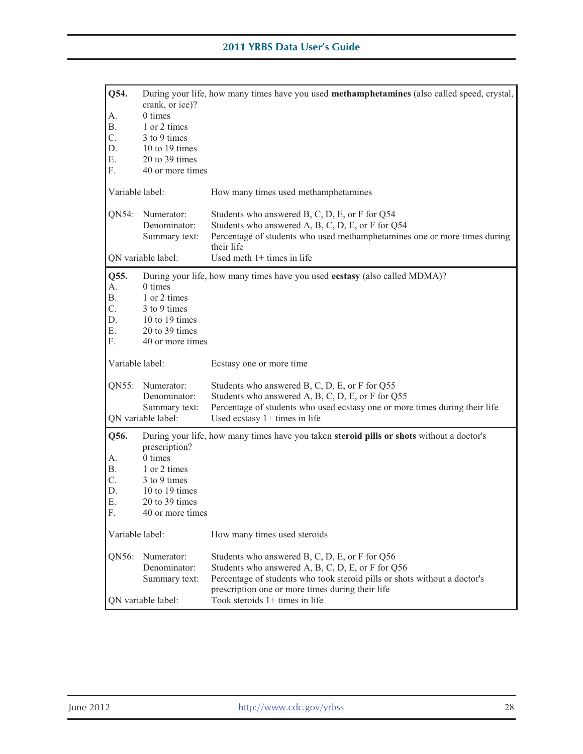**Q54.** During your life, how many times have you used **methamphetamines** (also called speed, crystal, crank, or ice)?

A. 0 times
B. 1 or 2 times
C. 3 to 9 times
D. 10 to 19 times
E. 20 to 39 times
F. 40 or more times

Variable label: How many times used methamphetamines

QN54: Numerator: Students who answered B, C, D, E, or F for Q54
Denominator: Students who answered A, B, C, D, E, or F for Q54
Summary text: Percentage of students who used methamphetamines one or more times during their life
QN variable label: Used meth 1+ times in life

---

**Q55.** During your life, how many times have you used **ecstasy** (also called MDMA)?

A. 0 times
B. 1 or 2 times
C. 3 to 9 times
D. 10 to 19 times
E. 20 to 39 times
F. 40 or more times

Variable label: Ecstasy one or more time

QN55: Numerator: Students who answered B, C, D, E, or F for Q55
Denominator: Students who answered A, B, C, D, E, or F for Q55
Summary text: Percentage of students who used ecstasy one or more times during their life
QN variable label: Used ecstasy 1+ times in life

---

**Q56.** During your life, how many times have you taken **steroid pills or shots** without a doctor's prescription?

A. 0 times
B. 1 or 2 times
C. 3 to 9 times
D. 10 to 19 times
E. 20 to 39 times
F. 40 or more times

Variable label: How many times used steroids

QN56: Numerator: Students who answered B, C, D, E, or F for Q56
Denominator: Students who answered A, B, C, D, E, or F for Q56
Summary text: Percentage of students who took steroid pills or shots without a doctor's prescription one or more times during their life
QN variable label: Took steroids 1+ times in life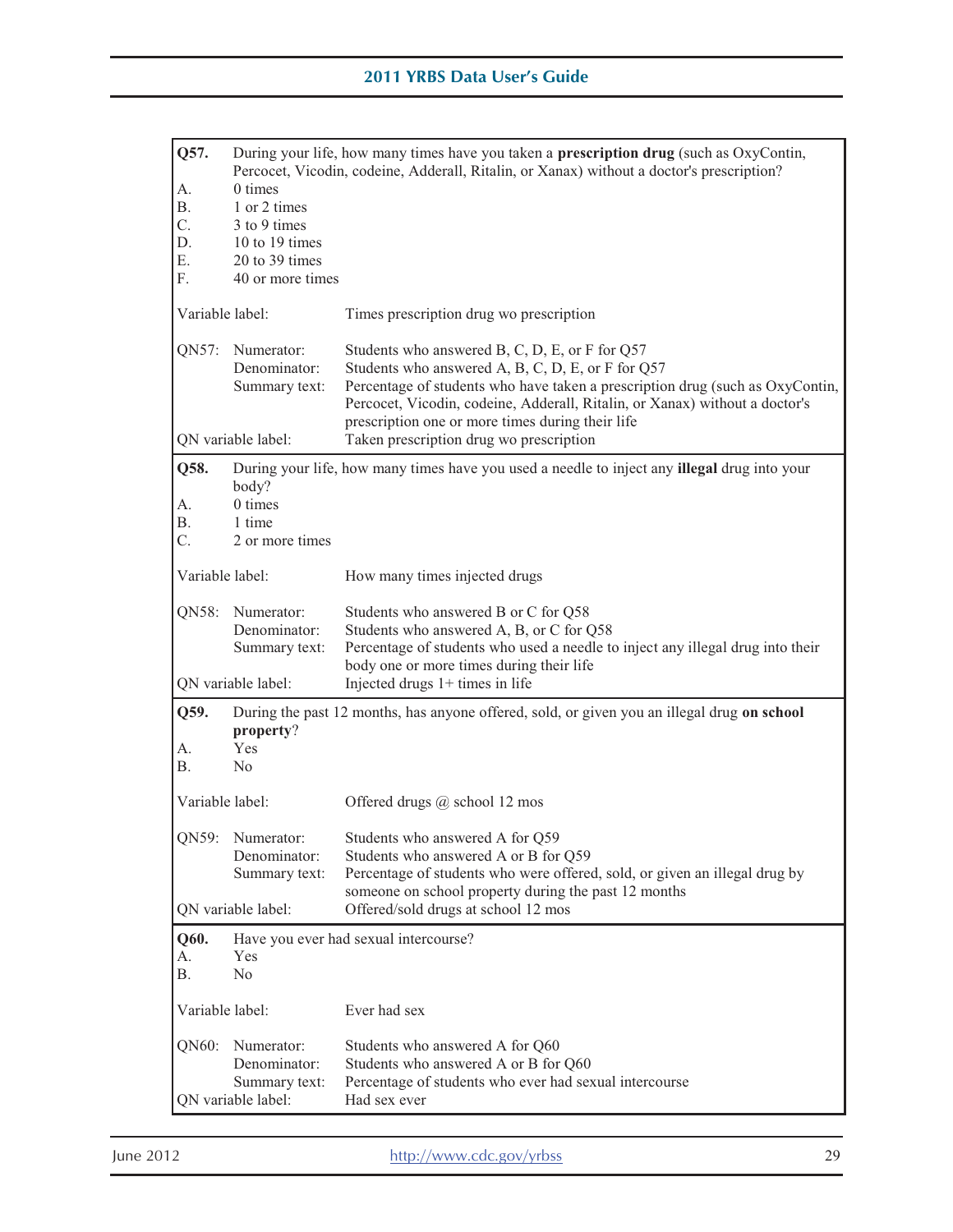**Q57.** During your life, how many times have you taken a **prescription drug** (such as OxyContin, Percocet, Vicodin, codeine, Adderall, Ritalin, or Xanax) without a doctor's prescription?

A. 0 times
B. 1 or 2 times
C. 3 to 9 times
D. 10 to 19 times
E. 20 to 39 times
F. 40 or more times

Variable label: Times prescription drug wo prescription

QN57:
- Numerator: Students who answered B, C, D, E, or F for Q57
- Denominator: Students who answered A, B, C, D, E, or F for Q57
- Summary text: Percentage of students who have taken a prescription drug (such as OxyContin, Percocet, Vicodin, codeine, Adderall, Ritalin, or Xanax) without a doctor's prescription one or more times during their life

QN variable label: Taken prescription drug wo prescription

---

**Q58.** During your life, how many times have you used a needle to inject any **illegal** drug into your body?

A. 0 times
B. 1 time
C. 2 or more times

Variable label: How many times injected drugs

QN58:
- Numerator: Students who answered B or C for Q58
- Denominator: Students who answered A, B, or C for Q58
- Summary text: Percentage of students who used a needle to inject any illegal drug into their body one or more times during their life

QN variable label: Injected drugs 1+ times in life

---

**Q59.** During the past 12 months, has anyone offered, sold, or given you an illegal drug **on school property**?

A. Yes
B. No

Variable label: Offered drugs @ school 12 mos

QN59:
- Numerator: Students who answered A for Q59
- Denominator: Students who answered A or B for Q59
- Summary text: Percentage of students who were offered, sold, or given an illegal drug by someone on school property during the past 12 months

QN variable label: Offered/sold drugs at school 12 mos

---

**Q60.** Have you ever had sexual intercourse?

A. Yes
B. No

Variable label: Ever had sex

QN60:
- Numerator: Students who answered A for Q60
- Denominator: Students who answered A or B for Q60
- Summary text: Percentage of students who ever had sexual intercourse

QN variable label: Had sex ever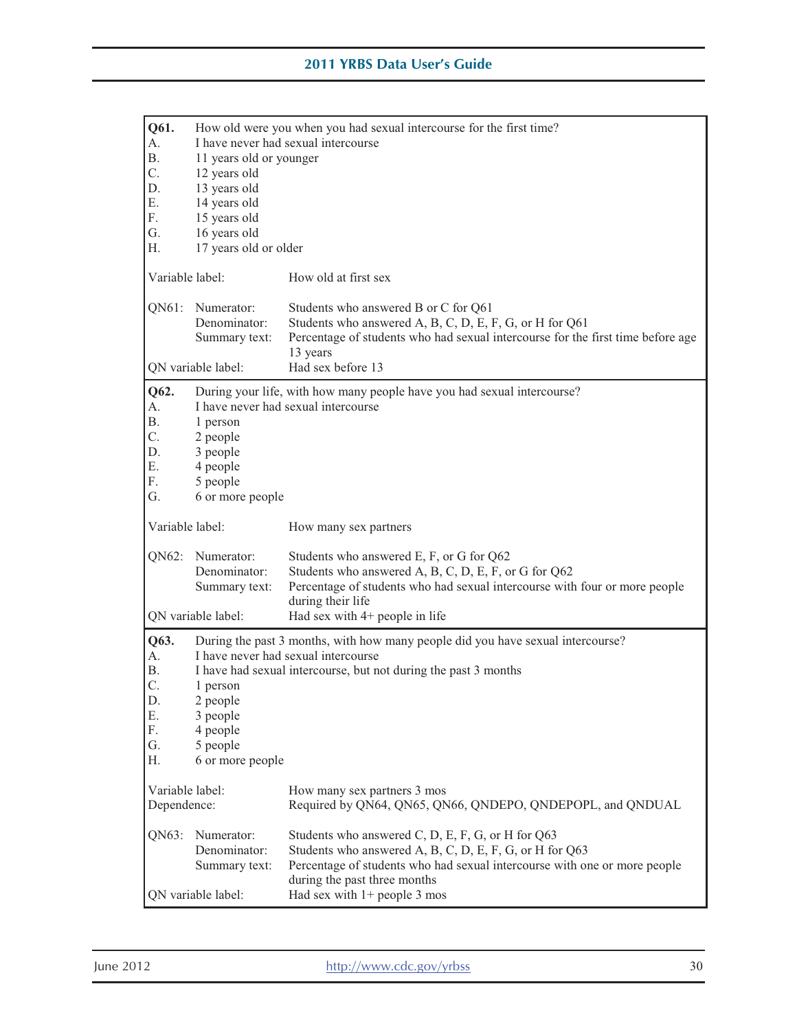**Q61.** How old were you when you had sexual intercourse for the first time?

A. I have never had sexual intercourse
B. 11 years old or younger
C. 12 years old
D. 13 years old
E. 14 years old
F. 15 years old
G. 16 years old
H. 17 years old or older

Variable label: How old at first sex

QN61:
- Numerator: Students who answered B or C for Q61
- Denominator: Students who answered A, B, C, D, E, F, G, or H for Q61
- Summary text: Percentage of students who had sexual intercourse for the first time before age 13 years

QN variable label: Had sex before 13

---

**Q62.** During your life, with how many people have you had sexual intercourse?

A. I have never had sexual intercourse
B. 1 person
C. 2 people
D. 3 people
E. 4 people
F. 5 people
G. 6 or more people

Variable label: How many sex partners

QN62:
- Numerator: Students who answered E, F, or G for Q62
- Denominator: Students who answered A, B, C, D, E, F, or G for Q62
- Summary text: Percentage of students who had sexual intercourse with four or more people during their life

QN variable label: Had sex with 4+ people in life

---

**Q63.** During the past 3 months, with how many people did you have sexual intercourse?

A. I have never had sexual intercourse
B. I have had sexual intercourse, but not during the past 3 months
C. 1 person
D. 2 people
E. 3 people
F. 4 people
G. 5 people
H. 6 or more people

Variable label: How many sex partners 3 mos
Dependence: Required by QN64, QN65, QN66, QNDEPO, QNDEPOPL, and QNDUAL

QN63:
- Numerator: Students who answered C, D, E, F, G, or H for Q63
- Denominator: Students who answered A, B, C, D, E, F, G, or H for Q63
- Summary text: Percentage of students who had sexual intercourse with one or more people during the past three months

QN variable label: Had sex with 1+ people 3 mos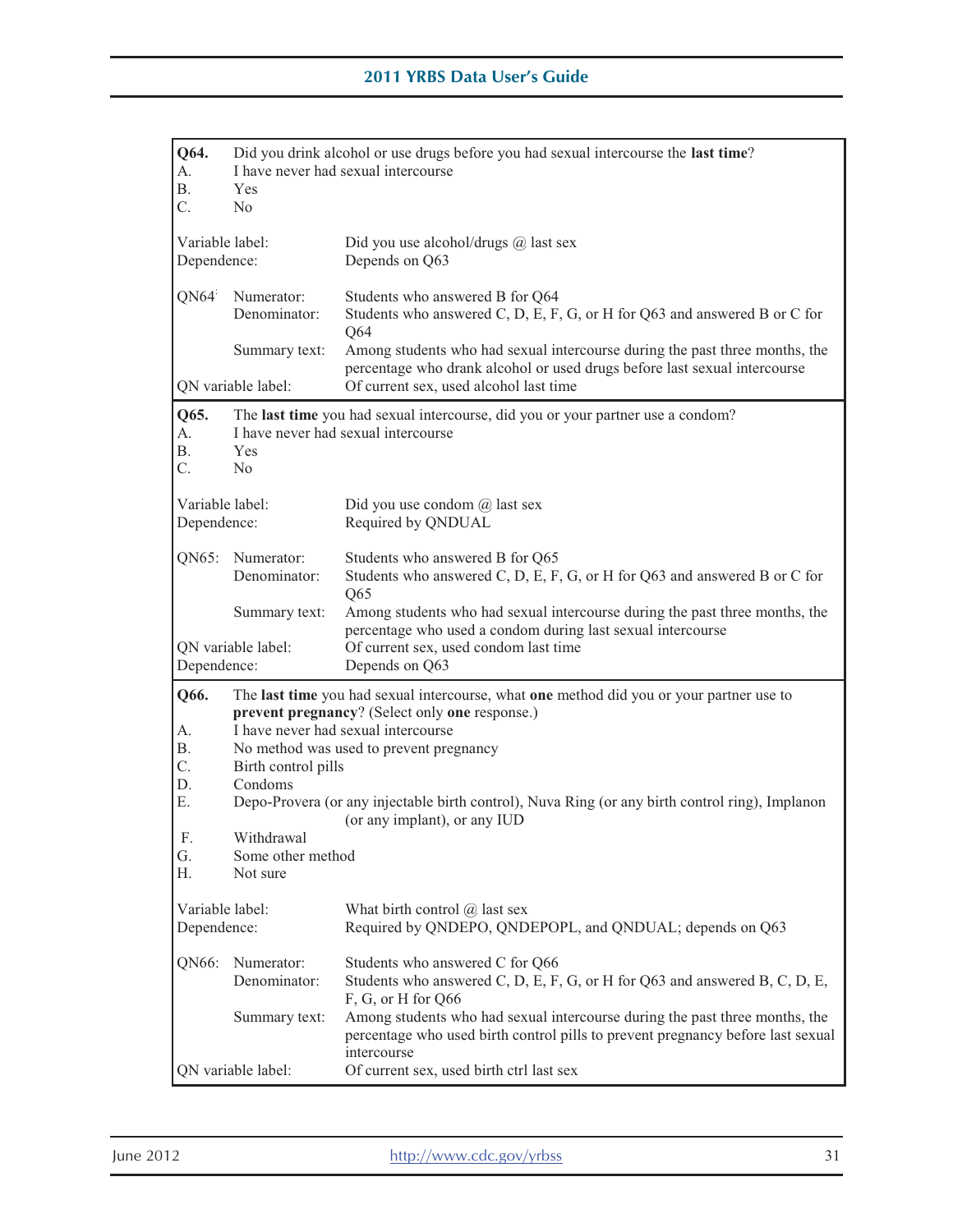**Q64.** Did you drink alcohol or use drugs before you had sexual intercourse the **last time**?

A. I have never had sexual intercourse
B. Yes
C. No

Variable label: Did you use alcohol/drugs @ last sex
Dependence: Depends on Q63

QN64: Numerator: Students who answered B for Q64
Denominator: Students who answered C, D, E, F, G, or H for Q63 and answered B or C for Q64
Summary text: Among students who had sexual intercourse during the past three months, the percentage who drank alcohol or used drugs before last sexual intercourse
QN variable label: Of current sex, used alcohol last time

---

**Q65.** The **last time** you had sexual intercourse, did you or your partner use a condom?

A. I have never had sexual intercourse
B. Yes
C. No

Variable label: Did you use condom @ last sex
Dependence: Required by QNDUAL

QN65: Numerator: Students who answered B for Q65
Denominator: Students who answered C, D, E, F, G, or H for Q63 and answered B or C for Q65
Summary text: Among students who had sexual intercourse during the past three months, the percentage who used a condom during last sexual intercourse
QN variable label: Of current sex, used condom last time
Dependence: Depends on Q63

---

**Q66.** The **last time** you had sexual intercourse, what **one** method did you or your partner use to **prevent pregnancy**? (Select only **one** response.)

A. I have never had sexual intercourse
B. No method was used to prevent pregnancy
C. Birth control pills
D. Condoms
E. Depo-Provera (or any injectable birth control), Nuva Ring (or any birth control ring), Implanon (or any implant), or any IUD
F. Withdrawal
G. Some other method
H. Not sure

Variable label: What birth control @ last sex
Dependence: Required by QNDEPO, QNDEPOPL, and QNDUAL; depends on Q63

QN66: Numerator: Students who answered C for Q66
Denominator: Students who answered C, D, E, F, G, or H for Q63 and answered B, C, D, E, F, G, or H for Q66
Summary text: Among students who had sexual intercourse during the past three months, the percentage who used birth control pills to prevent pregnancy before last sexual intercourse
QN variable label: Of current sex, used birth ctrl last sex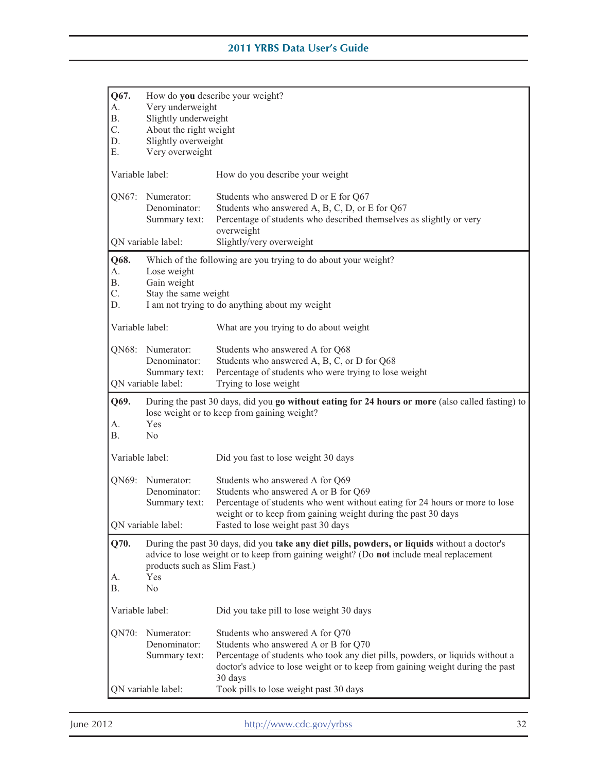**Q67.** How do **you** describe your weight?
A. Very underweight
B. Slightly underweight
C. About the right weight
D. Slightly overweight
E. Very overweight

Variable label: How do you describe your weight

QN67:
- Numerator: Students who answered D or E for Q67
- Denominator: Students who answered A, B, C, D, or E for Q67
- Summary text: Percentage of students who described themselves as slightly or very overweight

QN variable label: Slightly/very overweight

---

**Q68.** Which of the following are you trying to do about your weight?
A. Lose weight
B. Gain weight
C. Stay the same weight
D. I am not trying to do anything about my weight

Variable label: What are you trying to do about weight

QN68:
- Numerator: Students who answered A for Q68
- Denominator: Students who answered A, B, C, or D for Q68
- Summary text: Percentage of students who were trying to lose weight

QN variable label: Trying to lose weight

---

**Q69.** During the past 30 days, did you **go without eating for 24 hours or more** (also called fasting) to lose weight or to keep from gaining weight?
A. Yes
B. No

Variable label: Did you fast to lose weight 30 days

QN69:
- Numerator: Students who answered A for Q69
- Denominator: Students who answered A or B for Q69
- Summary text: Percentage of students who went without eating for 24 hours or more to lose weight or to keep from gaining weight during the past 30 days

QN variable label: Fasted to lose weight past 30 days

---

**Q70.** During the past 30 days, did you **take any diet pills, powders, or liquids** without a doctor's advice to lose weight or to keep from gaining weight? (Do **not** include meal replacement products such as Slim Fast.)
A. Yes
B. No

Variable label: Did you take pill to lose weight 30 days

QN70:
- Numerator: Students who answered A for Q70
- Denominator: Students who answered A or B for Q70
- Summary text: Percentage of students who took any diet pills, powders, or liquids without a doctor's advice to lose weight or to keep from gaining weight during the past 30 days

QN variable label: Took pills to lose weight past 30 days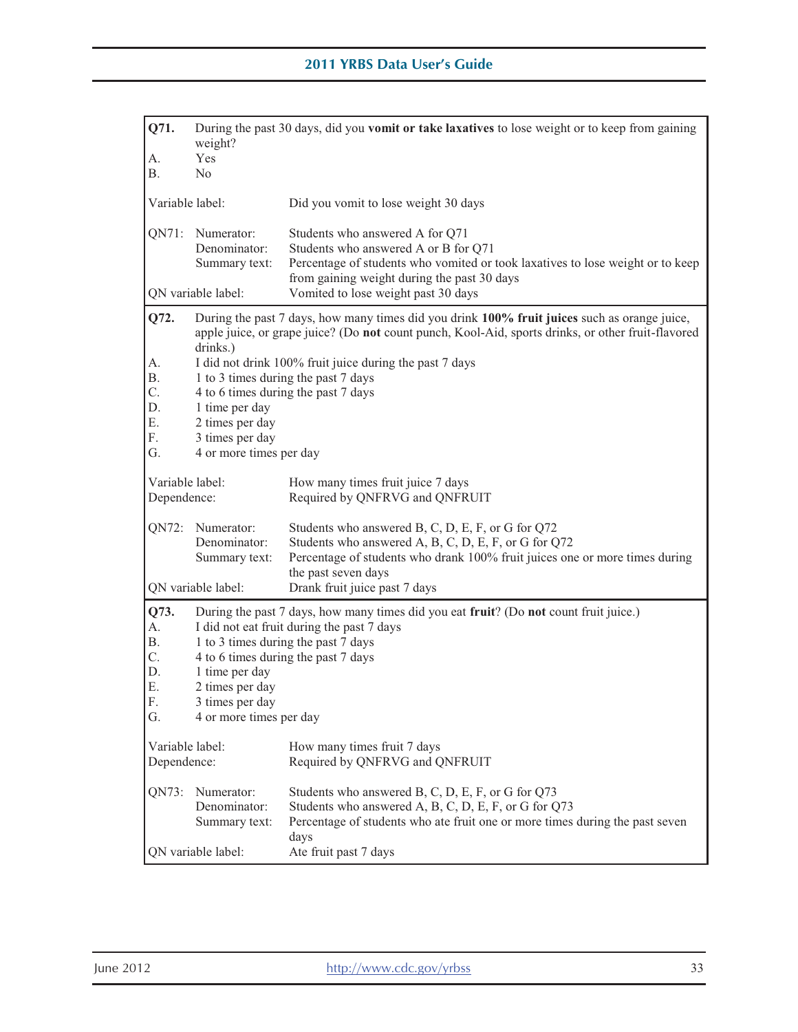**Q71.** During the past 30 days, did you **vomit or take laxatives** to lose weight or to keep from gaining weight?

A. Yes
B. No

Variable label: Did you vomit to lose weight 30 days

QN71:
- Numerator: Students who answered A for Q71
- Denominator: Students who answered A or B for Q71
- Summary text: Percentage of students who vomited or took laxatives to lose weight or to keep from gaining weight during the past 30 days

QN variable label: Vomited to lose weight past 30 days

---

**Q72.** During the past 7 days, how many times did you drink **100% fruit juices** such as orange juice, apple juice, or grape juice? (Do **not** count punch, Kool-Aid, sports drinks, or other fruit-flavored drinks.)

A. I did not drink 100% fruit juice during the past 7 days
B. 1 to 3 times during the past 7 days
C. 4 to 6 times during the past 7 days
D. 1 time per day
E. 2 times per day
F. 3 times per day
G. 4 or more times per day

Variable label: How many times fruit juice 7 days
Dependence: Required by QNFRVG and QNFRUIT

QN72:
- Numerator: Students who answered B, C, D, E, F, or G for Q72
- Denominator: Students who answered A, B, C, D, E, F, or G for Q72
- Summary text: Percentage of students who drank 100% fruit juices one or more times during the past seven days

QN variable label: Drank fruit juice past 7 days

---

**Q73.** During the past 7 days, how many times did you eat **fruit**? (Do **not** count fruit juice.)

A. I did not eat fruit during the past 7 days
B. 1 to 3 times during the past 7 days
C. 4 to 6 times during the past 7 days
D. 1 time per day
E. 2 times per day
F. 3 times per day
G. 4 or more times per day

Variable label: How many times fruit 7 days
Dependence: Required by QNFRVG and QNFRUIT

QN73:
- Numerator: Students who answered B, C, D, E, F, or G for Q73
- Denominator: Students who answered A, B, C, D, E, F, or G for Q73
- Summary text: Percentage of students who ate fruit one or more times during the past seven days

QN variable label: Ate fruit past 7 days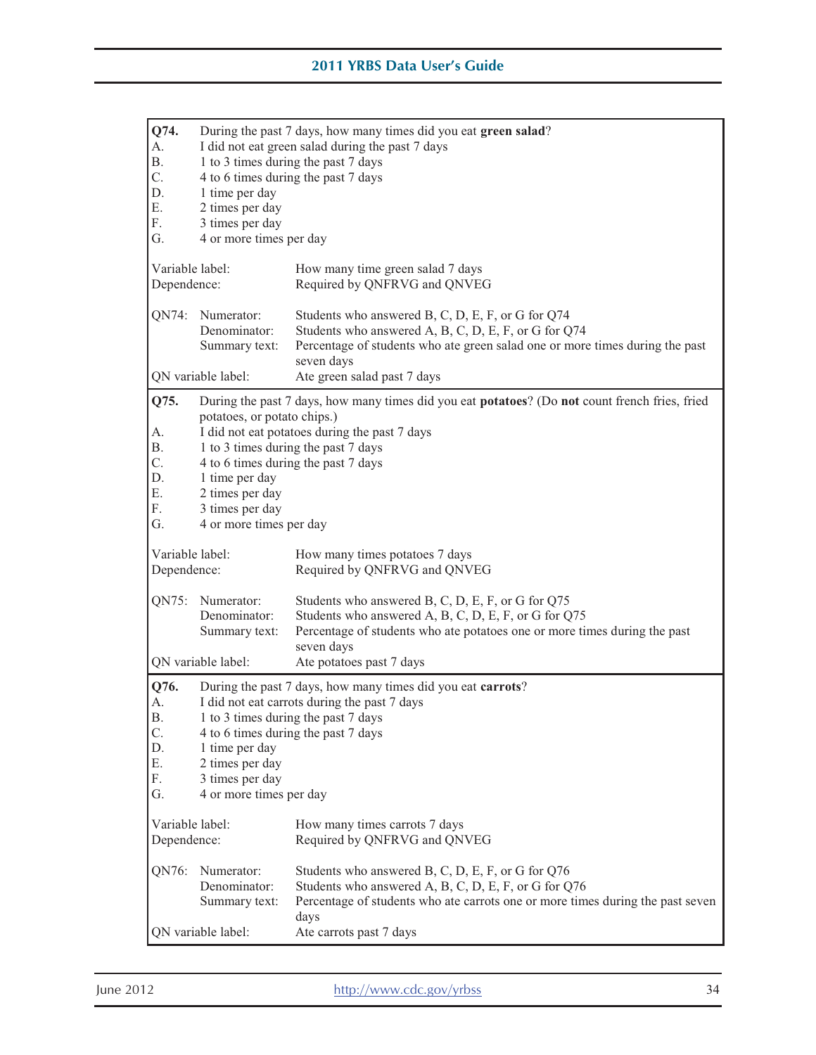**Q74.** During the past 7 days, how many times did you eat **green salad**?

A. I did not eat green salad during the past 7 days
B. 1 to 3 times during the past 7 days
C. 4 to 6 times during the past 7 days
D. 1 time per day
E. 2 times per day
F. 3 times per day
G. 4 or more times per day

Variable label: How many time green salad 7 days
Dependence: Required by QNFRVG and QNVEG

QN74: Numerator: Students who answered B, C, D, E, F, or G for Q74
Denominator: Students who answered A, B, C, D, E, F, or G for Q74
Summary text: Percentage of students who ate green salad one or more times during the past seven days
QN variable label: Ate green salad past 7 days

**Q75.** During the past 7 days, how many times did you eat **potatoes**? (Do **not** count french fries, fried potatoes, or potato chips.)

A. I did not eat potatoes during the past 7 days
B. 1 to 3 times during the past 7 days
C. 4 to 6 times during the past 7 days
D. 1 time per day
E. 2 times per day
F. 3 times per day
G. 4 or more times per day

Variable label: How many times potatoes 7 days
Dependence: Required by QNFRVG and QNVEG

QN75: Numerator: Students who answered B, C, D, E, F, or G for Q75
Denominator: Students who answered A, B, C, D, E, F, or G for Q75
Summary text: Percentage of students who ate potatoes one or more times during the past seven days
QN variable label: Ate potatoes past 7 days

**Q76.** During the past 7 days, how many times did you eat **carrots**?

A. I did not eat carrots during the past 7 days
B. 1 to 3 times during the past 7 days
C. 4 to 6 times during the past 7 days
D. 1 time per day
E. 2 times per day
F. 3 times per day
G. 4 or more times per day

Variable label: How many times carrots 7 days
Dependence: Required by QNFRVG and QNVEG

QN76: Numerator: Students who answered B, C, D, E, F, or G for Q76
Denominator: Students who answered A, B, C, D, E, F, or G for Q76
Summary text: Percentage of students who ate carrots one or more times during the past seven days
QN variable label: Ate carrots past 7 days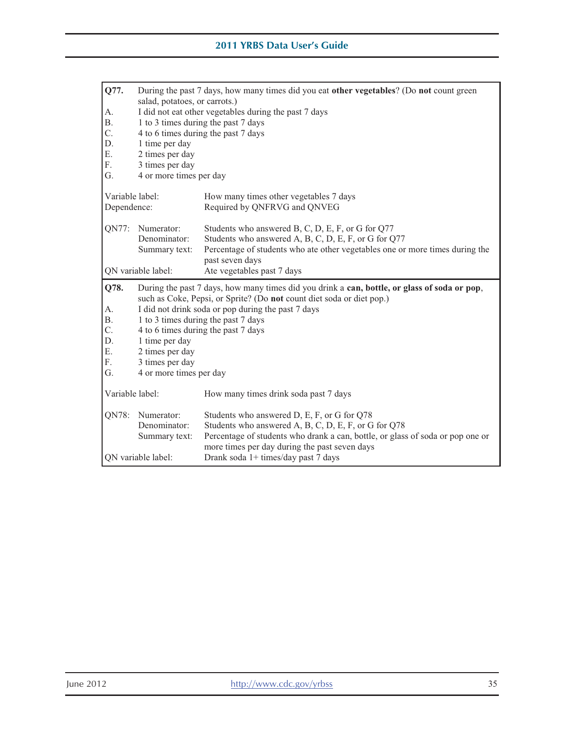**Q77.** During the past 7 days, how many times did you eat **other vegetables**? (Do **not** count green salad, potatoes, or carrots.)

A. I did not eat other vegetables during the past 7 days
B. 1 to 3 times during the past 7 days
C. 4 to 6 times during the past 7 days
D. 1 time per day
E. 2 times per day
F. 3 times per day
G. 4 or more times per day

Variable label: How many times other vegetables 7 days
Dependence: Required by QNFRVG and QNVEG

QN77:
- Numerator: Students who answered B, C, D, E, F, or G for Q77
- Denominator: Students who answered A, B, C, D, E, F, or G for Q77
- Summary text: Percentage of students who ate other vegetables one or more times during the past seven days

QN variable label: Ate vegetables past 7 days

**Q78.** During the past 7 days, how many times did you drink a **can, bottle, or glass of soda or pop**, such as Coke, Pepsi, or Sprite? (Do **not** count diet soda or diet pop.)

A. I did not drink soda or pop during the past 7 days
B. 1 to 3 times during the past 7 days
C. 4 to 6 times during the past 7 days
D. 1 time per day
E. 2 times per day
F. 3 times per day
G. 4 or more times per day

Variable label: How many times drink soda past 7 days

QN78:
- Numerator: Students who answered D, E, F, or G for Q78
- Denominator: Students who answered A, B, C, D, E, F, or G for Q78
- Summary text: Percentage of students who drank a can, bottle, or glass of soda or pop one or more times per day during the past seven days

QN variable label: Drank soda 1+ times/day past 7 days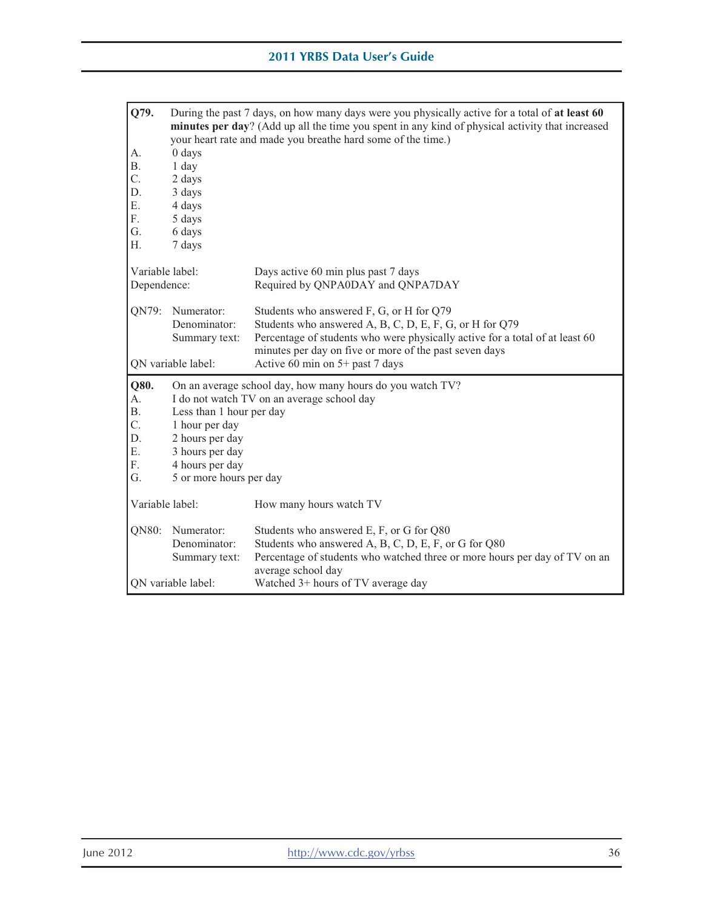**Q79.** During the past 7 days, on how many days were you physically active for a total of **at least 60 minutes per day**? (Add up all the time you spent in any kind of physical activity that increased your heart rate and made you breathe hard some of the time.)

A. 0 days
B. 1 day
C. 2 days
D. 3 days
E. 4 days
F. 5 days
G. 6 days
H. 7 days

Variable label: Days active 60 min plus past 7 days
Dependence: Required by QNPA0DAY and QNPA7DAY

QN79:
- Numerator: Students who answered F, G, or H for Q79
- Denominator: Students who answered A, B, C, D, E, F, G, or H for Q79
- Summary text: Percentage of students who were physically active for a total of at least 60 minutes per day on five or more of the past seven days

QN variable label: Active 60 min on 5+ past 7 days

**Q80.** On an average school day, how many hours do you watch TV?

A. I do not watch TV on an average school day
B. Less than 1 hour per day
C. 1 hour per day
D. 2 hours per day
E. 3 hours per day
F. 4 hours per day
G. 5 or more hours per day

Variable label: How many hours watch TV

QN80:
- Numerator: Students who answered E, F, or G for Q80
- Denominator: Students who answered A, B, C, D, E, F, or G for Q80
- Summary text: Percentage of students who watched three or more hours per day of TV on an average school day

QN variable label: Watched 3+ hours of TV average day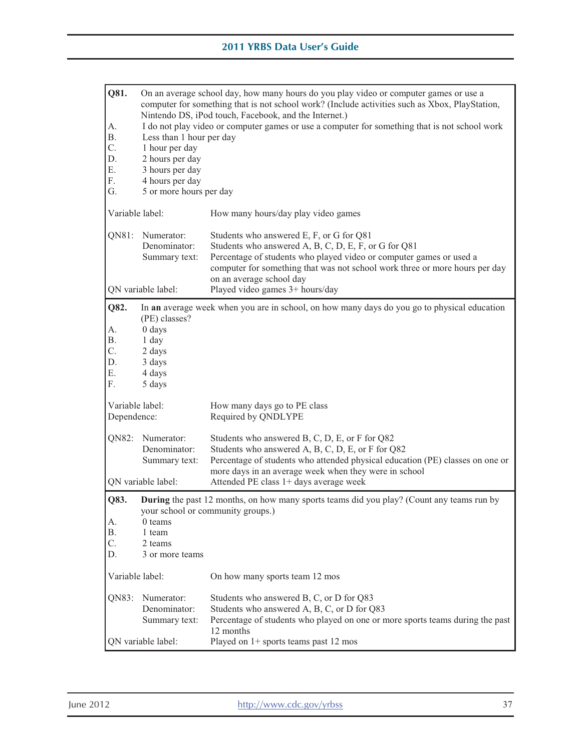**Q81.** On an average school day, how many hours do you play video or computer games or use a computer for something that is not school work? (Include activities such as Xbox, PlayStation, Nintendo DS, iPod touch, Facebook, and the Internet.)

A. I do not play video or computer games or use a computer for something that is not school work
B. Less than 1 hour per day
C. 1 hour per day
D. 2 hours per day
E. 3 hours per day
F. 4 hours per day
G. 5 or more hours per day

Variable label: How many hours/day play video games

QN81:
- Numerator: Students who answered E, F, or G for Q81
- Denominator: Students who answered A, B, C, D, E, F, or G for Q81
- Summary text: Percentage of students who played video or computer games or used a computer for something that was not school work three or more hours per day on an average school day

QN variable label: Played video games 3+ hours/day

---

**Q82.** In **an** average week when you are in school, on how many days do you go to physical education (PE) classes?

A. 0 days
B. 1 day
C. 2 days
D. 3 days
E. 4 days
F. 5 days

Variable label: How many days go to PE class
Dependence: Required by QNDLYPE

QN82:
- Numerator: Students who answered B, C, D, E, or F for Q82
- Denominator: Students who answered A, B, C, D, E, or F for Q82
- Summary text: Percentage of students who attended physical education (PE) classes on one or more days in an average week when they were in school

QN variable label: Attended PE class 1+ days average week

---

**Q83.** **During** the past 12 months, on how many sports teams did you play? (Count any teams run by your school or community groups.)

A. 0 teams
B. 1 team
C. 2 teams
D. 3 or more teams

Variable label: On how many sports team 12 mos

QN83:
- Numerator: Students who answered B, C, or D for Q83
- Denominator: Students who answered A, B, C, or D for Q83
- Summary text: Percentage of students who played on one or more sports teams during the past 12 months

QN variable label: Played on 1+ sports teams past 12 mos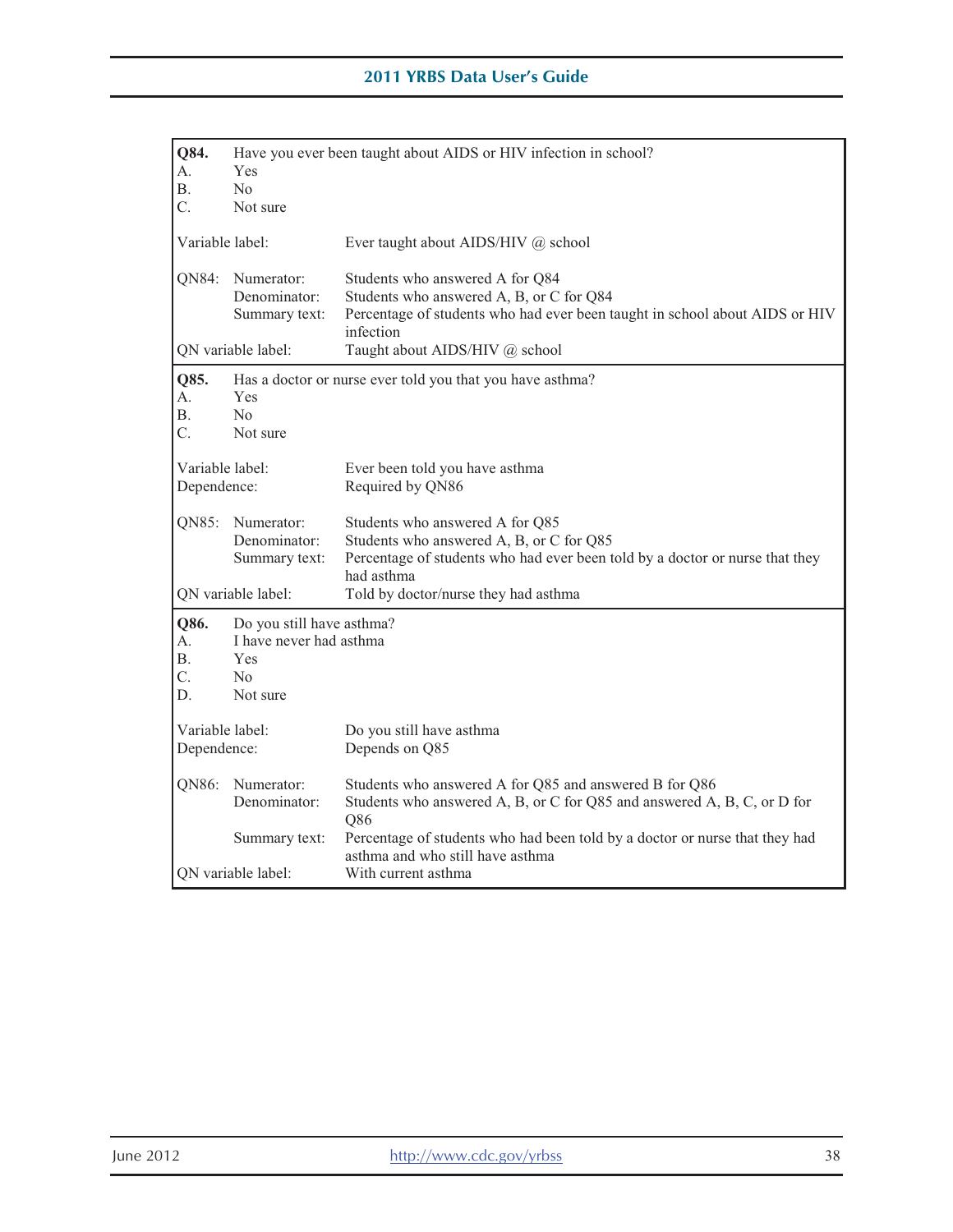**Q84.** Have you ever been taught about AIDS or HIV infection in school?

A. Yes
B. No
C. Not sure

Variable label: Ever taught about AIDS/HIV @ school

QN84:
- Numerator: Students who answered A for Q84
- Denominator: Students who answered A, B, or C for Q84
- Summary text: Percentage of students who had ever been taught in school about AIDS or HIV infection

QN variable label: Taught about AIDS/HIV @ school

---

**Q85.** Has a doctor or nurse ever told you that you have asthma?

A. Yes
B. No
C. Not sure

Variable label: Ever been told you have asthma
Dependence: Required by QN86

QN85:
- Numerator: Students who answered A for Q85
- Denominator: Students who answered A, B, or C for Q85
- Summary text: Percentage of students who had ever been told by a doctor or nurse that they had asthma

QN variable label: Told by doctor/nurse they had asthma

---

**Q86.** Do you still have asthma?

A. I have never had asthma
B. Yes
C. No
D. Not sure

Variable label: Do you still have asthma
Dependence: Depends on Q85

QN86:
- Numerator: Students who answered A for Q85 and answered B for Q86
- Denominator: Students who answered A, B, or C for Q85 and answered A, B, C, or D for Q86
- Summary text: Percentage of students who had been told by a doctor or nurse that they had asthma and who still have asthma

QN variable label: With current asthma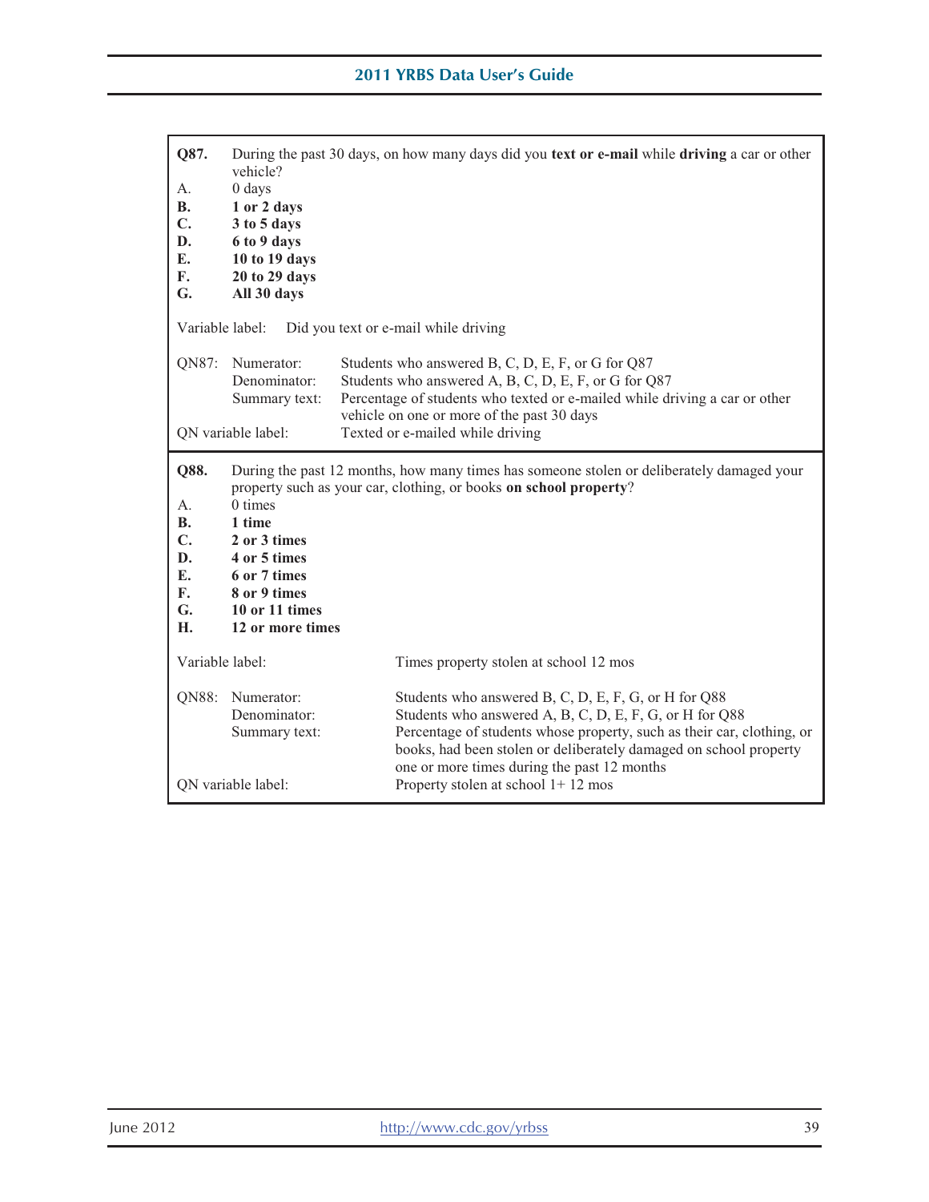**Q87.** During the past 30 days, on how many days did you **text or e-mail** while **driving** a car or other vehicle?

A. 0 days
**B. 1 or 2 days**
**C. 3 to 5 days**
**D. 6 to 9 days**
**E. 10 to 19 days**
**F. 20 to 29 days**
**G. All 30 days**

Variable label: Did you text or e-mail while driving

QN87: Numerator: Students who answered B, C, D, E, F, or G for Q87
Denominator: Students who answered A, B, C, D, E, F, or G for Q87
Summary text: Percentage of students who texted or e-mailed while driving a car or other vehicle on one or more of the past 30 days

QN variable label: Texted or e-mailed while driving

---

**Q88.** During the past 12 months, how many times has someone stolen or deliberately damaged your property such as your car, clothing, or books **on school property**?

A. 0 times
**B. 1 time**
**C. 2 or 3 times**
**D. 4 or 5 times**
**E. 6 or 7 times**
**F. 8 or 9 times**
**G. 10 or 11 times**
**H. 12 or more times**

Variable label: Times property stolen at school 12 mos

QN88: Numerator: Students who answered B, C, D, E, F, G, or H for Q88
Denominator: Students who answered A, B, C, D, E, F, G, or H for Q88
Summary text: Percentage of students whose property, such as their car, clothing, or books, had been stolen or deliberately damaged on school property one or more times during the past 12 months

QN variable label: Property stolen at school 1+ 12 mos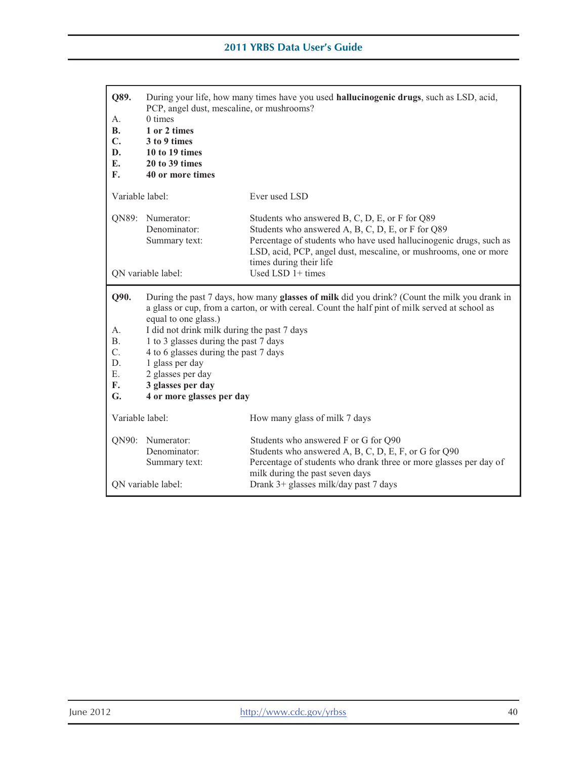**Q89.** During your life, how many times have you used **hallucinogenic drugs**, such as LSD, acid, PCP, angel dust, mescaline, or mushrooms?

A. 0 times
**B. 1 or 2 times**
**C. 3 to 9 times**
**D. 10 to 19 times**
**E. 20 to 39 times**
**F. 40 or more times**

| | |
|---|---|
| Variable label: | Ever used LSD |
| QN89: Numerator: | Students who answered B, C, D, E, or F for Q89 |
| Denominator: | Students who answered A, B, C, D, E, or F for Q89 |
| Summary text: | Percentage of students who have used hallucinogenic drugs, such as LSD, acid, PCP, angel dust, mescaline, or mushrooms, one or more times during their life |
| QN variable label: | Used LSD 1+ times |

**Q90.** During the past 7 days, how many **glasses of milk** did you drink? (Count the milk you drank in a glass or cup, from a carton, or with cereal. Count the half pint of milk served at school as equal to one glass.)

A. I did not drink milk during the past 7 days
B. 1 to 3 glasses during the past 7 days
C. 4 to 6 glasses during the past 7 days
D. 1 glass per day
E. 2 glasses per day
**F. 3 glasses per day**
**G. 4 or more glasses per day**

| | |
|---|---|
| Variable label: | How many glass of milk 7 days |
| QN90: Numerator: | Students who answered F or G for Q90 |
| Denominator: | Students who answered A, B, C, D, E, F, or G for Q90 |
| Summary text: | Percentage of students who drank three or more glasses per day of milk during the past seven days |
| QN variable label: | Drank 3+ glasses milk/day past 7 days |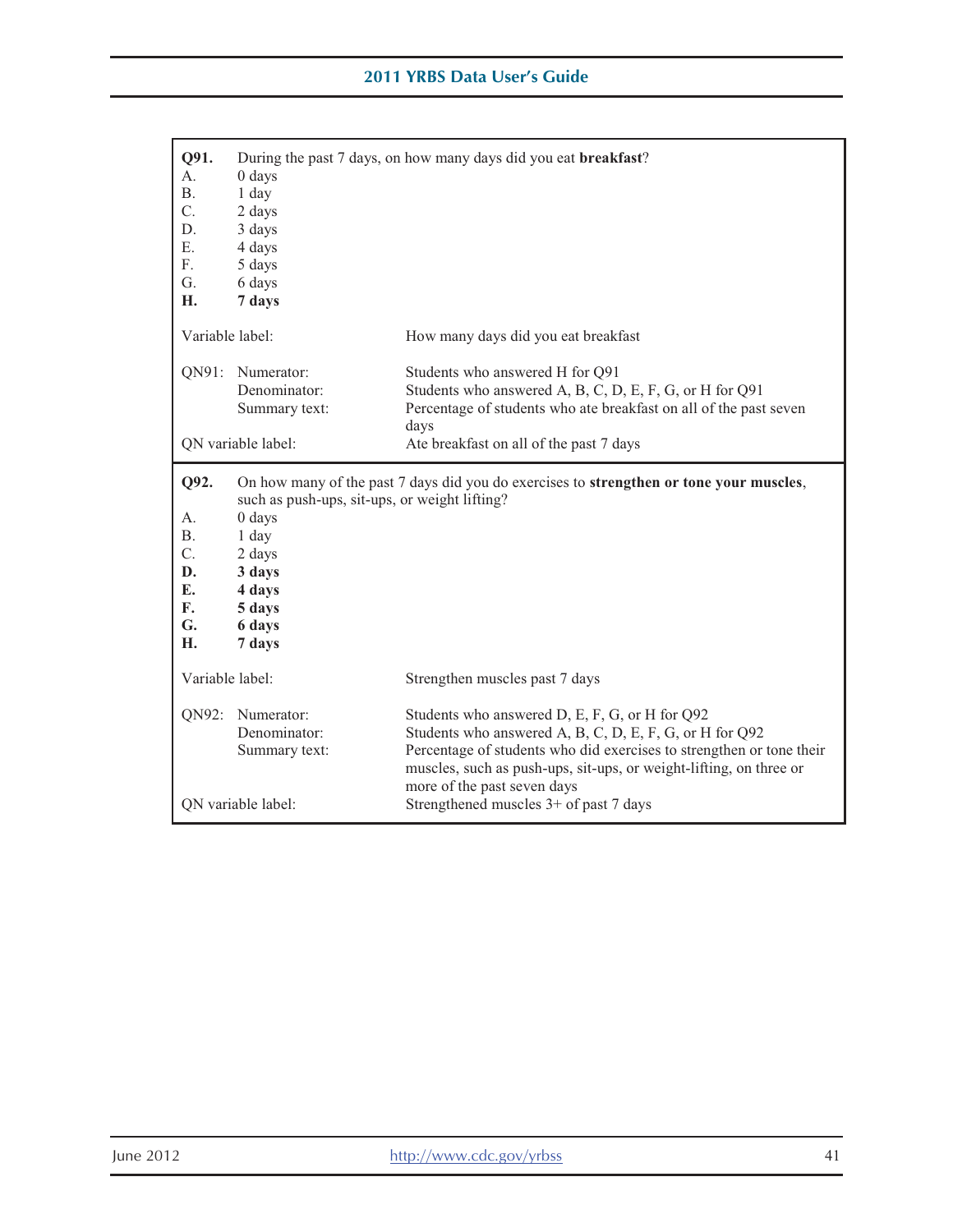**Q91.** During the past 7 days, on how many days did you eat **breakfast**?

A. 0 days
B. 1 day
C. 2 days
D. 3 days
E. 4 days
F. 5 days
G. 6 days
**H. 7 days**

| | |
|---|---|
| Variable label: | How many days did you eat breakfast |
| QN91: Numerator: | Students who answered H for Q91 |
| Denominator: | Students who answered A, B, C, D, E, F, G, or H for Q91 |
| Summary text: | Percentage of students who ate breakfast on all of the past seven days |
| QN variable label: | Ate breakfast on all of the past 7 days |

**Q92.** On how many of the past 7 days did you do exercises to **strengthen or tone your muscles**, such as push-ups, sit-ups, or weight lifting?

A. 0 days
B. 1 day
C. 2 days
**D. 3 days**
**E. 4 days**
**F. 5 days**
**G. 6 days**
**H. 7 days**

| | |
|---|---|
| Variable label: | Strengthen muscles past 7 days |
| QN92: Numerator: | Students who answered D, E, F, G, or H for Q92 |
| Denominator: | Students who answered A, B, C, D, E, F, G, or H for Q92 |
| Summary text: | Percentage of students who did exercises to strengthen or tone their muscles, such as push-ups, sit-ups, or weight-lifting, on three or more of the past seven days |
| QN variable label: | Strengthened muscles 3+ of past 7 days |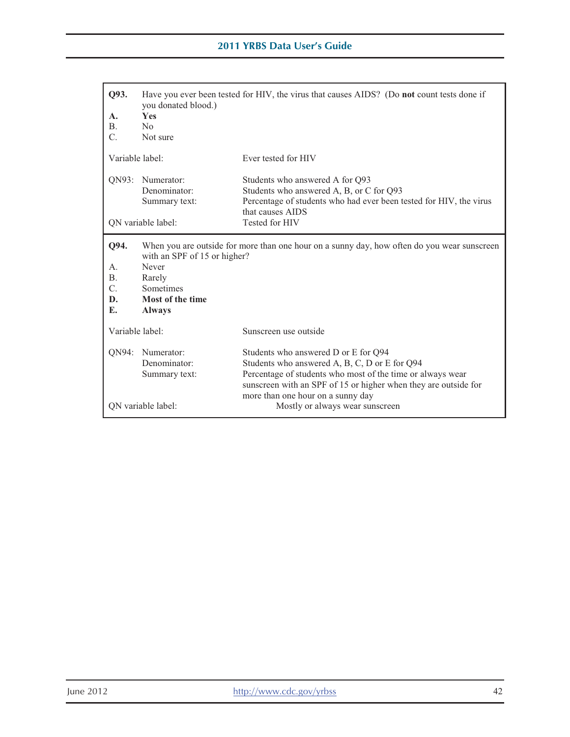**Q93.** Have you ever been tested for HIV, the virus that causes AIDS? (Do **not** count tests done if you donated blood.)

**A. Yes**
B. No
C. Not sure

| | |
|---|---|
| Variable label: | Ever tested for HIV |
| QN93: Numerator: | Students who answered A for Q93 |
| Denominator: | Students who answered A, B, or C for Q93 |
| Summary text: | Percentage of students who had ever been tested for HIV, the virus that causes AIDS |
| QN variable label: | Tested for HIV |

**Q94.** When you are outside for more than one hour on a sunny day, how often do you wear sunscreen with an SPF of 15 or higher?

A. Never
B. Rarely
C. Sometimes
**D. Most of the time**
**E. Always**

| | |
|---|---|
| Variable label: | Sunscreen use outside |
| QN94: Numerator: | Students who answered D or E for Q94 |
| Denominator: | Students who answered A, B, C, D or E for Q94 |
| Summary text: | Percentage of students who most of the time or always wear sunscreen with an SPF of 15 or higher when they are outside for more than one hour on a sunny day |
| QN variable label: | Mostly or always wear sunscreen |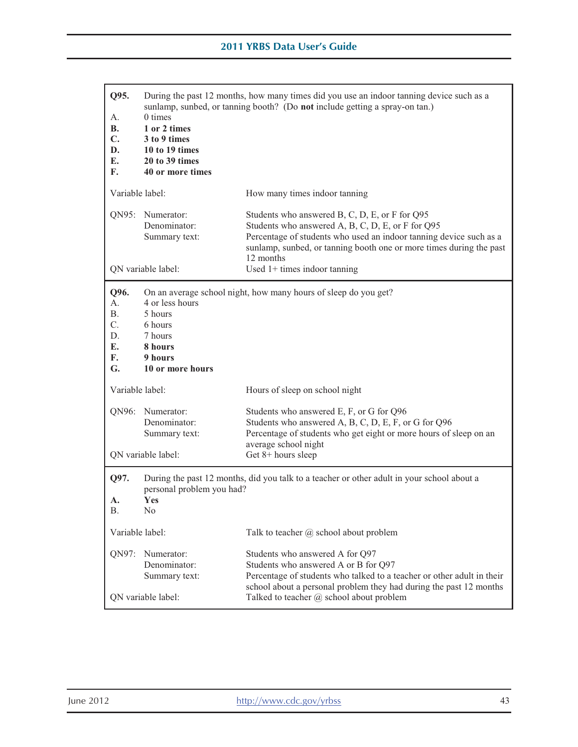**Q95.** During the past 12 months, how many times did you use an indoor tanning device such as a sunlamp, sunbed, or tanning booth? (Do **not** include getting a spray-on tan.)

A. 0 times
**B. 1 or 2 times**
**C. 3 to 9 times**
**D. 10 to 19 times**
**E. 20 to 39 times**
**F. 40 or more times**

| | |
|---|---|
| Variable label: | How many times indoor tanning |
| QN95: Numerator: | Students who answered B, C, D, E, or F for Q95 |
| Denominator: | Students who answered A, B, C, D, E, or F for Q95 |
| Summary text: | Percentage of students who used an indoor tanning device such as a sunlamp, sunbed, or tanning booth one or more times during the past 12 months |
| QN variable label: | Used 1+ times indoor tanning |

**Q96.** On an average school night, how many hours of sleep do you get?

A. 4 or less hours
B. 5 hours
C. 6 hours
D. 7 hours
**E. 8 hours**
**F. 9 hours**
**G. 10 or more hours**

| | |
|---|---|
| Variable label: | Hours of sleep on school night |
| QN96: Numerator: | Students who answered E, F, or G for Q96 |
| Denominator: | Students who answered A, B, C, D, E, F, or G for Q96 |
| Summary text: | Percentage of students who get eight or more hours of sleep on an average school night |
| QN variable label: | Get 8+ hours sleep |

**Q97.** During the past 12 months, did you talk to a teacher or other adult in your school about a personal problem you had?

**A. Yes**
B. No

| | |
|---|---|
| Variable label: | Talk to teacher @ school about problem |
| QN97: Numerator: | Students who answered A for Q97 |
| Denominator: | Students who answered A or B for Q97 |
| Summary text: | Percentage of students who talked to a teacher or other adult in their school about a personal problem they had during the past 12 months |
| QN variable label: | Talked to teacher @ school about problem |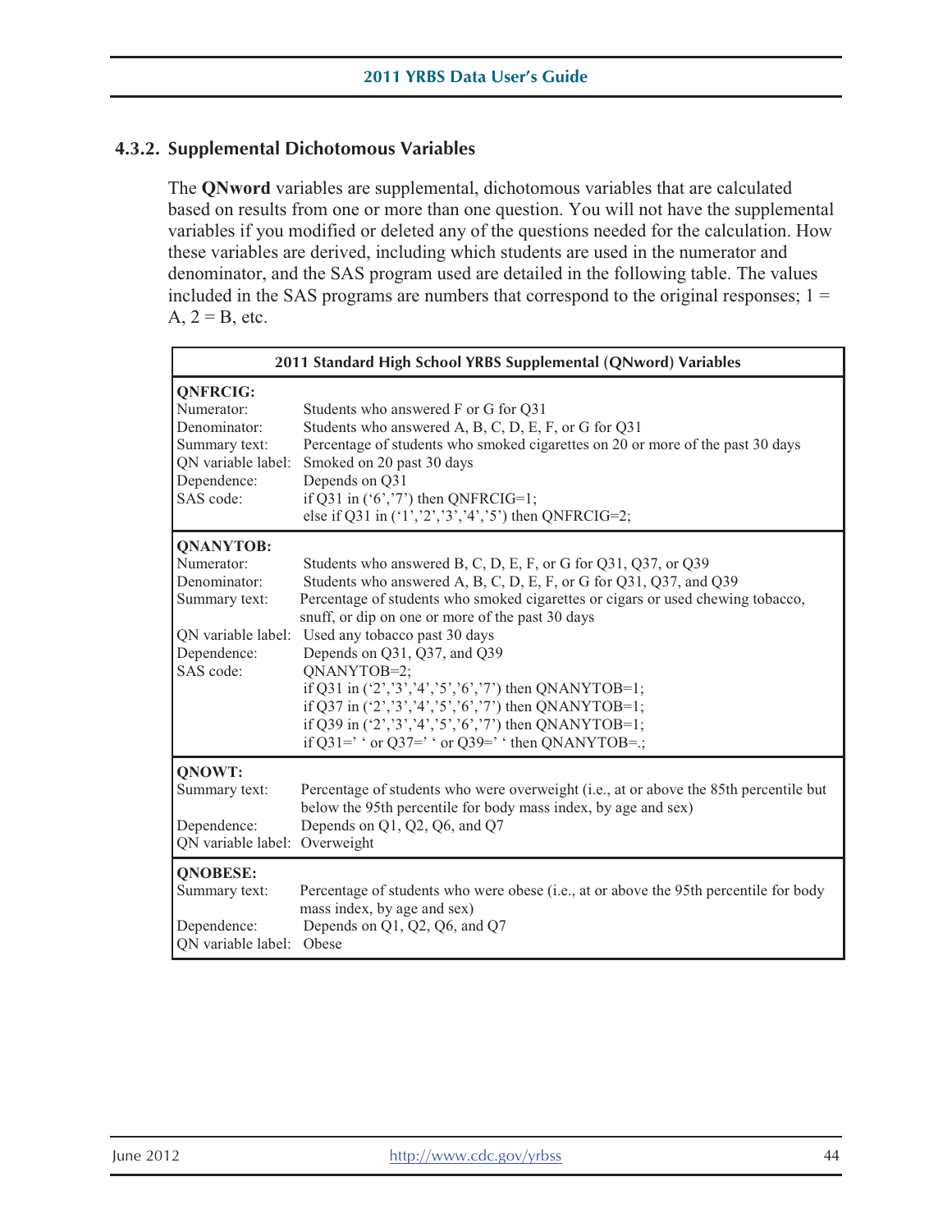### 4.3.2. Supplemental Dichotomous Variables

The **QNword** variables are supplemental, dichotomous variables that are calculated based on results from one or more than one question. You will not have the supplemental variables if you modified or deleted any of the questions needed for the calculation. How these variables are derived, including which students are used in the numerator and denominator, and the SAS program used are detailed in the following table. The values included in the SAS programs are numbers that correspond to the original responses; 1 = A, 2 = B, etc.

| 2011 Standard High School YRBS Supplemental (QNword) Variables | |
|---|---|
| **QNFRCIG:** | |
| Numerator: | Students who answered F or G for Q31 |
| Denominator: | Students who answered A, B, C, D, E, F, or G for Q31 |
| Summary text: | Percentage of students who smoked cigarettes on 20 or more of the past 30 days |
| QN variable label: | Smoked on 20 past 30 days |
| Dependence: | Depends on Q31 |
| SAS code: | if Q31 in ('6','7') then QNFRCIG=1;<br>else if Q31 in ('1','2','3','4','5') then QNFRCIG=2; |
| **QNANYTOB:** | |
| Numerator: | Students who answered B, C, D, E, F, or G for Q31, Q37, or Q39 |
| Denominator: | Students who answered A, B, C, D, E, F, or G for Q31, Q37, and Q39 |
| Summary text: | Percentage of students who smoked cigarettes or cigars or used chewing tobacco, snuff, or dip on one or more of the past 30 days |
| QN variable label: | Used any tobacco past 30 days |
| Dependence: | Depends on Q31, Q37, and Q39 |
| SAS code: | QNANYTOB=2;<br>if Q31 in ('2','3','4','5','6','7') then QNANYTOB=1;<br>if Q37 in ('2','3','4','5','6','7') then QNANYTOB=1;<br>if Q39 in ('2','3','4','5','6','7') then QNANYTOB=1;<br>if Q31=' ' or Q37=' ' or Q39=' ' then QNANYTOB=.; |
| **QNOWT:** | |
| Summary text: | Percentage of students who were overweight (i.e., at or above the 85th percentile but below the 95th percentile for body mass index, by age and sex) |
| Dependence: | Depends on Q1, Q2, Q6, and Q7 |
| QN variable label: | Overweight |
| **QNOBESE:** | |
| Summary text: | Percentage of students who were obese (i.e., at or above the 95th percentile for body mass index, by age and sex) |
| Dependence: | Depends on Q1, Q2, Q6, and Q7 |
| QN variable label: | Obese |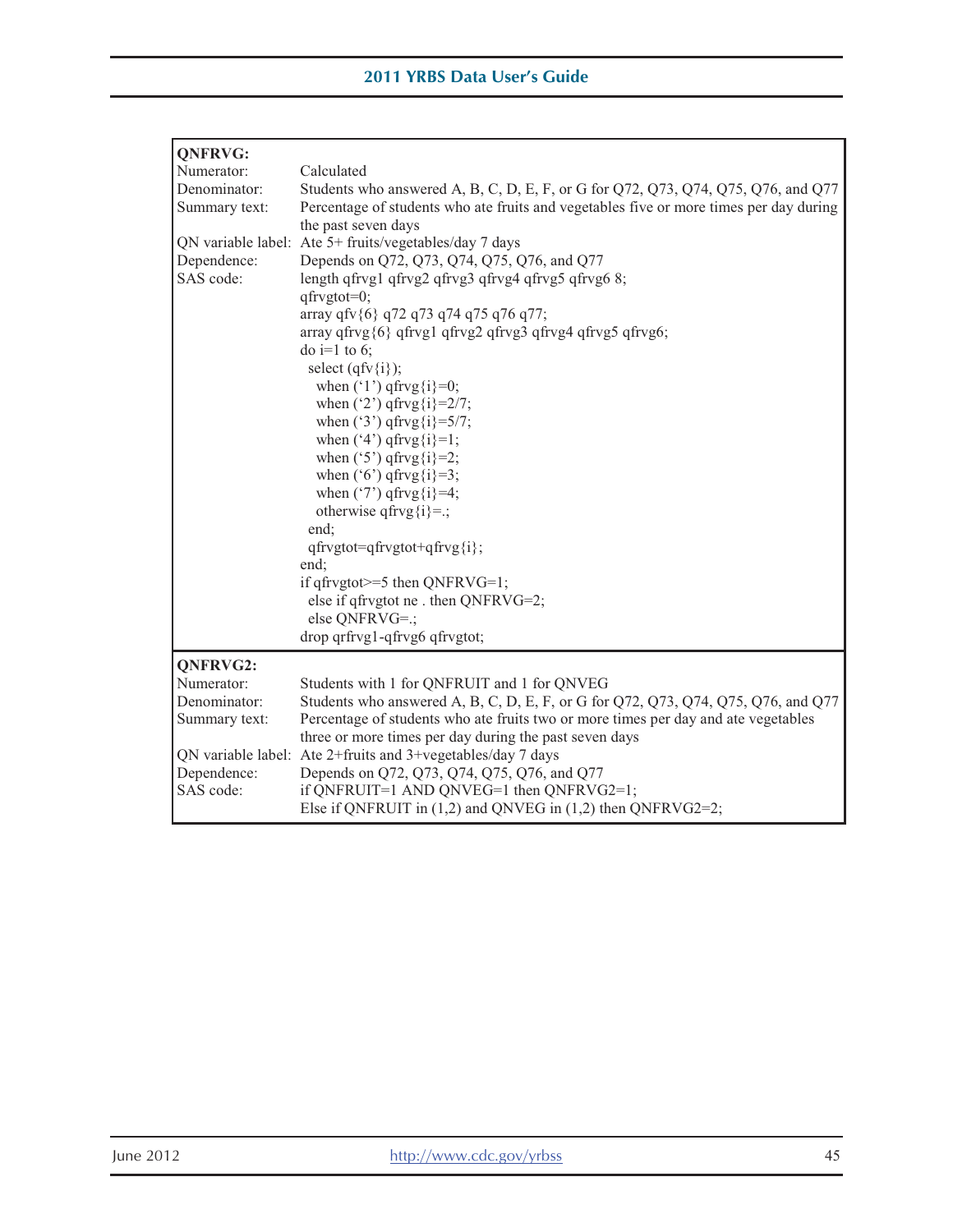**QNFRVG:**

| | |
|---|---|
| Numerator: | Calculated |
| Denominator: | Students who answered A, B, C, D, E, F, or G for Q72, Q73, Q74, Q75, Q76, and Q77 |
| Summary text: | Percentage of students who ate fruits and vegetables five or more times per day during the past seven days |
| QN variable label: | Ate 5+ fruits/vegetables/day 7 days |
| Dependence: | Depends on Q72, Q73, Q74, Q75, Q76, and Q77 |
| SAS code: | See below |

```
length qfrvg1 qfrvg2 qfrvg3 qfrvg4 qfrvg5 qfrvg6 8;
qfrvgtot=0;
array qfv{6} q72 q73 q74 q75 q76 q77;
array qfrvg{6} qfrvg1 qfrvg2 qfrvg3 qfrvg4 qfrvg5 qfrvg6;
do i=1 to 6;
  select (qfv{i});
    when ('1') qfrvg{i}=0;
    when ('2') qfrvg{i}=2/7;
    when ('3') qfrvg{i}=5/7;
    when ('4') qfrvg{i}=1;
    when ('5') qfrvg{i}=2;
    when ('6') qfrvg{i}=3;
    when ('7') qfrvg{i}=4;
    otherwise qfrvg{i}=.;
  end;
  qfrvgtot=qfrvgtot+qfrvg{i};
end;
if qfrvgtot>=5 then QNFRVG=1;
  else if qfrvgtot ne . then QNFRVG=2;
  else QNFRVG=.;
drop qrfrvg1-qfrvg6 qfrvgtot;
```

**QNFRVG2:**

| | |
|---|---|
| Numerator: | Students with 1 for QNFRUIT and 1 for QNVEG |
| Denominator: | Students who answered A, B, C, D, E, F, or G for Q72, Q73, Q74, Q75, Q76, and Q77 |
| Summary text: | Percentage of students who ate fruits two or more times per day and ate vegetables three or more times per day during the past seven days |
| QN variable label: | Ate 2+fruits and 3+vegetables/day 7 days |
| Dependence: | Depends on Q72, Q73, Q74, Q75, Q76, and Q77 |
| SAS code: | See below |

```
if QNFRUIT=1 AND QNVEG=1 then QNFRVG2=1;
Else if QNFRUIT in (1,2) and QNVEG in (1,2) then QNFRVG2=2;
```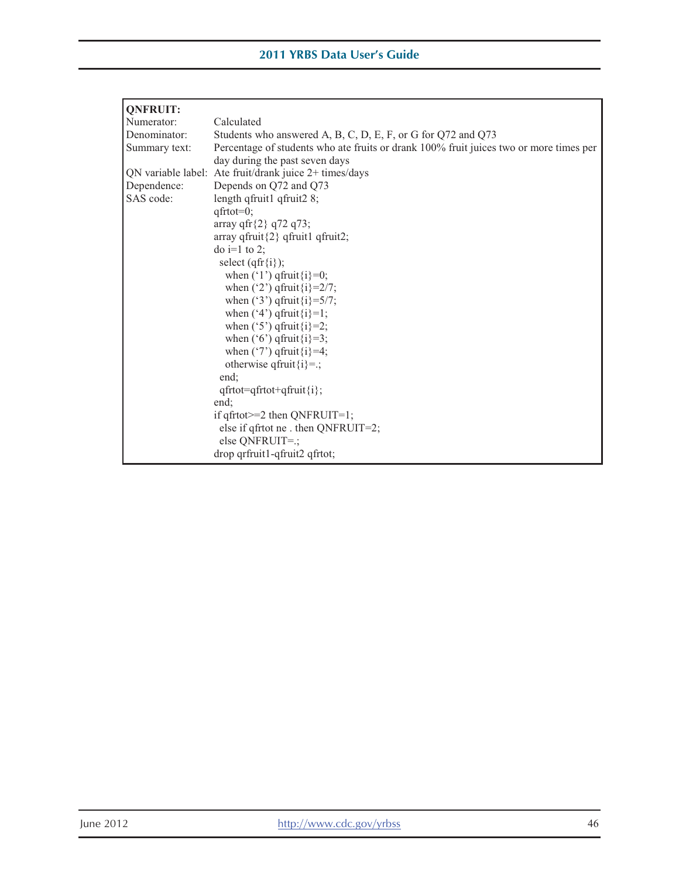| **QNFRUIT:** | |
|---|---|
| Numerator: | Calculated |
| Denominator: | Students who answered A, B, C, D, E, F, or G for Q72 and Q73 |
| Summary text: | Percentage of students who ate fruits or drank 100% fruit juices two or more times per day during the past seven days |
| QN variable label: | Ate fruit/drank juice 2+ times/days |
| Dependence: | Depends on Q72 and Q73 |
| SAS code: | See below |

```
length qfruit1 qfruit2 8;
qfrtot=0;
array qfr{2} q72 q73;
array qfruit{2} qfruit1 qfruit2;
do i=1 to 2;
  select (qfr{i});
    when ('1') qfruit{i}=0;
    when ('2') qfruit{i}=2/7;
    when ('3') qfruit{i}=5/7;
    when ('4') qfruit{i}=1;
    when ('5') qfruit{i}=2;
    when ('6') qfruit{i}=3;
    when ('7') qfruit{i}=4;
    otherwise qfruit{i}=.;
  end;
  qfrtot=qfrtot+qfruit{i};
end;
if qfrtot>=2 then QNFRUIT=1;
  else if qfrtot ne . then QNFRUIT=2;
  else QNFRUIT=.;
drop qrfruit1-qfruit2 qfrtot;
```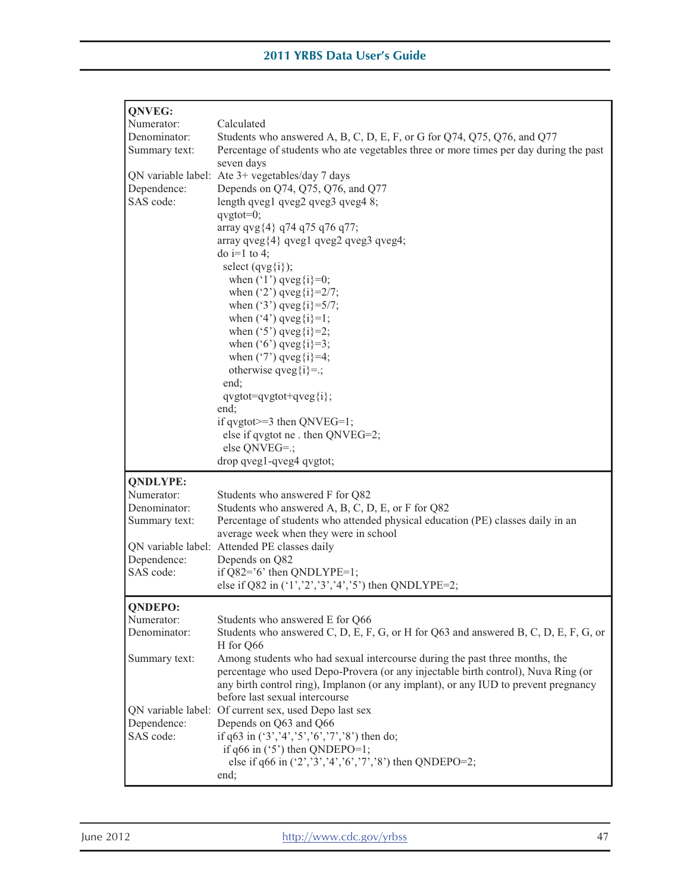**QNVEG:**

Numerator: Calculated

Denominator: Students who answered A, B, C, D, E, F, or G for Q74, Q75, Q76, and Q77

Summary text: Percentage of students who ate vegetables three or more times per day during the past seven days

QN variable label: Ate 3+ vegetables/day 7 days

Dependence: Depends on Q74, Q75, Q76, and Q77

SAS code:

```
length qveg1 qveg2 qveg3 qveg4 8;
qvgtot=0;
array qvg{4} q74 q75 q76 q77;
array qveg{4} qveg1 qveg2 qveg3 qveg4;
do i=1 to 4;
  select (qvg{i});
    when ('1') qveg{i}=0;
    when ('2') qveg{i}=2/7;
    when ('3') qveg{i}=5/7;
    when ('4') qveg{i}=1;
    when ('5') qveg{i}=2;
    when ('6') qveg{i}=3;
    when ('7') qveg{i}=4;
    otherwise qveg{i}=.;
  end;
  qvgtot=qvgtot+qveg{i};
end;
if qvgtot>=3 then QNVEG=1;
  else if qvgtot ne . then QNVEG=2;
  else QNVEG=.;
drop qveg1-qveg4 qvgtot;
```

**QNDLYPE:**

Numerator: Students who answered F for Q82

Denominator: Students who answered A, B, C, D, E, or F for Q82

Summary text: Percentage of students who attended physical education (PE) classes daily in an average week when they were in school

QN variable label: Attended PE classes daily

Dependence: Depends on Q82

SAS code:

```
if Q82='6' then QNDLYPE=1;
else if Q82 in ('1','2','3','4','5') then QNDLYPE=2;
```

**QNDEPO:**

Numerator: Students who answered E for Q66

Denominator: Students who answered C, D, E, F, G, or H for Q63 and answered B, C, D, E, F, G, or H for Q66

Summary text: Among students who had sexual intercourse during the past three months, the percentage who used Depo-Provera (or any injectable birth control), Nuva Ring (or any birth control ring), Implanon (or any implant), or any IUD to prevent pregnancy before last sexual intercourse

QN variable label: Of current sex, used Depo last sex

Dependence: Depends on Q63 and Q66

SAS code:

```
if q63 in ('3','4','5','6','7','8') then do;
  if q66 in ('5') then QNDEPO=1;
    else if q66 in ('2','3','4','6','7','8') then QNDEPO=2;
end;
```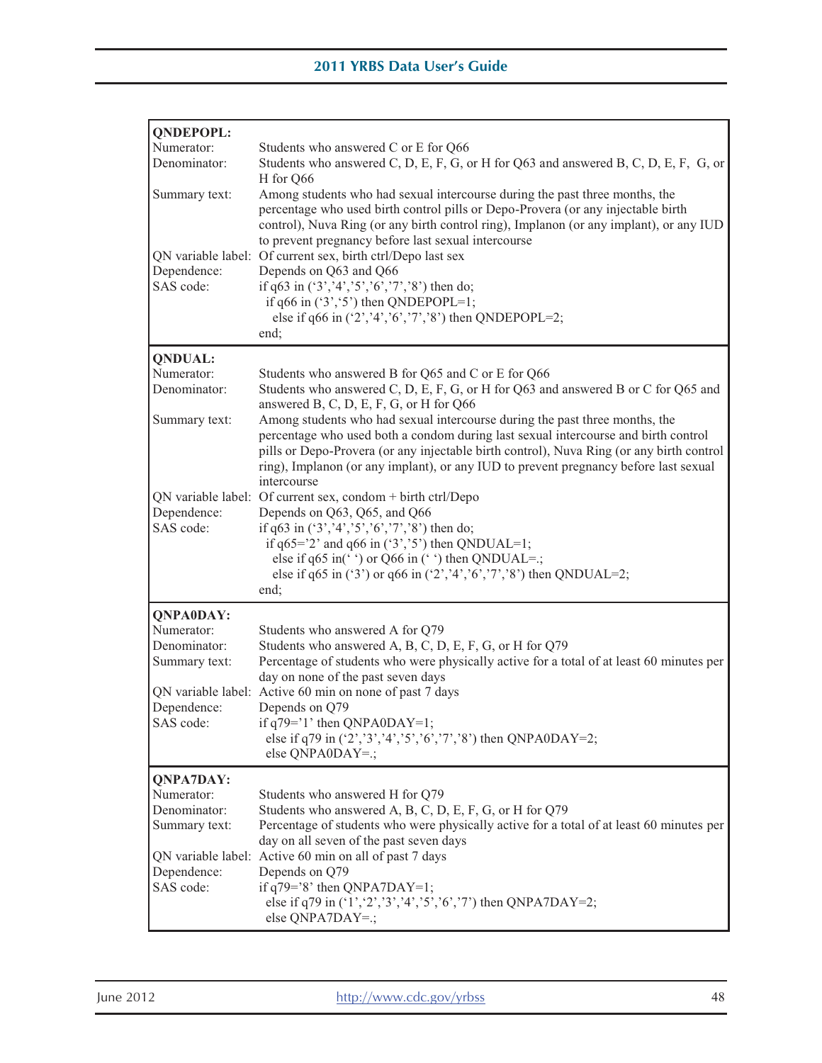**QNDEPOPL:**

| | |
|---|---|
| Numerator: | Students who answered C or E for Q66 |
| Denominator: | Students who answered C, D, E, F, G, or H for Q63 and answered B, C, D, E, F, G, or H for Q66 |
| Summary text: | Among students who had sexual intercourse during the past three months, the percentage who used birth control pills or Depo-Provera (or any injectable birth control), Nuva Ring (or any birth control ring), Implanon (or any implant), or any IUD to prevent pregnancy before last sexual intercourse |
| QN variable label: | Of current sex, birth ctrl/Depo last sex |
| Dependence: | Depends on Q63 and Q66 |
| SAS code: | See below |

```
if q63 in ('3','4','5','6','7','8') then do;
  if q66 in ('3','5') then QNDEPOPL=1;
    else if q66 in ('2','4','6','7','8') then QNDEPOPL=2;
end;
```

**QNDUAL:**

| | |
|---|---|
| Numerator: | Students who answered B for Q65 and C or E for Q66 |
| Denominator: | Students who answered C, D, E, F, G, or H for Q63 and answered B or C for Q65 and answered B, C, D, E, F, G, or H for Q66 |
| Summary text: | Among students who had sexual intercourse during the past three months, the percentage who used both a condom during last sexual intercourse and birth control pills or Depo-Provera (or any injectable birth control), Nuva Ring (or any birth control ring), Implanon (or any implant), or any IUD to prevent pregnancy before last sexual intercourse |
| QN variable label: | Of current sex, condom + birth ctrl/Depo |
| Dependence: | Depends on Q63, Q65, and Q66 |
| SAS code: | See below |

```
if q63 in ('3','4','5','6','7','8') then do;
  if q65='2' and q66 in ('3','5') then QNDUAL=1;
    else if q65 in(' ') or Q66 in (' ') then QNDUAL=.;
    else if q65 in ('3') or q66 in ('2','4','6','7','8') then QNDUAL=2;
end;
```

**QNPA0DAY:**

| | |
|---|---|
| Numerator: | Students who answered A for Q79 |
| Denominator: | Students who answered A, B, C, D, E, F, G, or H for Q79 |
| Summary text: | Percentage of students who were physically active for a total of at least 60 minutes per day on none of the past seven days |
| QN variable label: | Active 60 min on none of past 7 days |
| Dependence: | Depends on Q79 |
| SAS code: | See below |

```
if q79='1' then QNPA0DAY=1;
  else if q79 in ('2','3','4','5','6','7','8') then QNPA0DAY=2;
  else QNPA0DAY=.;
```

**QNPA7DAY:**

| | |
|---|---|
| Numerator: | Students who answered H for Q79 |
| Denominator: | Students who answered A, B, C, D, E, F, G, or H for Q79 |
| Summary text: | Percentage of students who were physically active for a total of at least 60 minutes per day on all seven of the past seven days |
| QN variable label: | Active 60 min on all of past 7 days |
| Dependence: | Depends on Q79 |
| SAS code: | See below |

```
if q79='8' then QNPA7DAY=1;
  else if q79 in ('1','2','3','4','5','6','7') then QNPA7DAY=2;
  else QNPA7DAY=.;
```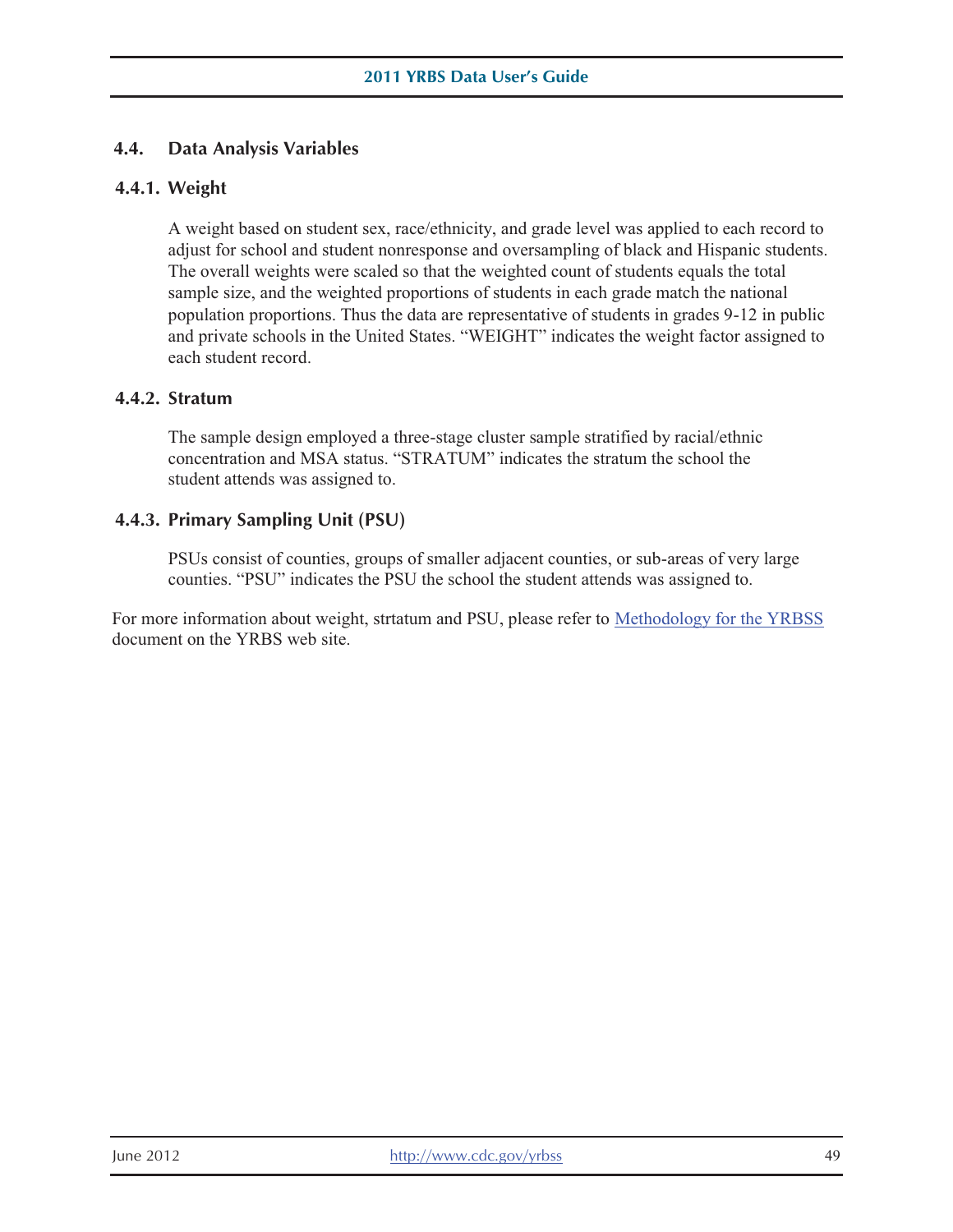## 4.4. Data Analysis Variables

### 4.4.1. Weight

A weight based on student sex, race/ethnicity, and grade level was applied to each record to adjust for school and student nonresponse and oversampling of black and Hispanic students. The overall weights were scaled so that the weighted count of students equals the total sample size, and the weighted proportions of students in each grade match the national population proportions. Thus the data are representative of students in grades 9-12 in public and private schools in the United States. "WEIGHT" indicates the weight factor assigned to each student record.

### 4.4.2. Stratum

The sample design employed a three-stage cluster sample stratified by racial/ethnic concentration and MSA status. "STRATUM" indicates the stratum the school the student attends was assigned to.

### 4.4.3. Primary Sampling Unit (PSU)

PSUs consist of counties, groups of smaller adjacent counties, or sub-areas of very large counties. "PSU" indicates the PSU the school the student attends was assigned to.

For more information about weight, strtatum and PSU, please refer to Methodology for the YRBSS document on the YRBS web site.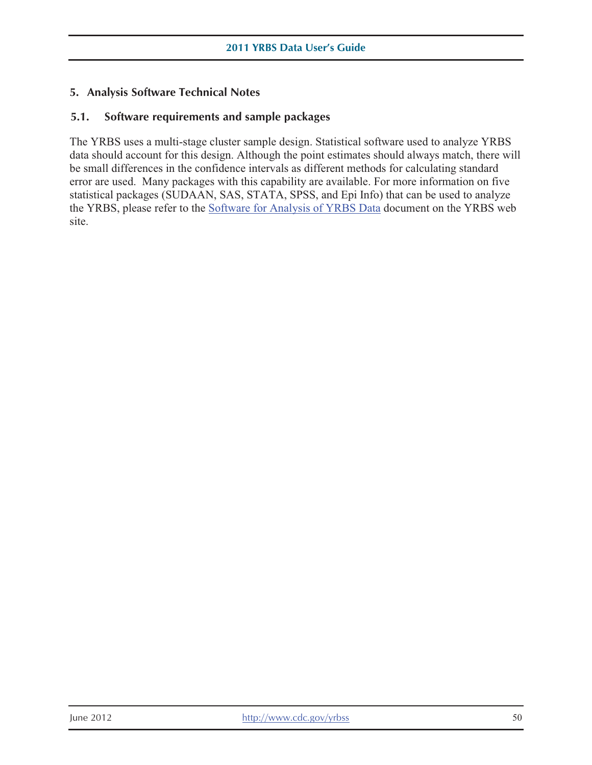## 5. Analysis Software Technical Notes

### 5.1. Software requirements and sample packages

The YRBS uses a multi-stage cluster sample design. Statistical software used to analyze YRBS data should account for this design. Although the point estimates should always match, there will be small differences in the confidence intervals as different methods for calculating standard error are used. Many packages with this capability are available. For more information on five statistical packages (SUDAAN, SAS, STATA, SPSS, and Epi Info) that can be used to analyze the YRBS, please refer to the Software for Analysis of YRBS Data document on the YRBS web site.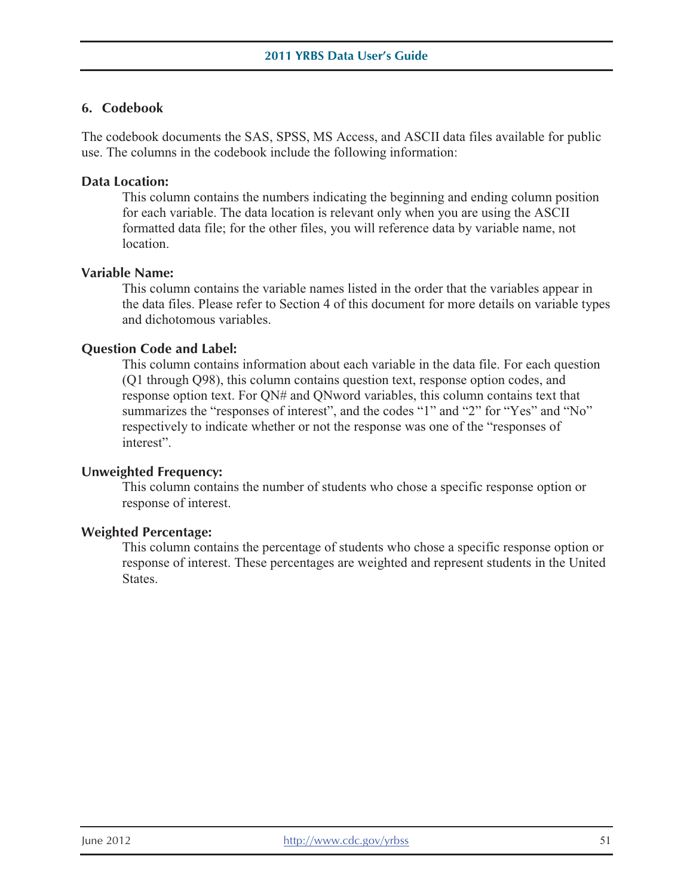## 6. Codebook

The codebook documents the SAS, SPSS, MS Access, and ASCII data files available for public use. The columns in the codebook include the following information:

**Data Location:**

This column contains the numbers indicating the beginning and ending column position for each variable. The data location is relevant only when you are using the ASCII formatted data file; for the other files, you will reference data by variable name, not location.

**Variable Name:**

This column contains the variable names listed in the order that the variables appear in the data files. Please refer to Section 4 of this document for more details on variable types and dichotomous variables.

**Question Code and Label:**

This column contains information about each variable in the data file. For each question (Q1 through Q98), this column contains question text, response option codes, and response option text. For QN# and QNword variables, this column contains text that summarizes the "responses of interest", and the codes "1" and "2" for "Yes" and "No" respectively to indicate whether or not the response was one of the "responses of interest".

**Unweighted Frequency:**

This column contains the number of students who chose a specific response option or response of interest.

**Weighted Percentage:**

This column contains the percentage of students who chose a specific response option or response of interest. These percentages are weighted and represent students in the United States.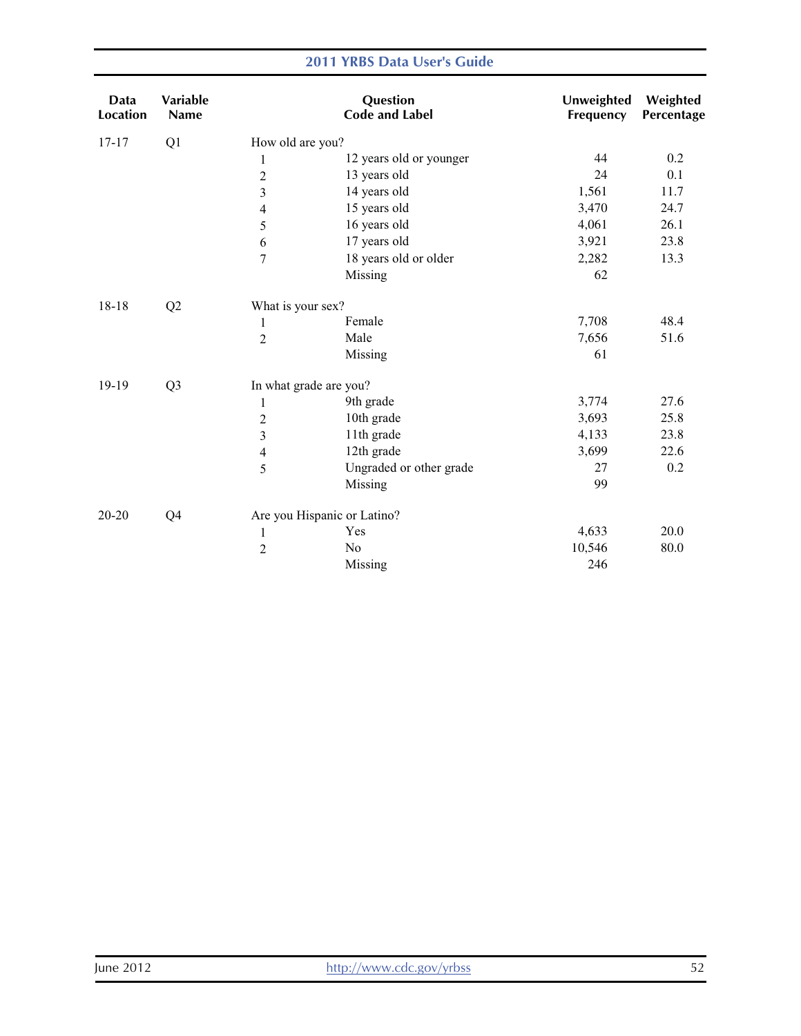| Data Location | Variable Name | Question Code | Label | Unweighted Frequency | Weighted Percentage |
|---|---|---|---|---|---|
| 17-17 | Q1 | How old are you? | | | |
| | | 1 | 12 years old or younger | 44 | 0.2 |
| | | 2 | 13 years old | 24 | 0.1 |
| | | 3 | 14 years old | 1,561 | 11.7 |
| | | 4 | 15 years old | 3,470 | 24.7 |
| | | 5 | 16 years old | 4,061 | 26.1 |
| | | 6 | 17 years old | 3,921 | 23.8 |
| | | 7 | 18 years old or older | 2,282 | 13.3 |
| | | | Missing | 62 | |
| 18-18 | Q2 | What is your sex? | | | |
| | | 1 | Female | 7,708 | 48.4 |
| | | 2 | Male | 7,656 | 51.6 |
| | | | Missing | 61 | |
| 19-19 | Q3 | In what grade are you? | | | |
| | | 1 | 9th grade | 3,774 | 27.6 |
| | | 2 | 10th grade | 3,693 | 25.8 |
| | | 3 | 11th grade | 4,133 | 23.8 |
| | | 4 | 12th grade | 3,699 | 22.6 |
| | | 5 | Ungraded or other grade | 27 | 0.2 |
| | | | Missing | 99 | |
| 20-20 | Q4 | Are you Hispanic or Latino? | | | |
| | | 1 | Yes | 4,633 | 20.0 |
| | | 2 | No | 10,546 | 80.0 |
| | | | Missing | 246 | |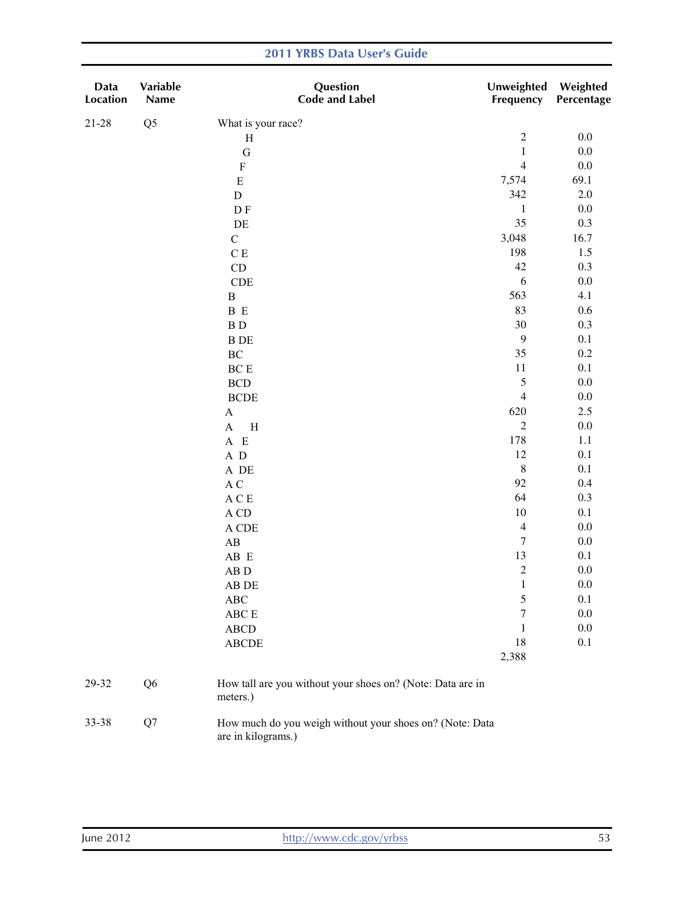| Data Location | Variable Name | Question Code and Label | Unweighted Frequency | Weighted Percentage |
|---|---|---|---|---|
| 21-28 | Q5 | What is your race? | | |
| | | H | 2 | 0.0 |
| | | G | 1 | 0.0 |
| | | F | 4 | 0.0 |
| | | E | 7,574 | 69.1 |
| | | D | 342 | 2.0 |
| | | D F | 1 | 0.0 |
| | | DE | 35 | 0.3 |
| | | C | 3,048 | 16.7 |
| | | C E | 198 | 1.5 |
| | | CD | 42 | 0.3 |
| | | CDE | 6 | 0.0 |
| | | B | 563 | 4.1 |
| | | B E | 83 | 0.6 |
| | | B D | 30 | 0.3 |
| | | B DE | 9 | 0.1 |
| | | BC | 35 | 0.2 |
| | | BC E | 11 | 0.1 |
| | | BCD | 5 | 0.0 |
| | | BCDE | 4 | 0.0 |
| | | A | 620 | 2.5 |
| | | A H | 2 | 0.0 |
| | | A E | 178 | 1.1 |
| | | A D | 12 | 0.1 |
| | | A DE | 8 | 0.1 |
| | | A C | 92 | 0.4 |
| | | A C E | 64 | 0.3 |
| | | A CD | 10 | 0.1 |
| | | A CDE | 4 | 0.0 |
| | | AB | 7 | 0.0 |
| | | AB E | 13 | 0.1 |
| | | AB D | 2 | 0.0 |
| | | AB DE | 1 | 0.0 |
| | | ABC | 5 | 0.1 |
| | | ABC E | 7 | 0.0 |
| | | ABCD | 1 | 0.0 |
| | | ABCDE | 18 | 0.1 |
| | | | 2,388 | |
| 29-32 | Q6 | How tall are you without your shoes on? (Note: Data are in meters.) | | |
| 33-38 | Q7 | How much do you weigh without your shoes on? (Note: Data are in kilograms.) | | |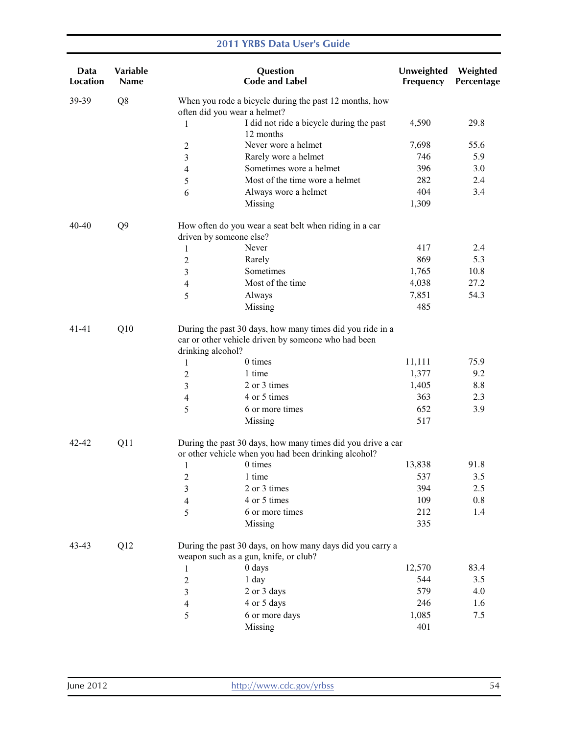| Data Location | Variable Name | Question Code and Label | | Unweighted Frequency | Weighted Percentage |
|---|---|---|---|---|---|
| 39-39 | Q8 | When you rode a bicycle during the past 12 months, how often did you wear a helmet? | | | |
| | | 1 | I did not ride a bicycle during the past 12 months | 4,590 | 29.8 |
| | | 2 | Never wore a helmet | 7,698 | 55.6 |
| | | 3 | Rarely wore a helmet | 746 | 5.9 |
| | | 4 | Sometimes wore a helmet | 396 | 3.0 |
| | | 5 | Most of the time wore a helmet | 282 | 2.4 |
| | | 6 | Always wore a helmet | 404 | 3.4 |
| | | | Missing | 1,309 | |
| 40-40 | Q9 | How often do you wear a seat belt when riding in a car driven by someone else? | | | |
| | | 1 | Never | 417 | 2.4 |
| | | 2 | Rarely | 869 | 5.3 |
| | | 3 | Sometimes | 1,765 | 10.8 |
| | | 4 | Most of the time | 4,038 | 27.2 |
| | | 5 | Always | 7,851 | 54.3 |
| | | | Missing | 485 | |
| 41-41 | Q10 | During the past 30 days, how many times did you ride in a car or other vehicle driven by someone who had been drinking alcohol? | | | |
| | | 1 | 0 times | 11,111 | 75.9 |
| | | 2 | 1 time | 1,377 | 9.2 |
| | | 3 | 2 or 3 times | 1,405 | 8.8 |
| | | 4 | 4 or 5 times | 363 | 2.3 |
| | | 5 | 6 or more times | 652 | 3.9 |
| | | | Missing | 517 | |
| 42-42 | Q11 | During the past 30 days, how many times did you drive a car or other vehicle when you had been drinking alcohol? | | | |
| | | 1 | 0 times | 13,838 | 91.8 |
| | | 2 | 1 time | 537 | 3.5 |
| | | 3 | 2 or 3 times | 394 | 2.5 |
| | | 4 | 4 or 5 times | 109 | 0.8 |
| | | 5 | 6 or more times | 212 | 1.4 |
| | | | Missing | 335 | |
| 43-43 | Q12 | During the past 30 days, on how many days did you carry a weapon such as a gun, knife, or club? | | | |
| | | 1 | 0 days | 12,570 | 83.4 |
| | | 2 | 1 day | 544 | 3.5 |
| | | 3 | 2 or 3 days | 579 | 4.0 |
| | | 4 | 4 or 5 days | 246 | 1.6 |
| | | 5 | 6 or more days | 1,085 | 7.5 |
| | | | Missing | 401 | |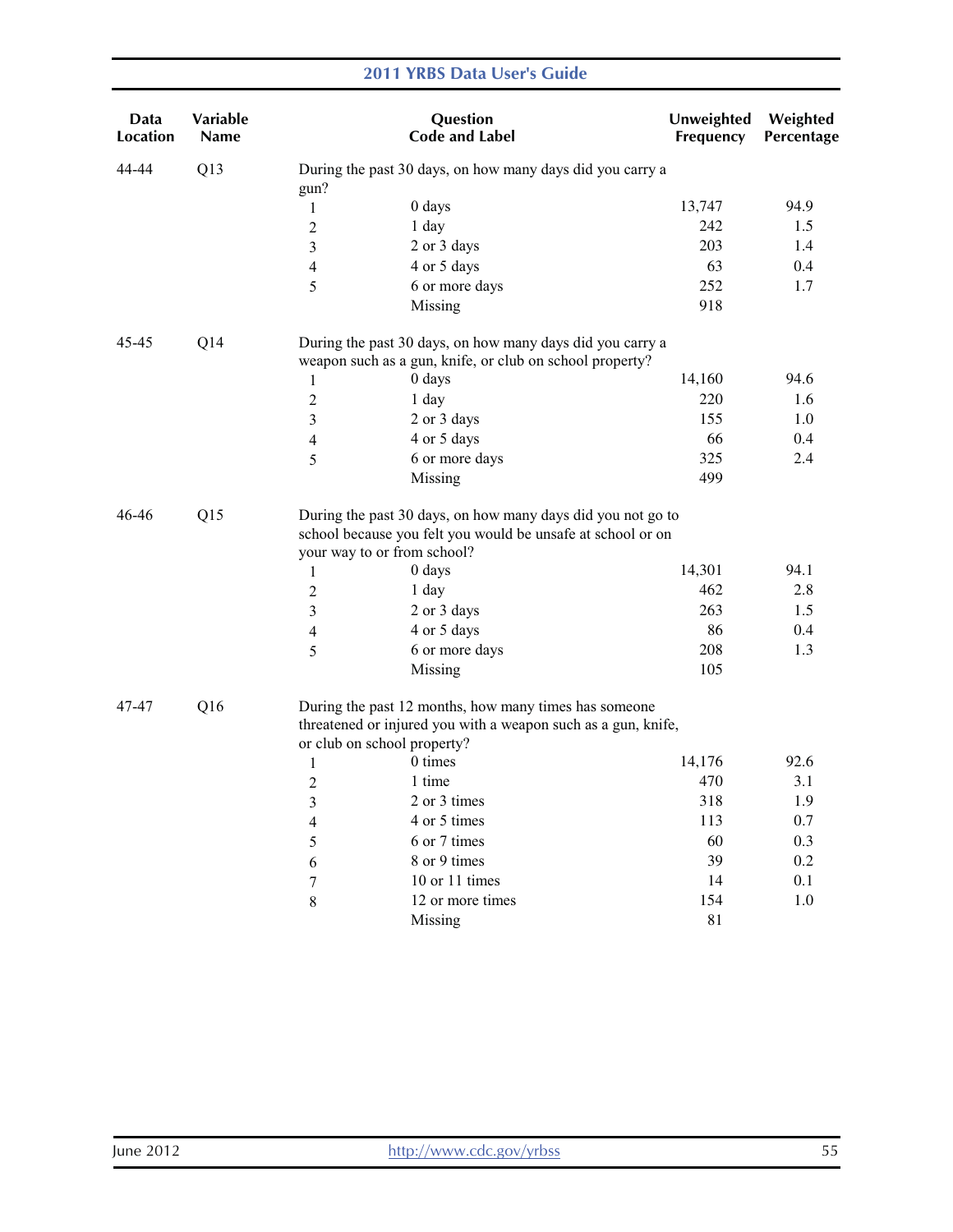| Data Location | Variable Name | Question Code and Label | | Unweighted Frequency | Weighted Percentage |
|---|---|---|---|---|---|
| 44-44 | Q13 | During the past 30 days, on how many days did you carry a gun? | | | |
| | | 1 | 0 days | 13,747 | 94.9 |
| | | 2 | 1 day | 242 | 1.5 |
| | | 3 | 2 or 3 days | 203 | 1.4 |
| | | 4 | 4 or 5 days | 63 | 0.4 |
| | | 5 | 6 or more days | 252 | 1.7 |
| | | | Missing | 918 | |
| 45-45 | Q14 | During the past 30 days, on how many days did you carry a weapon such as a gun, knife, or club on school property? | | | |
| | | 1 | 0 days | 14,160 | 94.6 |
| | | 2 | 1 day | 220 | 1.6 |
| | | 3 | 2 or 3 days | 155 | 1.0 |
| | | 4 | 4 or 5 days | 66 | 0.4 |
| | | 5 | 6 or more days | 325 | 2.4 |
| | | | Missing | 499 | |
| 46-46 | Q15 | During the past 30 days, on how many days did you not go to school because you felt you would be unsafe at school or on your way to or from school? | | | |
| | | 1 | 0 days | 14,301 | 94.1 |
| | | 2 | 1 day | 462 | 2.8 |
| | | 3 | 2 or 3 days | 263 | 1.5 |
| | | 4 | 4 or 5 days | 86 | 0.4 |
| | | 5 | 6 or more days | 208 | 1.3 |
| | | | Missing | 105 | |
| 47-47 | Q16 | During the past 12 months, how many times has someone threatened or injured you with a weapon such as a gun, knife, or club on school property? | | | |
| | | 1 | 0 times | 14,176 | 92.6 |
| | | 2 | 1 time | 470 | 3.1 |
| | | 3 | 2 or 3 times | 318 | 1.9 |
| | | 4 | 4 or 5 times | 113 | 0.7 |
| | | 5 | 6 or 7 times | 60 | 0.3 |
| | | 6 | 8 or 9 times | 39 | 0.2 |
| | | 7 | 10 or 11 times | 14 | 0.1 |
| | | 8 | 12 or more times | 154 | 1.0 |
| | | | Missing | 81 | |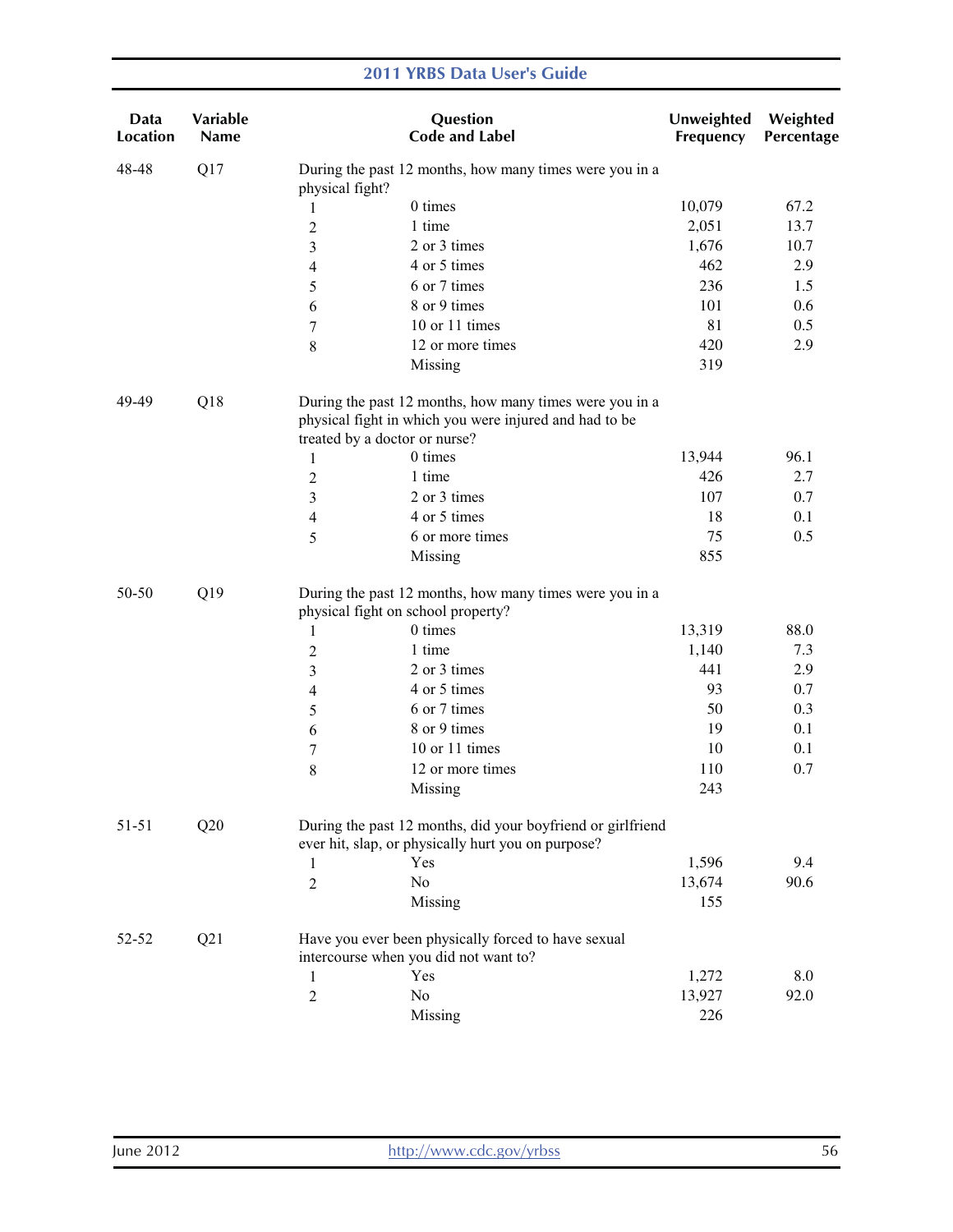| Data Location | Variable Name | Question Code and Label | | Unweighted Frequency | Weighted Percentage |
|---|---|---|---|---|---|
| 48-48 | Q17 | During the past 12 months, how many times were you in a physical fight? | | | |
| | | 1 | 0 times | 10,079 | 67.2 |
| | | 2 | 1 time | 2,051 | 13.7 |
| | | 3 | 2 or 3 times | 1,676 | 10.7 |
| | | 4 | 4 or 5 times | 462 | 2.9 |
| | | 5 | 6 or 7 times | 236 | 1.5 |
| | | 6 | 8 or 9 times | 101 | 0.6 |
| | | 7 | 10 or 11 times | 81 | 0.5 |
| | | 8 | 12 or more times | 420 | 2.9 |
| | | | Missing | 319 | |
| 49-49 | Q18 | During the past 12 months, how many times were you in a physical fight in which you were injured and had to be treated by a doctor or nurse? | | | |
| | | 1 | 0 times | 13,944 | 96.1 |
| | | 2 | 1 time | 426 | 2.7 |
| | | 3 | 2 or 3 times | 107 | 0.7 |
| | | 4 | 4 or 5 times | 18 | 0.1 |
| | | 5 | 6 or more times | 75 | 0.5 |
| | | | Missing | 855 | |
| 50-50 | Q19 | During the past 12 months, how many times were you in a physical fight on school property? | | | |
| | | 1 | 0 times | 13,319 | 88.0 |
| | | 2 | 1 time | 1,140 | 7.3 |
| | | 3 | 2 or 3 times | 441 | 2.9 |
| | | 4 | 4 or 5 times | 93 | 0.7 |
| | | 5 | 6 or 7 times | 50 | 0.3 |
| | | 6 | 8 or 9 times | 19 | 0.1 |
| | | 7 | 10 or 11 times | 10 | 0.1 |
| | | 8 | 12 or more times | 110 | 0.7 |
| | | | Missing | 243 | |
| 51-51 | Q20 | During the past 12 months, did your boyfriend or girlfriend ever hit, slap, or physically hurt you on purpose? | | | |
| | | 1 | Yes | 1,596 | 9.4 |
| | | 2 | No | 13,674 | 90.6 |
| | | | Missing | 155 | |
| 52-52 | Q21 | Have you ever been physically forced to have sexual intercourse when you did not want to? | | | |
| | | 1 | Yes | 1,272 | 8.0 |
| | | 2 | No | 13,927 | 92.0 |
| | | | Missing | 226 | |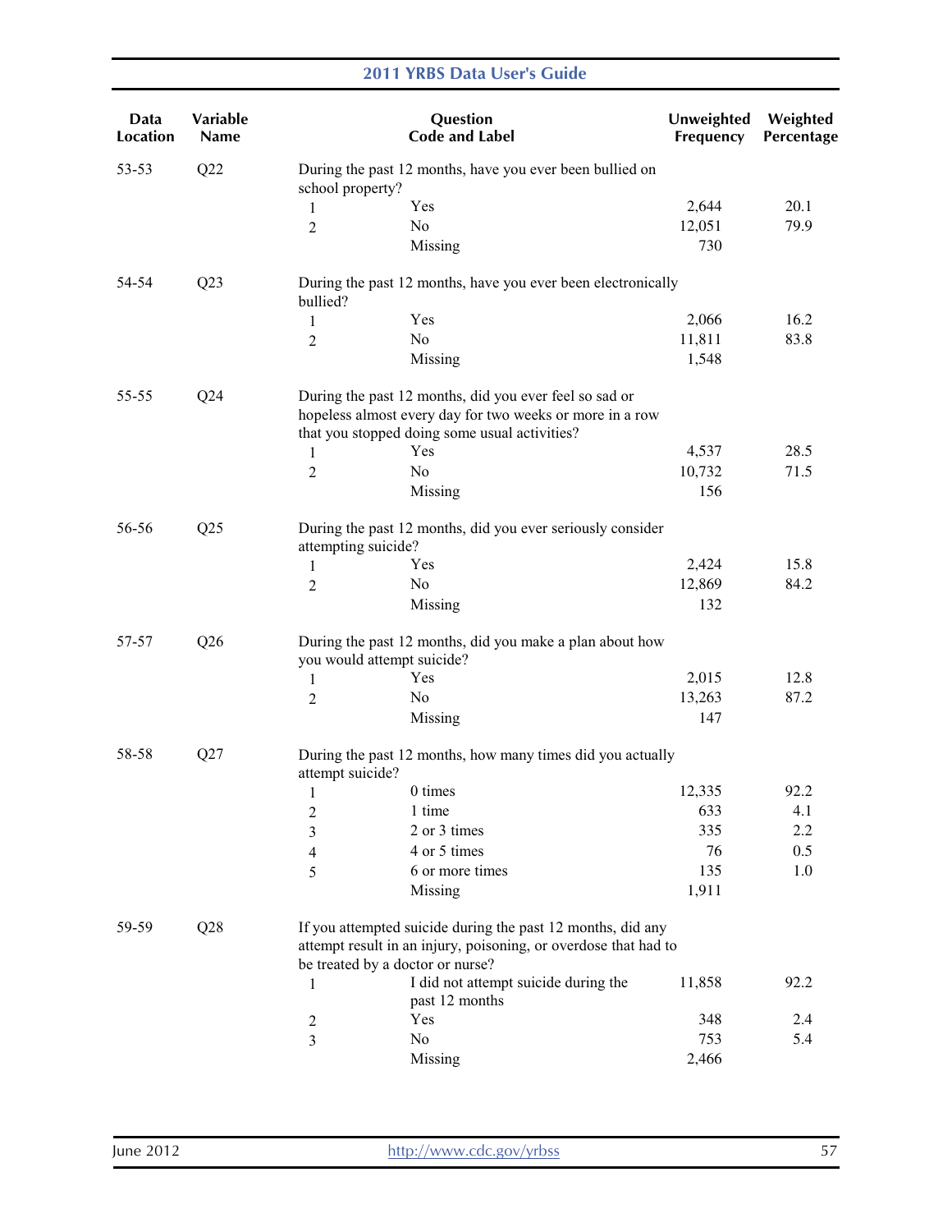| Data Location | Variable Name | Question Code and Label | | Unweighted Frequency | Weighted Percentage |
|---|---|---|---|---|---|
| 53-53 | Q22 | During the past 12 months, have you ever been bullied on school property? | | | |
| | | 1 | Yes | 2,644 | 20.1 |
| | | 2 | No | 12,051 | 79.9 |
| | | | Missing | 730 | |
| 54-54 | Q23 | During the past 12 months, have you ever been electronically bullied? | | | |
| | | 1 | Yes | 2,066 | 16.2 |
| | | 2 | No | 11,811 | 83.8 |
| | | | Missing | 1,548 | |
| 55-55 | Q24 | During the past 12 months, did you ever feel so sad or hopeless almost every day for two weeks or more in a row that you stopped doing some usual activities? | | | |
| | | 1 | Yes | 4,537 | 28.5 |
| | | 2 | No | 10,732 | 71.5 |
| | | | Missing | 156 | |
| 56-56 | Q25 | During the past 12 months, did you ever seriously consider attempting suicide? | | | |
| | | 1 | Yes | 2,424 | 15.8 |
| | | 2 | No | 12,869 | 84.2 |
| | | | Missing | 132 | |
| 57-57 | Q26 | During the past 12 months, did you make a plan about how you would attempt suicide? | | | |
| | | 1 | Yes | 2,015 | 12.8 |
| | | 2 | No | 13,263 | 87.2 |
| | | | Missing | 147 | |
| 58-58 | Q27 | During the past 12 months, how many times did you actually attempt suicide? | | | |
| | | 1 | 0 times | 12,335 | 92.2 |
| | | 2 | 1 time | 633 | 4.1 |
| | | 3 | 2 or 3 times | 335 | 2.2 |
| | | 4 | 4 or 5 times | 76 | 0.5 |
| | | 5 | 6 or more times | 135 | 1.0 |
| | | | Missing | 1,911 | |
| 59-59 | Q28 | If you attempted suicide during the past 12 months, did any attempt result in an injury, poisoning, or overdose that had to be treated by a doctor or nurse? | | | |
| | | 1 | I did not attempt suicide during the past 12 months | 11,858 | 92.2 |
| | | 2 | Yes | 348 | 2.4 |
| | | 3 | No | 753 | 5.4 |
| | | | Missing | 2,466 | |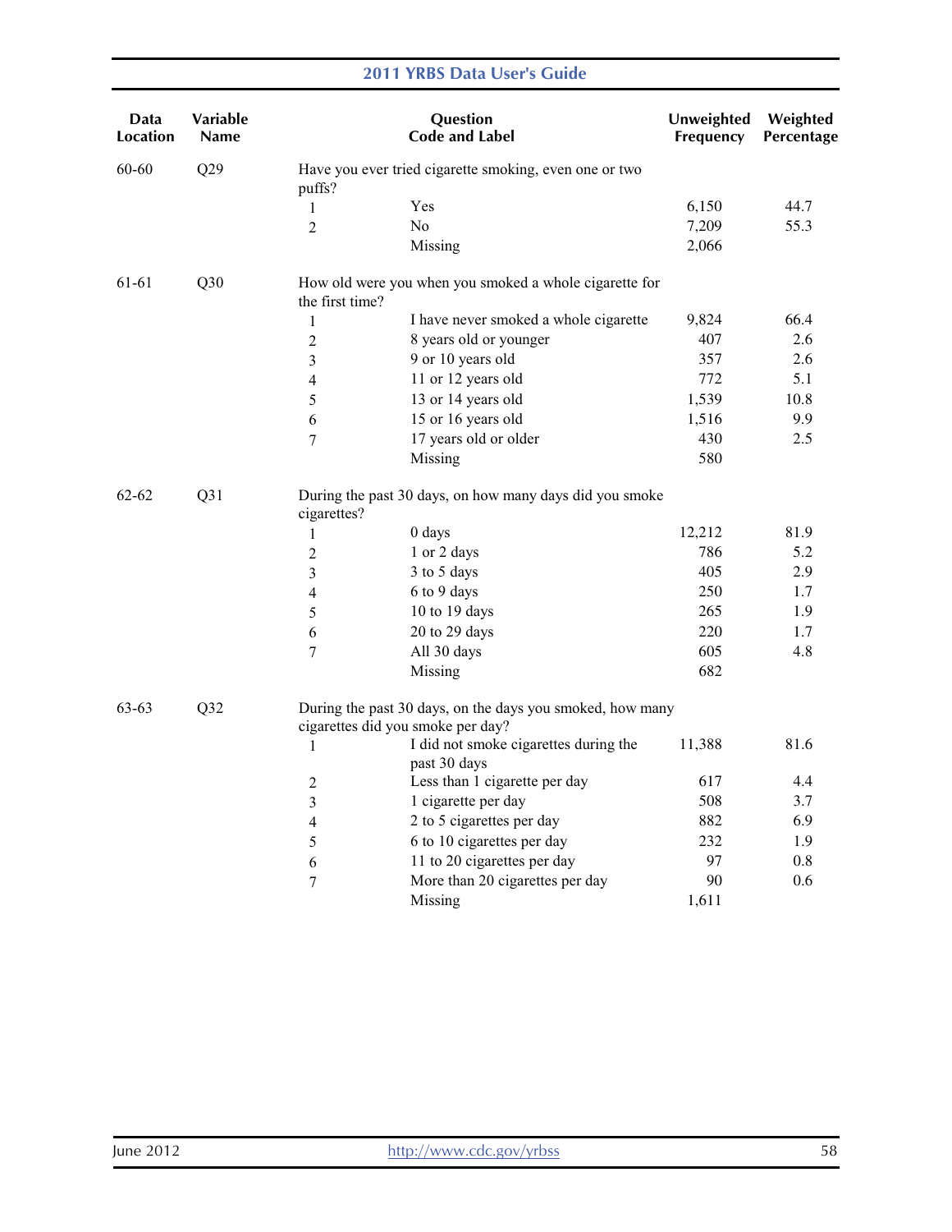| Data Location | Variable Name | Question Code and Label | | Unweighted Frequency | Weighted Percentage |
|---|---|---|---|---|---|
| 60-60 | Q29 | Have you ever tried cigarette smoking, even one or two puffs? | | | |
| | | 1 | Yes | 6,150 | 44.7 |
| | | 2 | No | 7,209 | 55.3 |
| | | | Missing | 2,066 | |
| 61-61 | Q30 | How old were you when you smoked a whole cigarette for the first time? | | | |
| | | 1 | I have never smoked a whole cigarette | 9,824 | 66.4 |
| | | 2 | 8 years old or younger | 407 | 2.6 |
| | | 3 | 9 or 10 years old | 357 | 2.6 |
| | | 4 | 11 or 12 years old | 772 | 5.1 |
| | | 5 | 13 or 14 years old | 1,539 | 10.8 |
| | | 6 | 15 or 16 years old | 1,516 | 9.9 |
| | | 7 | 17 years old or older | 430 | 2.5 |
| | | | Missing | 580 | |
| 62-62 | Q31 | During the past 30 days, on how many days did you smoke cigarettes? | | | |
| | | 1 | 0 days | 12,212 | 81.9 |
| | | 2 | 1 or 2 days | 786 | 5.2 |
| | | 3 | 3 to 5 days | 405 | 2.9 |
| | | 4 | 6 to 9 days | 250 | 1.7 |
| | | 5 | 10 to 19 days | 265 | 1.9 |
| | | 6 | 20 to 29 days | 220 | 1.7 |
| | | 7 | All 30 days | 605 | 4.8 |
| | | | Missing | 682 | |
| 63-63 | Q32 | During the past 30 days, on the days you smoked, how many cigarettes did you smoke per day? | | | |
| | | 1 | I did not smoke cigarettes during the past 30 days | 11,388 | 81.6 |
| | | 2 | Less than 1 cigarette per day | 617 | 4.4 |
| | | 3 | 1 cigarette per day | 508 | 3.7 |
| | | 4 | 2 to 5 cigarettes per day | 882 | 6.9 |
| | | 5 | 6 to 10 cigarettes per day | 232 | 1.9 |
| | | 6 | 11 to 20 cigarettes per day | 97 | 0.8 |
| | | 7 | More than 20 cigarettes per day | 90 | 0.6 |
| | | | Missing | 1,611 | |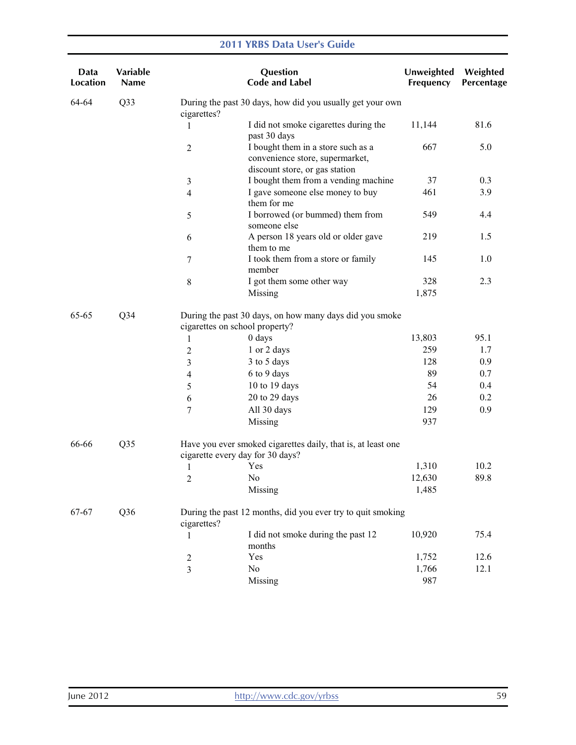| Data Location | Variable Name | Question Code and Label | | Unweighted Frequency | Weighted Percentage |
|---|---|---|---|---|---|
| 64-64 | Q33 | During the past 30 days, how did you usually get your own cigarettes? | | | |
| | | 1 | I did not smoke cigarettes during the past 30 days | 11,144 | 81.6 |
| | | 2 | I bought them in a store such as a convenience store, supermarket, discount store, or gas station | 667 | 5.0 |
| | | 3 | I bought them from a vending machine | 37 | 0.3 |
| | | 4 | I gave someone else money to buy them for me | 461 | 3.9 |
| | | 5 | I borrowed (or bummed) them from someone else | 549 | 4.4 |
| | | 6 | A person 18 years old or older gave them to me | 219 | 1.5 |
| | | 7 | I took them from a store or family member | 145 | 1.0 |
| | | 8 | I got them some other way | 328 | 2.3 |
| | | | Missing | 1,875 | |
| 65-65 | Q34 | During the past 30 days, on how many days did you smoke cigarettes on school property? | | | |
| | | 1 | 0 days | 13,803 | 95.1 |
| | | 2 | 1 or 2 days | 259 | 1.7 |
| | | 3 | 3 to 5 days | 128 | 0.9 |
| | | 4 | 6 to 9 days | 89 | 0.7 |
| | | 5 | 10 to 19 days | 54 | 0.4 |
| | | 6 | 20 to 29 days | 26 | 0.2 |
| | | 7 | All 30 days | 129 | 0.9 |
| | | | Missing | 937 | |
| 66-66 | Q35 | Have you ever smoked cigarettes daily, that is, at least one cigarette every day for 30 days? | | | |
| | | 1 | Yes | 1,310 | 10.2 |
| | | 2 | No | 12,630 | 89.8 |
| | | | Missing | 1,485 | |
| 67-67 | Q36 | During the past 12 months, did you ever try to quit smoking cigarettes? | | | |
| | | 1 | I did not smoke during the past 12 months | 10,920 | 75.4 |
| | | 2 | Yes | 1,752 | 12.6 |
| | | 3 | No | 1,766 | 12.1 |
| | | | Missing | 987 | |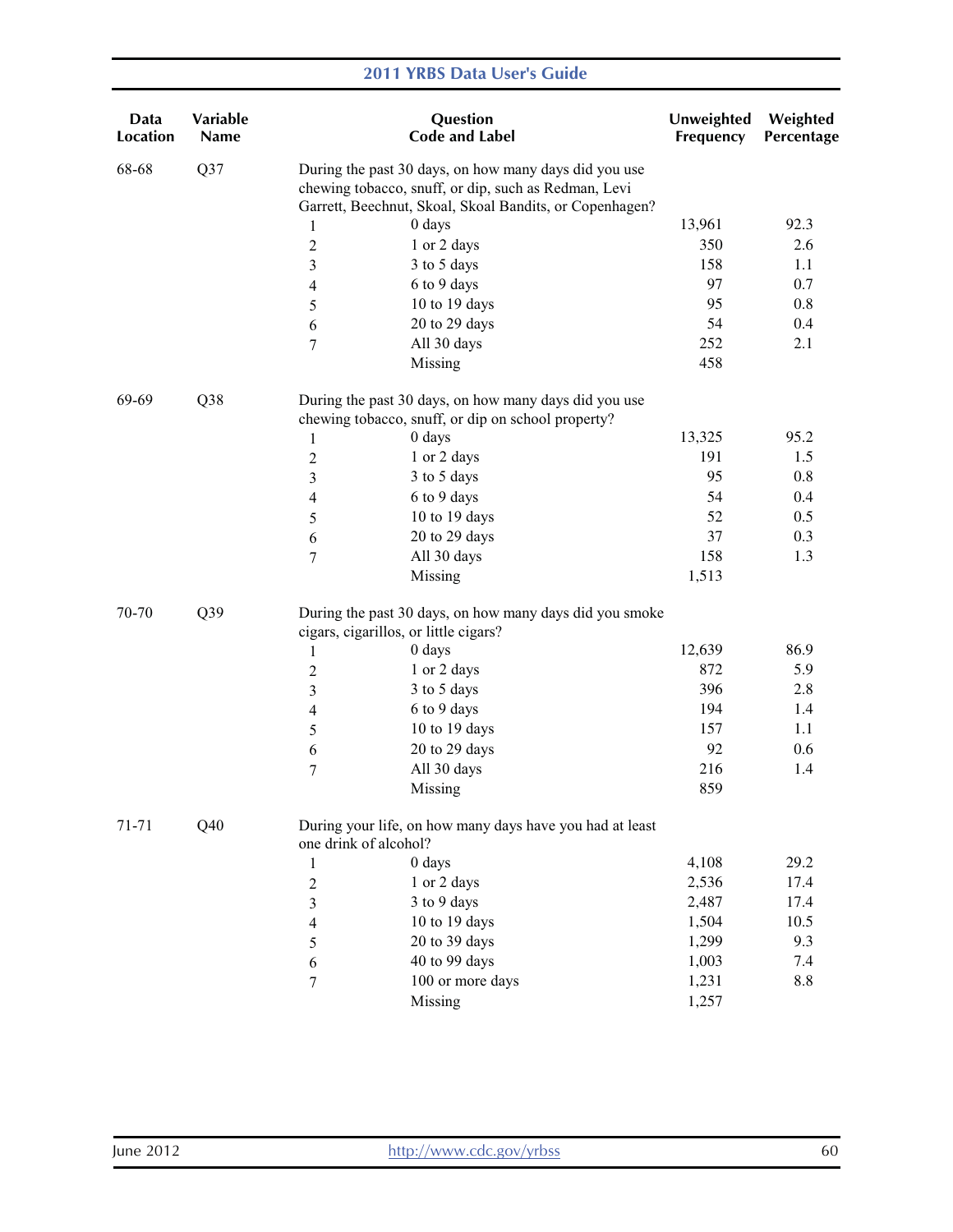| Data Location | Variable Name | Question Code and Label | | Unweighted Frequency | Weighted Percentage |
|---|---|---|---|---|---|
| 68-68 | Q37 | During the past 30 days, on how many days did you use chewing tobacco, snuff, or dip, such as Redman, Levi Garrett, Beechnut, Skoal, Skoal Bandits, or Copenhagen? | | | |
| | | 1 | 0 days | 13,961 | 92.3 |
| | | 2 | 1 or 2 days | 350 | 2.6 |
| | | 3 | 3 to 5 days | 158 | 1.1 |
| | | 4 | 6 to 9 days | 97 | 0.7 |
| | | 5 | 10 to 19 days | 95 | 0.8 |
| | | 6 | 20 to 29 days | 54 | 0.4 |
| | | 7 | All 30 days | 252 | 2.1 |
| | | | Missing | 458 | |
| 69-69 | Q38 | During the past 30 days, on how many days did you use chewing tobacco, snuff, or dip on school property? | | | |
| | | 1 | 0 days | 13,325 | 95.2 |
| | | 2 | 1 or 2 days | 191 | 1.5 |
| | | 3 | 3 to 5 days | 95 | 0.8 |
| | | 4 | 6 to 9 days | 54 | 0.4 |
| | | 5 | 10 to 19 days | 52 | 0.5 |
| | | 6 | 20 to 29 days | 37 | 0.3 |
| | | 7 | All 30 days | 158 | 1.3 |
| | | | Missing | 1,513 | |
| 70-70 | Q39 | During the past 30 days, on how many days did you smoke cigars, cigarillos, or little cigars? | | | |
| | | 1 | 0 days | 12,639 | 86.9 |
| | | 2 | 1 or 2 days | 872 | 5.9 |
| | | 3 | 3 to 5 days | 396 | 2.8 |
| | | 4 | 6 to 9 days | 194 | 1.4 |
| | | 5 | 10 to 19 days | 157 | 1.1 |
| | | 6 | 20 to 29 days | 92 | 0.6 |
| | | 7 | All 30 days | 216 | 1.4 |
| | | | Missing | 859 | |
| 71-71 | Q40 | During your life, on how many days have you had at least one drink of alcohol? | | | |
| | | 1 | 0 days | 4,108 | 29.2 |
| | | 2 | 1 or 2 days | 2,536 | 17.4 |
| | | 3 | 3 to 9 days | 2,487 | 17.4 |
| | | 4 | 10 to 19 days | 1,504 | 10.5 |
| | | 5 | 20 to 39 days | 1,299 | 9.3 |
| | | 6 | 40 to 99 days | 1,003 | 7.4 |
| | | 7 | 100 or more days | 1,231 | 8.8 |
| | | | Missing | 1,257 | |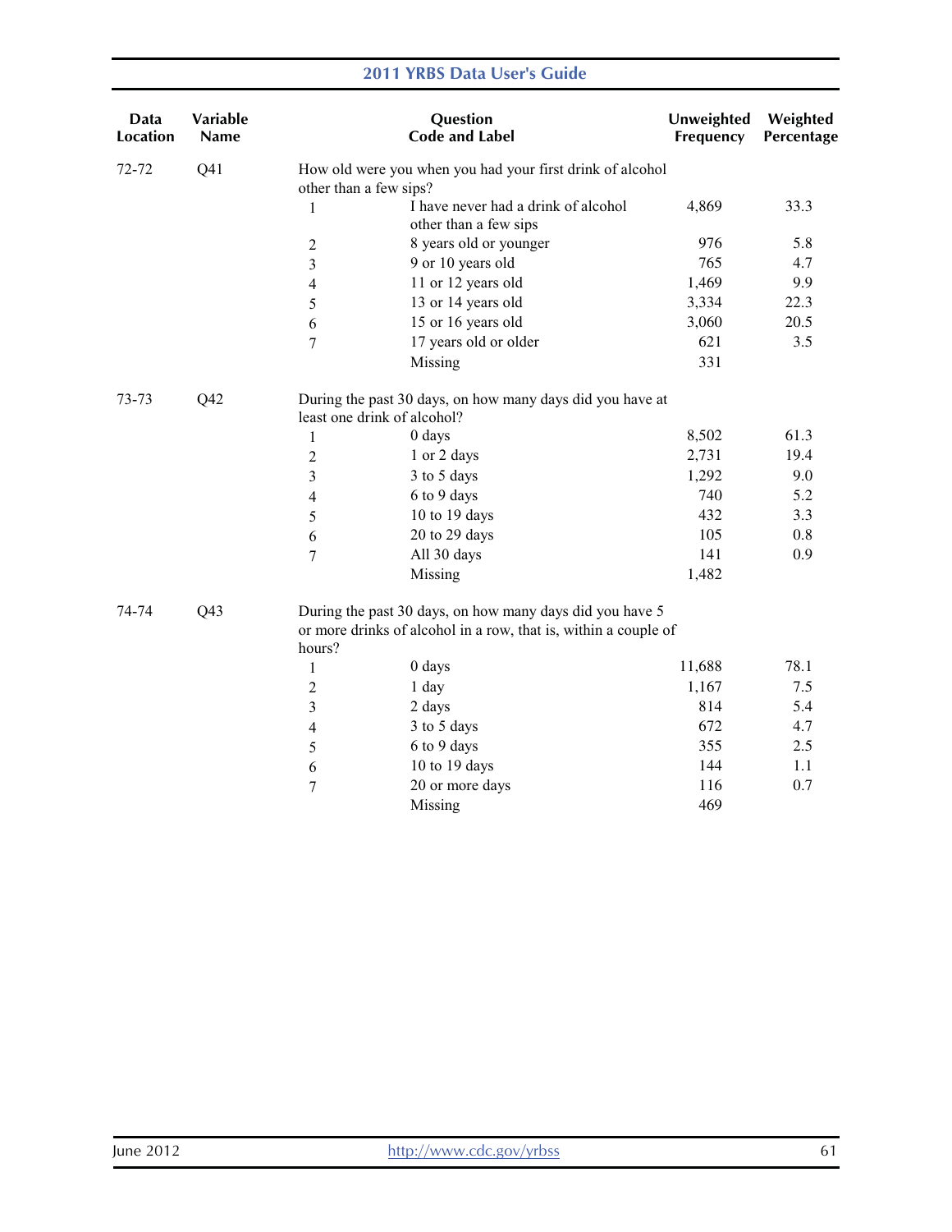| Data Location | Variable Name | Question Code and Label | | Unweighted Frequency | Weighted Percentage |
|---|---|---|---|---|---|
| 72-72 | Q41 | How old were you when you had your first drink of alcohol other than a few sips? | | | |
| | | 1 | I have never had a drink of alcohol other than a few sips | 4,869 | 33.3 |
| | | 2 | 8 years old or younger | 976 | 5.8 |
| | | 3 | 9 or 10 years old | 765 | 4.7 |
| | | 4 | 11 or 12 years old | 1,469 | 9.9 |
| | | 5 | 13 or 14 years old | 3,334 | 22.3 |
| | | 6 | 15 or 16 years old | 3,060 | 20.5 |
| | | 7 | 17 years old or older | 621 | 3.5 |
| | | | Missing | 331 | |
| 73-73 | Q42 | During the past 30 days, on how many days did you have at least one drink of alcohol? | | | |
| | | 1 | 0 days | 8,502 | 61.3 |
| | | 2 | 1 or 2 days | 2,731 | 19.4 |
| | | 3 | 3 to 5 days | 1,292 | 9.0 |
| | | 4 | 6 to 9 days | 740 | 5.2 |
| | | 5 | 10 to 19 days | 432 | 3.3 |
| | | 6 | 20 to 29 days | 105 | 0.8 |
| | | 7 | All 30 days | 141 | 0.9 |
| | | | Missing | 1,482 | |
| 74-74 | Q43 | During the past 30 days, on how many days did you have 5 or more drinks of alcohol in a row, that is, within a couple of hours? | | | |
| | | 1 | 0 days | 11,688 | 78.1 |
| | | 2 | 1 day | 1,167 | 7.5 |
| | | 3 | 2 days | 814 | 5.4 |
| | | 4 | 3 to 5 days | 672 | 4.7 |
| | | 5 | 6 to 9 days | 355 | 2.5 |
| | | 6 | 10 to 19 days | 144 | 1.1 |
| | | 7 | 20 or more days | 116 | 0.7 |
| | | | Missing | 469 | |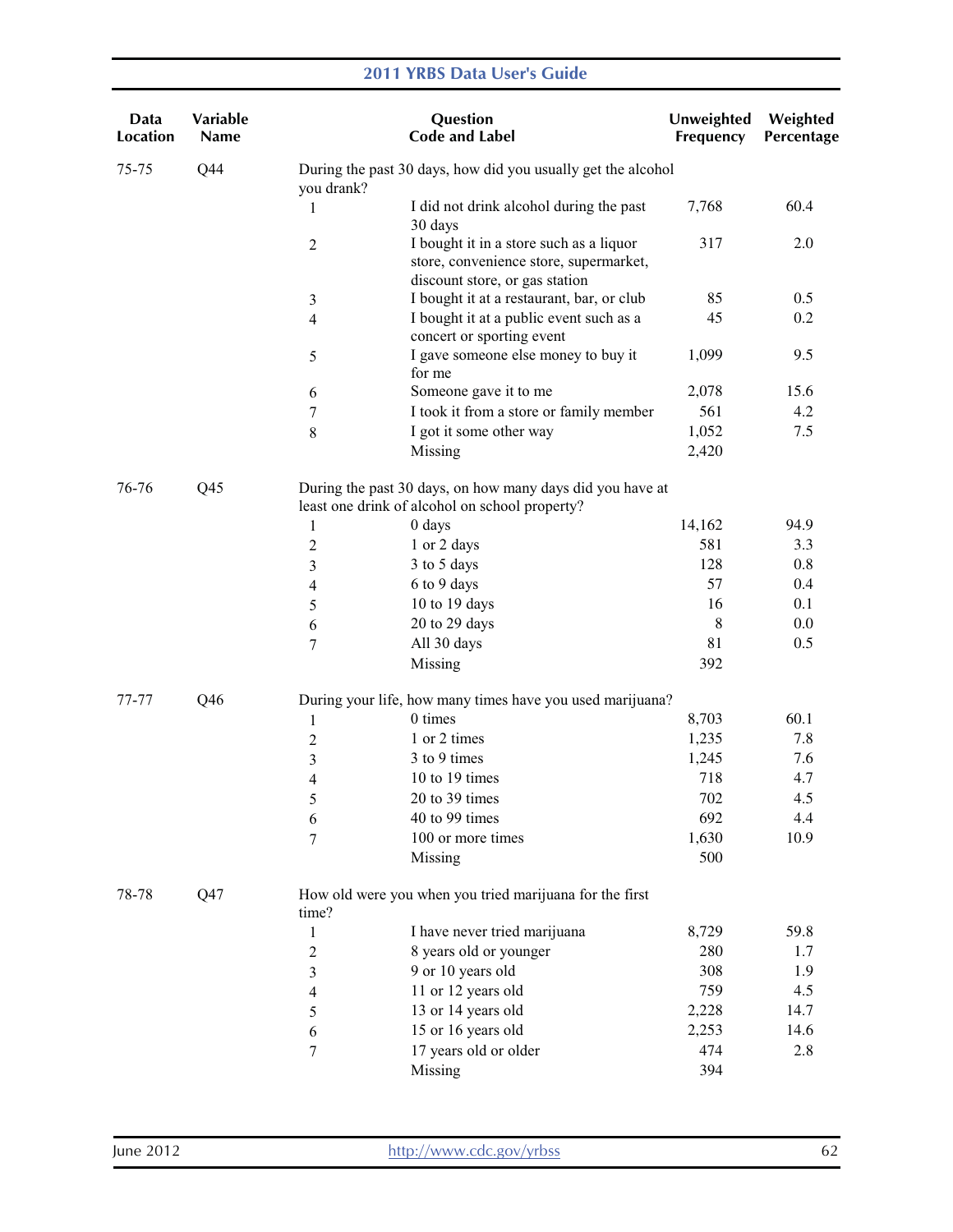| Data Location | Variable Name | Question Code and Label | | Unweighted Frequency | Weighted Percentage |
|---|---|---|---|---|---|
| 75-75 | Q44 | During the past 30 days, how did you usually get the alcohol you drank? | | | |
| | | 1 | I did not drink alcohol during the past 30 days | 7,768 | 60.4 |
| | | 2 | I bought it in a store such as a liquor store, convenience store, supermarket, discount store, or gas station | 317 | 2.0 |
| | | 3 | I bought it at a restaurant, bar, or club | 85 | 0.5 |
| | | 4 | I bought it at a public event such as a concert or sporting event | 45 | 0.2 |
| | | 5 | I gave someone else money to buy it for me | 1,099 | 9.5 |
| | | 6 | Someone gave it to me | 2,078 | 15.6 |
| | | 7 | I took it from a store or family member | 561 | 4.2 |
| | | 8 | I got it some other way | 1,052 | 7.5 |
| | | | Missing | 2,420 | |
| 76-76 | Q45 | During the past 30 days, on how many days did you have at least one drink of alcohol on school property? | | | |
| | | 1 | 0 days | 14,162 | 94.9 |
| | | 2 | 1 or 2 days | 581 | 3.3 |
| | | 3 | 3 to 5 days | 128 | 0.8 |
| | | 4 | 6 to 9 days | 57 | 0.4 |
| | | 5 | 10 to 19 days | 16 | 0.1 |
| | | 6 | 20 to 29 days | 8 | 0.0 |
| | | 7 | All 30 days | 81 | 0.5 |
| | | | Missing | 392 | |
| 77-77 | Q46 | During your life, how many times have you used marijuana? | | | |
| | | 1 | 0 times | 8,703 | 60.1 |
| | | 2 | 1 or 2 times | 1,235 | 7.8 |
| | | 3 | 3 to 9 times | 1,245 | 7.6 |
| | | 4 | 10 to 19 times | 718 | 4.7 |
| | | 5 | 20 to 39 times | 702 | 4.5 |
| | | 6 | 40 to 99 times | 692 | 4.4 |
| | | 7 | 100 or more times | 1,630 | 10.9 |
| | | | Missing | 500 | |
| 78-78 | Q47 | How old were you when you tried marijuana for the first time? | | | |
| | | 1 | I have never tried marijuana | 8,729 | 59.8 |
| | | 2 | 8 years old or younger | 280 | 1.7 |
| | | 3 | 9 or 10 years old | 308 | 1.9 |
| | | 4 | 11 or 12 years old | 759 | 4.5 |
| | | 5 | 13 or 14 years old | 2,228 | 14.7 |
| | | 6 | 15 or 16 years old | 2,253 | 14.6 |
| | | 7 | 17 years old or older | 474 | 2.8 |
| | | | Missing | 394 | |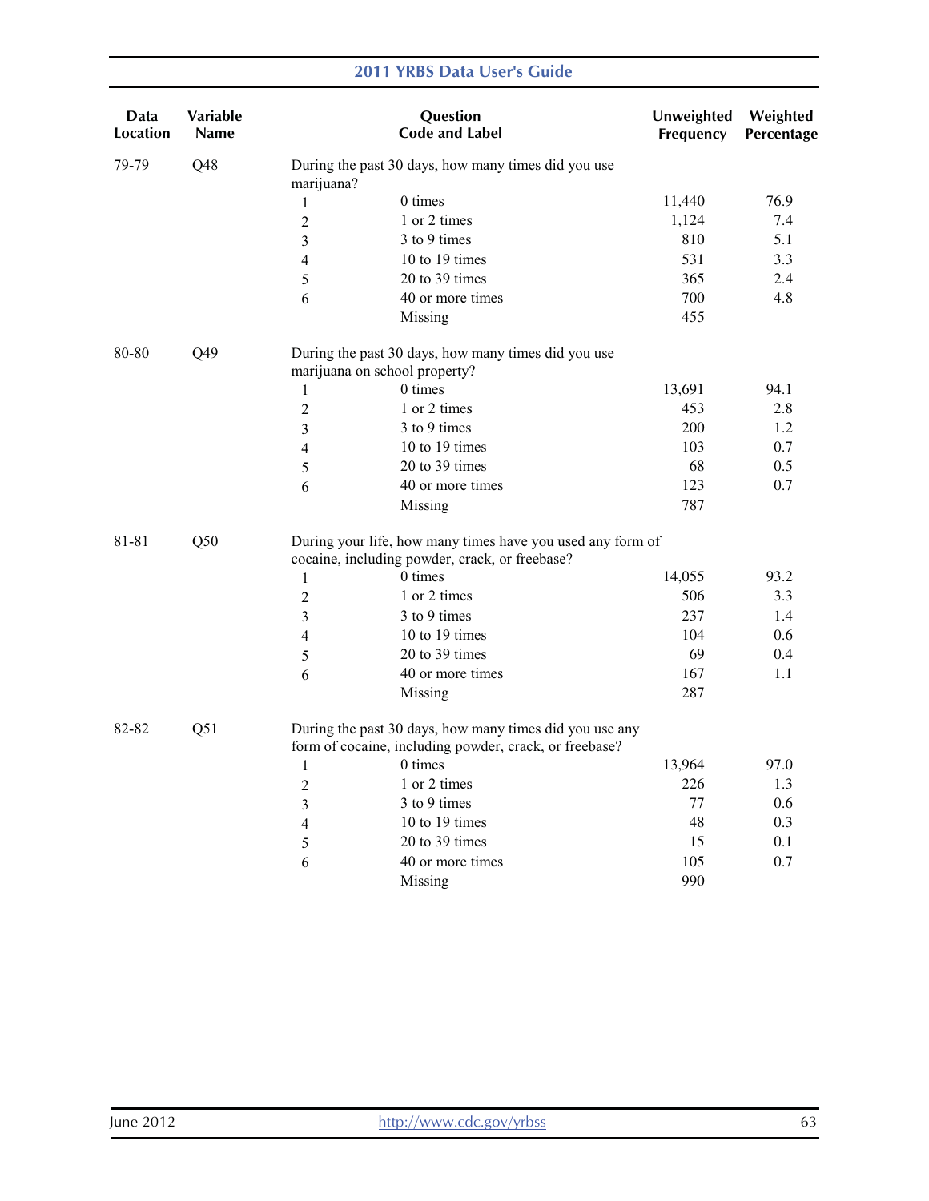| Data Location | Variable Name | Question Code and Label | | Unweighted Frequency | Weighted Percentage |
|---|---|---|---|---|---|
| 79-79 | Q48 | During the past 30 days, how many times did you use marijuana? | | | |
| | | 1 | 0 times | 11,440 | 76.9 |
| | | 2 | 1 or 2 times | 1,124 | 7.4 |
| | | 3 | 3 to 9 times | 810 | 5.1 |
| | | 4 | 10 to 19 times | 531 | 3.3 |
| | | 5 | 20 to 39 times | 365 | 2.4 |
| | | 6 | 40 or more times | 700 | 4.8 |
| | | | Missing | 455 | |
| 80-80 | Q49 | During the past 30 days, how many times did you use marijuana on school property? | | | |
| | | 1 | 0 times | 13,691 | 94.1 |
| | | 2 | 1 or 2 times | 453 | 2.8 |
| | | 3 | 3 to 9 times | 200 | 1.2 |
| | | 4 | 10 to 19 times | 103 | 0.7 |
| | | 5 | 20 to 39 times | 68 | 0.5 |
| | | 6 | 40 or more times | 123 | 0.7 |
| | | | Missing | 787 | |
| 81-81 | Q50 | During your life, how many times have you used any form of cocaine, including powder, crack, or freebase? | | | |
| | | 1 | 0 times | 14,055 | 93.2 |
| | | 2 | 1 or 2 times | 506 | 3.3 |
| | | 3 | 3 to 9 times | 237 | 1.4 |
| | | 4 | 10 to 19 times | 104 | 0.6 |
| | | 5 | 20 to 39 times | 69 | 0.4 |
| | | 6 | 40 or more times | 167 | 1.1 |
| | | | Missing | 287 | |
| 82-82 | Q51 | During the past 30 days, how many times did you use any form of cocaine, including powder, crack, or freebase? | | | |
| | | 1 | 0 times | 13,964 | 97.0 |
| | | 2 | 1 or 2 times | 226 | 1.3 |
| | | 3 | 3 to 9 times | 77 | 0.6 |
| | | 4 | 10 to 19 times | 48 | 0.3 |
| | | 5 | 20 to 39 times | 15 | 0.1 |
| | | 6 | 40 or more times | 105 | 0.7 |
| | | | Missing | 990 | |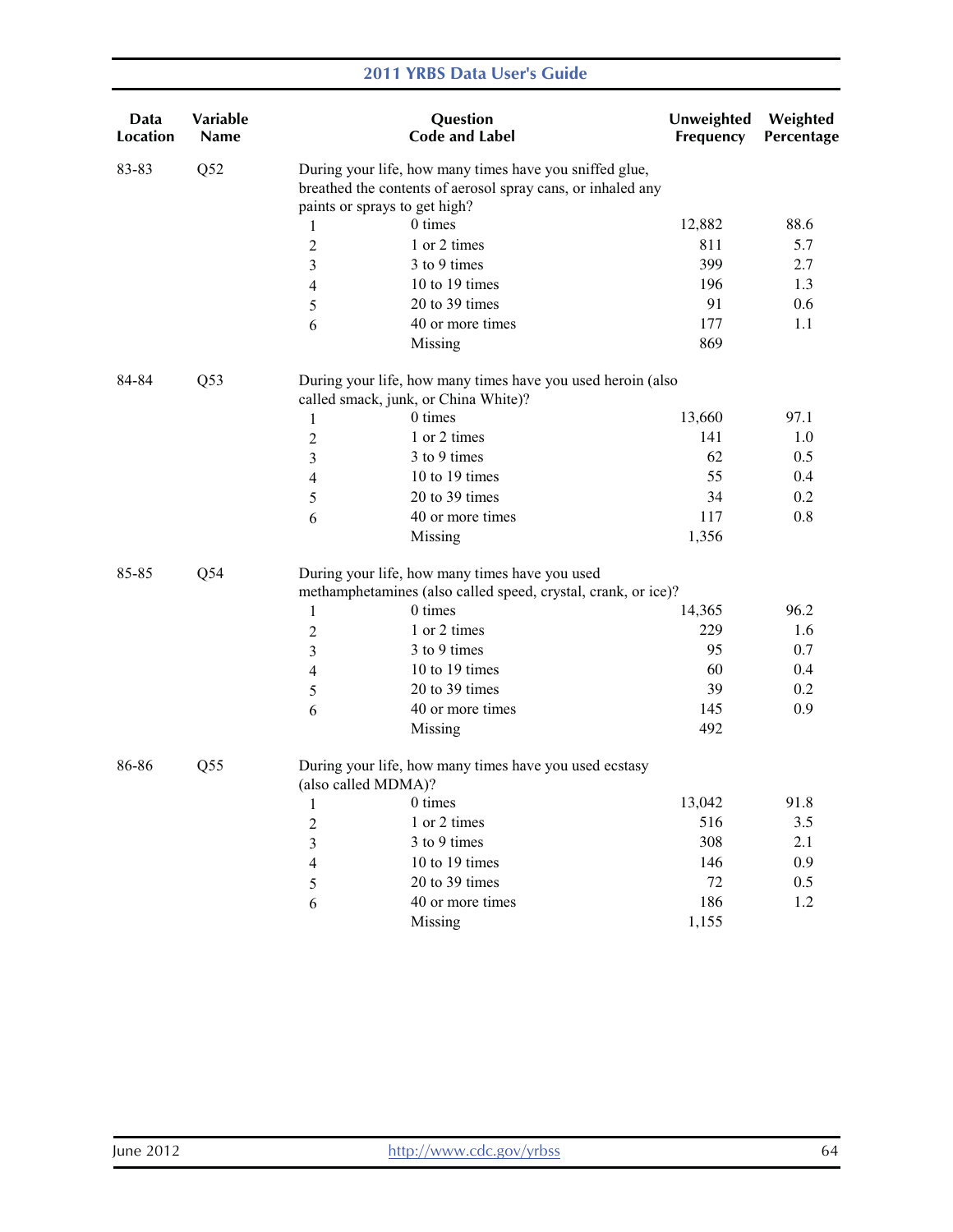| Data Location | Variable Name | Question Code and Label | | Unweighted Frequency | Weighted Percentage |
|---|---|---|---|---|---|
| 83-83 | Q52 | During your life, how many times have you sniffed glue, breathed the contents of aerosol spray cans, or inhaled any paints or sprays to get high? | | | |
| | | 1 | 0 times | 12,882 | 88.6 |
| | | 2 | 1 or 2 times | 811 | 5.7 |
| | | 3 | 3 to 9 times | 399 | 2.7 |
| | | 4 | 10 to 19 times | 196 | 1.3 |
| | | 5 | 20 to 39 times | 91 | 0.6 |
| | | 6 | 40 or more times | 177 | 1.1 |
| | | | Missing | 869 | |
| 84-84 | Q53 | During your life, how many times have you used heroin (also called smack, junk, or China White)? | | | |
| | | 1 | 0 times | 13,660 | 97.1 |
| | | 2 | 1 or 2 times | 141 | 1.0 |
| | | 3 | 3 to 9 times | 62 | 0.5 |
| | | 4 | 10 to 19 times | 55 | 0.4 |
| | | 5 | 20 to 39 times | 34 | 0.2 |
| | | 6 | 40 or more times | 117 | 0.8 |
| | | | Missing | 1,356 | |
| 85-85 | Q54 | During your life, how many times have you used methamphetamines (also called speed, crystal, crank, or ice)? | | | |
| | | 1 | 0 times | 14,365 | 96.2 |
| | | 2 | 1 or 2 times | 229 | 1.6 |
| | | 3 | 3 to 9 times | 95 | 0.7 |
| | | 4 | 10 to 19 times | 60 | 0.4 |
| | | 5 | 20 to 39 times | 39 | 0.2 |
| | | 6 | 40 or more times | 145 | 0.9 |
| | | | Missing | 492 | |
| 86-86 | Q55 | During your life, how many times have you used ecstasy (also called MDMA)? | | | |
| | | 1 | 0 times | 13,042 | 91.8 |
| | | 2 | 1 or 2 times | 516 | 3.5 |
| | | 3 | 3 to 9 times | 308 | 2.1 |
| | | 4 | 10 to 19 times | 146 | 0.9 |
| | | 5 | 20 to 39 times | 72 | 0.5 |
| | | 6 | 40 or more times | 186 | 1.2 |
| | | | Missing | 1,155 | |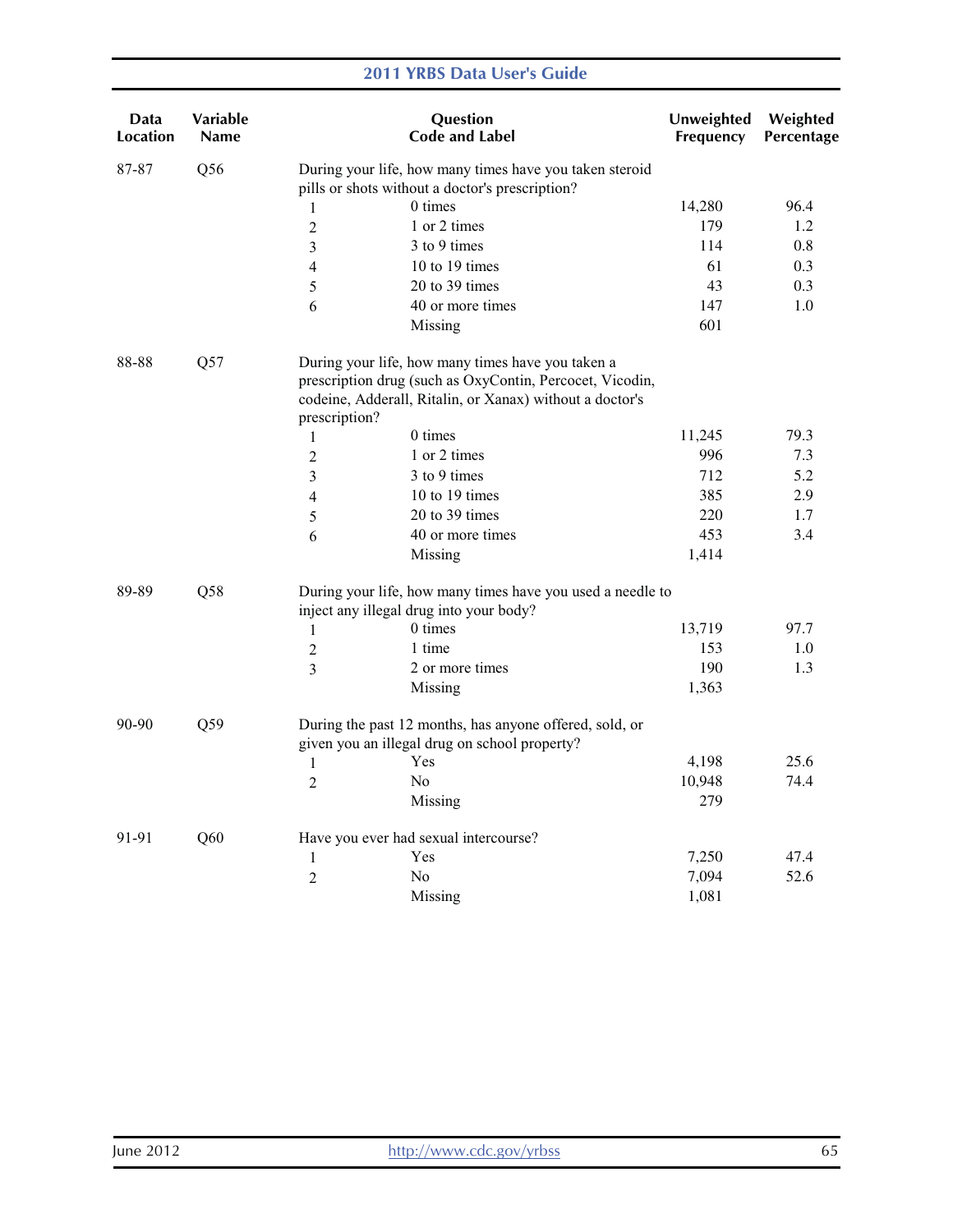| Data Location | Variable Name | Question Code and Label | | Unweighted Frequency | Weighted Percentage |
|---|---|---|---|---|---|
| 87-87 | Q56 | During your life, how many times have you taken steroid pills or shots without a doctor's prescription? | | | |
| | | 1 | 0 times | 14,280 | 96.4 |
| | | 2 | 1 or 2 times | 179 | 1.2 |
| | | 3 | 3 to 9 times | 114 | 0.8 |
| | | 4 | 10 to 19 times | 61 | 0.3 |
| | | 5 | 20 to 39 times | 43 | 0.3 |
| | | 6 | 40 or more times | 147 | 1.0 |
| | | | Missing | 601 | |
| 88-88 | Q57 | During your life, how many times have you taken a prescription drug (such as OxyContin, Percocet, Vicodin, codeine, Adderall, Ritalin, or Xanax) without a doctor's prescription? | | | |
| | | 1 | 0 times | 11,245 | 79.3 |
| | | 2 | 1 or 2 times | 996 | 7.3 |
| | | 3 | 3 to 9 times | 712 | 5.2 |
| | | 4 | 10 to 19 times | 385 | 2.9 |
| | | 5 | 20 to 39 times | 220 | 1.7 |
| | | 6 | 40 or more times | 453 | 3.4 |
| | | | Missing | 1,414 | |
| 89-89 | Q58 | During your life, how many times have you used a needle to inject any illegal drug into your body? | | | |
| | | 1 | 0 times | 13,719 | 97.7 |
| | | 2 | 1 time | 153 | 1.0 |
| | | 3 | 2 or more times | 190 | 1.3 |
| | | | Missing | 1,363 | |
| 90-90 | Q59 | During the past 12 months, has anyone offered, sold, or given you an illegal drug on school property? | | | |
| | | 1 | Yes | 4,198 | 25.6 |
| | | 2 | No | 10,948 | 74.4 |
| | | | Missing | 279 | |
| 91-91 | Q60 | Have you ever had sexual intercourse? | | | |
| | | 1 | Yes | 7,250 | 47.4 |
| | | 2 | No | 7,094 | 52.6 |
| | | | Missing | 1,081 | |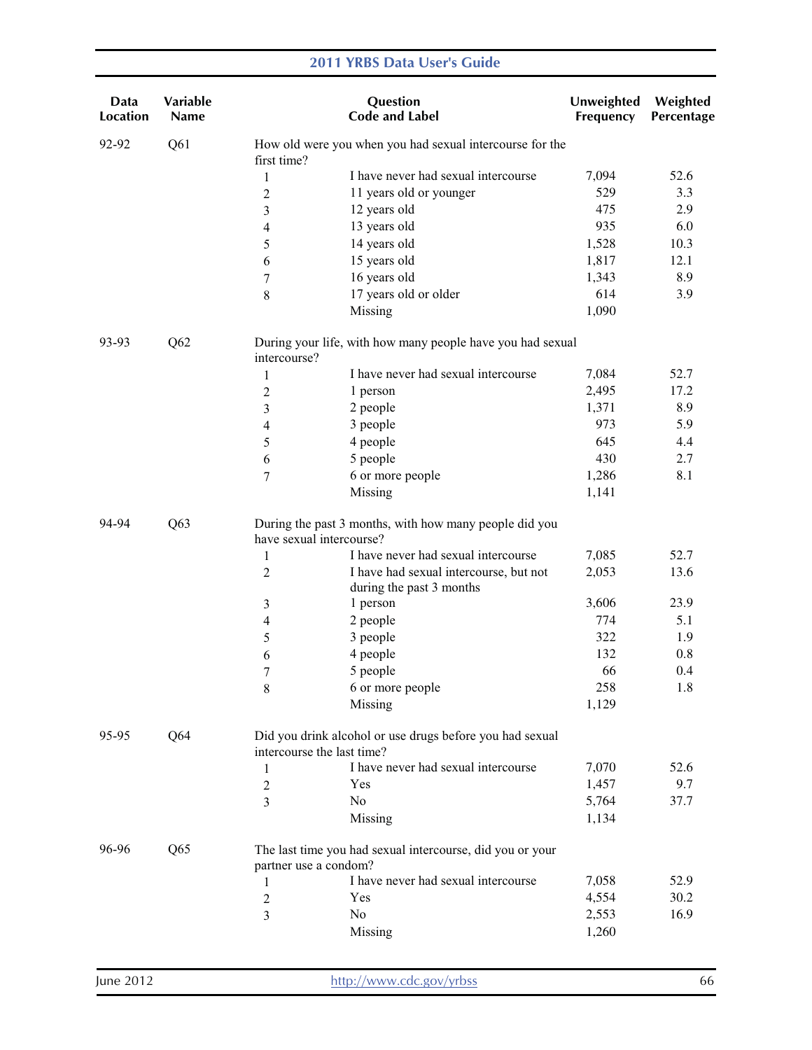| Data Location | Variable Name | Question Code and Label | | Unweighted Frequency | Weighted Percentage |
|---|---|---|---|---|---|
| 92-92 | Q61 | How old were you when you had sexual intercourse for the first time? | | | |
| | | 1 | I have never had sexual intercourse | 7,094 | 52.6 |
| | | 2 | 11 years old or younger | 529 | 3.3 |
| | | 3 | 12 years old | 475 | 2.9 |
| | | 4 | 13 years old | 935 | 6.0 |
| | | 5 | 14 years old | 1,528 | 10.3 |
| | | 6 | 15 years old | 1,817 | 12.1 |
| | | 7 | 16 years old | 1,343 | 8.9 |
| | | 8 | 17 years old or older | 614 | 3.9 |
| | | | Missing | 1,090 | |
| 93-93 | Q62 | During your life, with how many people have you had sexual intercourse? | | | |
| | | 1 | I have never had sexual intercourse | 7,084 | 52.7 |
| | | 2 | 1 person | 2,495 | 17.2 |
| | | 3 | 2 people | 1,371 | 8.9 |
| | | 4 | 3 people | 973 | 5.9 |
| | | 5 | 4 people | 645 | 4.4 |
| | | 6 | 5 people | 430 | 2.7 |
| | | 7 | 6 or more people | 1,286 | 8.1 |
| | | | Missing | 1,141 | |
| 94-94 | Q63 | During the past 3 months, with how many people did you have sexual intercourse? | | | |
| | | 1 | I have never had sexual intercourse | 7,085 | 52.7 |
| | | 2 | I have had sexual intercourse, but not during the past 3 months | 2,053 | 13.6 |
| | | 3 | 1 person | 3,606 | 23.9 |
| | | 4 | 2 people | 774 | 5.1 |
| | | 5 | 3 people | 322 | 1.9 |
| | | 6 | 4 people | 132 | 0.8 |
| | | 7 | 5 people | 66 | 0.4 |
| | | 8 | 6 or more people | 258 | 1.8 |
| | | | Missing | 1,129 | |
| 95-95 | Q64 | Did you drink alcohol or use drugs before you had sexual intercourse the last time? | | | |
| | | 1 | I have never had sexual intercourse | 7,070 | 52.6 |
| | | 2 | Yes | 1,457 | 9.7 |
| | | 3 | No | 5,764 | 37.7 |
| | | | Missing | 1,134 | |
| 96-96 | Q65 | The last time you had sexual intercourse, did you or your partner use a condom? | | | |
| | | 1 | I have never had sexual intercourse | 7,058 | 52.9 |
| | | 2 | Yes | 4,554 | 30.2 |
| | | 3 | No | 2,553 | 16.9 |
| | | | Missing | 1,260 | |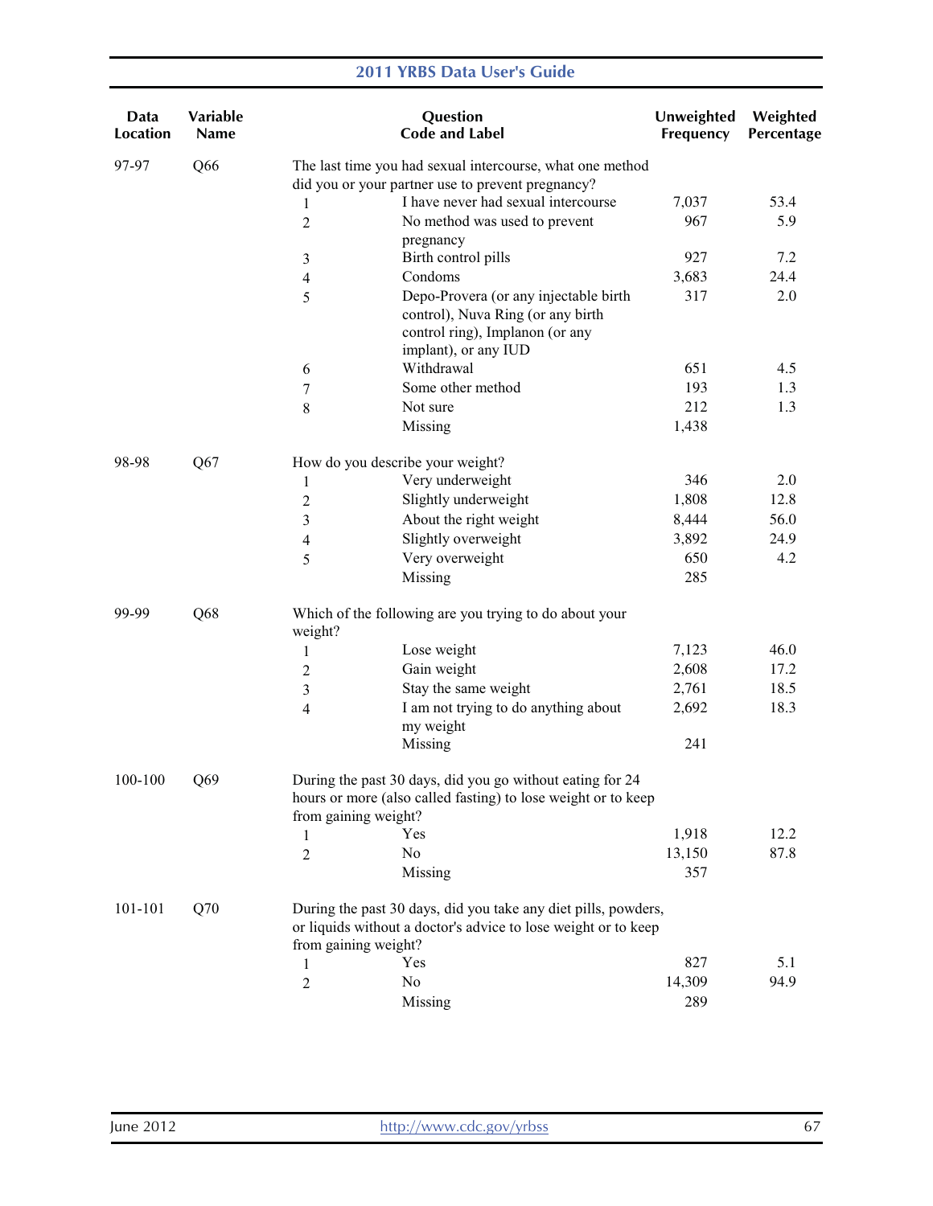| Data Location | Variable Name | Question Code and Label | | Unweighted Frequency | Weighted Percentage |
|---|---|---|---|---|---|
| 97-97 | Q66 | The last time you had sexual intercourse, what one method did you or your partner use to prevent pregnancy? | | | |
| | | 1 | I have never had sexual intercourse | 7,037 | 53.4 |
| | | 2 | No method was used to prevent pregnancy | 967 | 5.9 |
| | | 3 | Birth control pills | 927 | 7.2 |
| | | 4 | Condoms | 3,683 | 24.4 |
| | | 5 | Depo-Provera (or any injectable birth control), Nuva Ring (or any birth control ring), Implanon (or any implant), or any IUD | 317 | 2.0 |
| | | 6 | Withdrawal | 651 | 4.5 |
| | | 7 | Some other method | 193 | 1.3 |
| | | 8 | Not sure | 212 | 1.3 |
| | | | Missing | 1,438 | |
| 98-98 | Q67 | How do you describe your weight? | | | |
| | | 1 | Very underweight | 346 | 2.0 |
| | | 2 | Slightly underweight | 1,808 | 12.8 |
| | | 3 | About the right weight | 8,444 | 56.0 |
| | | 4 | Slightly overweight | 3,892 | 24.9 |
| | | 5 | Very overweight | 650 | 4.2 |
| | | | Missing | 285 | |
| 99-99 | Q68 | Which of the following are you trying to do about your weight? | | | |
| | | 1 | Lose weight | 7,123 | 46.0 |
| | | 2 | Gain weight | 2,608 | 17.2 |
| | | 3 | Stay the same weight | 2,761 | 18.5 |
| | | 4 | I am not trying to do anything about my weight | 2,692 | 18.3 |
| | | | Missing | 241 | |
| 100-100 | Q69 | During the past 30 days, did you go without eating for 24 hours or more (also called fasting) to lose weight or to keep from gaining weight? | | | |
| | | 1 | Yes | 1,918 | 12.2 |
| | | 2 | No | 13,150 | 87.8 |
| | | | Missing | 357 | |
| 101-101 | Q70 | During the past 30 days, did you take any diet pills, powders, or liquids without a doctor's advice to lose weight or to keep from gaining weight? | | | |
| | | 1 | Yes | 827 | 5.1 |
| | | 2 | No | 14,309 | 94.9 |
| | | | Missing | 289 | |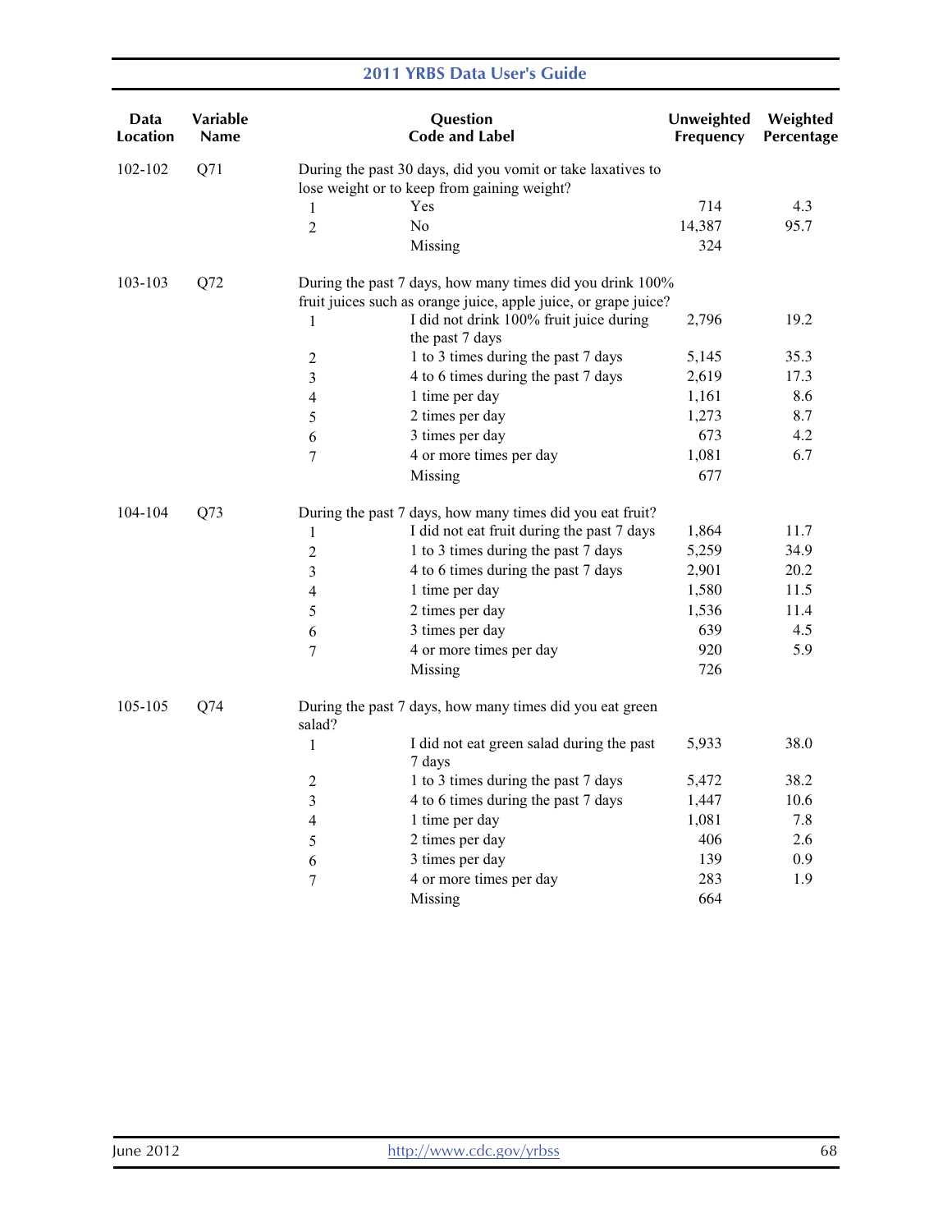| Data Location | Variable Name | Question Code and Label | | Unweighted Frequency | Weighted Percentage |
|---|---|---|---|---|---|
| 102-102 | Q71 | During the past 30 days, did you vomit or take laxatives to lose weight or to keep from gaining weight? | | | |
| | | 1 | Yes | 714 | 4.3 |
| | | 2 | No | 14,387 | 95.7 |
| | | | Missing | 324 | |
| 103-103 | Q72 | During the past 7 days, how many times did you drink 100% fruit juices such as orange juice, apple juice, or grape juice? | | | |
| | | 1 | I did not drink 100% fruit juice during the past 7 days | 2,796 | 19.2 |
| | | 2 | 1 to 3 times during the past 7 days | 5,145 | 35.3 |
| | | 3 | 4 to 6 times during the past 7 days | 2,619 | 17.3 |
| | | 4 | 1 time per day | 1,161 | 8.6 |
| | | 5 | 2 times per day | 1,273 | 8.7 |
| | | 6 | 3 times per day | 673 | 4.2 |
| | | 7 | 4 or more times per day | 1,081 | 6.7 |
| | | | Missing | 677 | |
| 104-104 | Q73 | During the past 7 days, how many times did you eat fruit? | | | |
| | | 1 | I did not eat fruit during the past 7 days | 1,864 | 11.7 |
| | | 2 | 1 to 3 times during the past 7 days | 5,259 | 34.9 |
| | | 3 | 4 to 6 times during the past 7 days | 2,901 | 20.2 |
| | | 4 | 1 time per day | 1,580 | 11.5 |
| | | 5 | 2 times per day | 1,536 | 11.4 |
| | | 6 | 3 times per day | 639 | 4.5 |
| | | 7 | 4 or more times per day | 920 | 5.9 |
| | | | Missing | 726 | |
| 105-105 | Q74 | During the past 7 days, how many times did you eat green salad? | | | |
| | | 1 | I did not eat green salad during the past 7 days | 5,933 | 38.0 |
| | | 2 | 1 to 3 times during the past 7 days | 5,472 | 38.2 |
| | | 3 | 4 to 6 times during the past 7 days | 1,447 | 10.6 |
| | | 4 | 1 time per day | 1,081 | 7.8 |
| | | 5 | 2 times per day | 406 | 2.6 |
| | | 6 | 3 times per day | 139 | 0.9 |
| | | 7 | 4 or more times per day | 283 | 1.9 |
| | | | Missing | 664 | |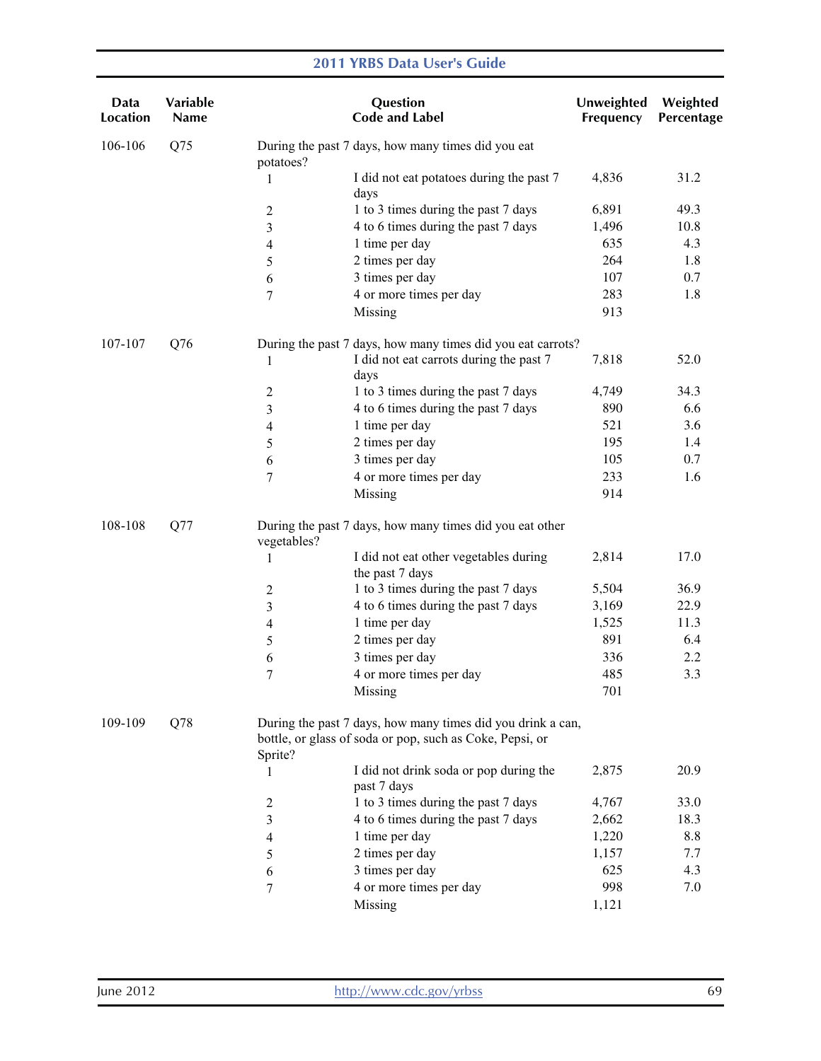| Data Location | Variable Name | Question Code and Label | | Unweighted Frequency | Weighted Percentage |
|---|---|---|---|---|---|
| 106-106 | Q75 | During the past 7 days, how many times did you eat potatoes? | | | |
| | | 1 | I did not eat potatoes during the past 7 days | 4,836 | 31.2 |
| | | 2 | 1 to 3 times during the past 7 days | 6,891 | 49.3 |
| | | 3 | 4 to 6 times during the past 7 days | 1,496 | 10.8 |
| | | 4 | 1 time per day | 635 | 4.3 |
| | | 5 | 2 times per day | 264 | 1.8 |
| | | 6 | 3 times per day | 107 | 0.7 |
| | | 7 | 4 or more times per day | 283 | 1.8 |
| | | | Missing | 913 | |
| 107-107 | Q76 | During the past 7 days, how many times did you eat carrots? | | | |
| | | 1 | I did not eat carrots during the past 7 days | 7,818 | 52.0 |
| | | 2 | 1 to 3 times during the past 7 days | 4,749 | 34.3 |
| | | 3 | 4 to 6 times during the past 7 days | 890 | 6.6 |
| | | 4 | 1 time per day | 521 | 3.6 |
| | | 5 | 2 times per day | 195 | 1.4 |
| | | 6 | 3 times per day | 105 | 0.7 |
| | | 7 | 4 or more times per day | 233 | 1.6 |
| | | | Missing | 914 | |
| 108-108 | Q77 | During the past 7 days, how many times did you eat other vegetables? | | | |
| | | 1 | I did not eat other vegetables during the past 7 days | 2,814 | 17.0 |
| | | 2 | 1 to 3 times during the past 7 days | 5,504 | 36.9 |
| | | 3 | 4 to 6 times during the past 7 days | 3,169 | 22.9 |
| | | 4 | 1 time per day | 1,525 | 11.3 |
| | | 5 | 2 times per day | 891 | 6.4 |
| | | 6 | 3 times per day | 336 | 2.2 |
| | | 7 | 4 or more times per day | 485 | 3.3 |
| | | | Missing | 701 | |
| 109-109 | Q78 | During the past 7 days, how many times did you drink a can, bottle, or glass of soda or pop, such as Coke, Pepsi, or Sprite? | | | |
| | | 1 | I did not drink soda or pop during the past 7 days | 2,875 | 20.9 |
| | | 2 | 1 to 3 times during the past 7 days | 4,767 | 33.0 |
| | | 3 | 4 to 6 times during the past 7 days | 2,662 | 18.3 |
| | | 4 | 1 time per day | 1,220 | 8.8 |
| | | 5 | 2 times per day | 1,157 | 7.7 |
| | | 6 | 3 times per day | 625 | 4.3 |
| | | 7 | 4 or more times per day | 998 | 7.0 |
| | | | Missing | 1,121 | |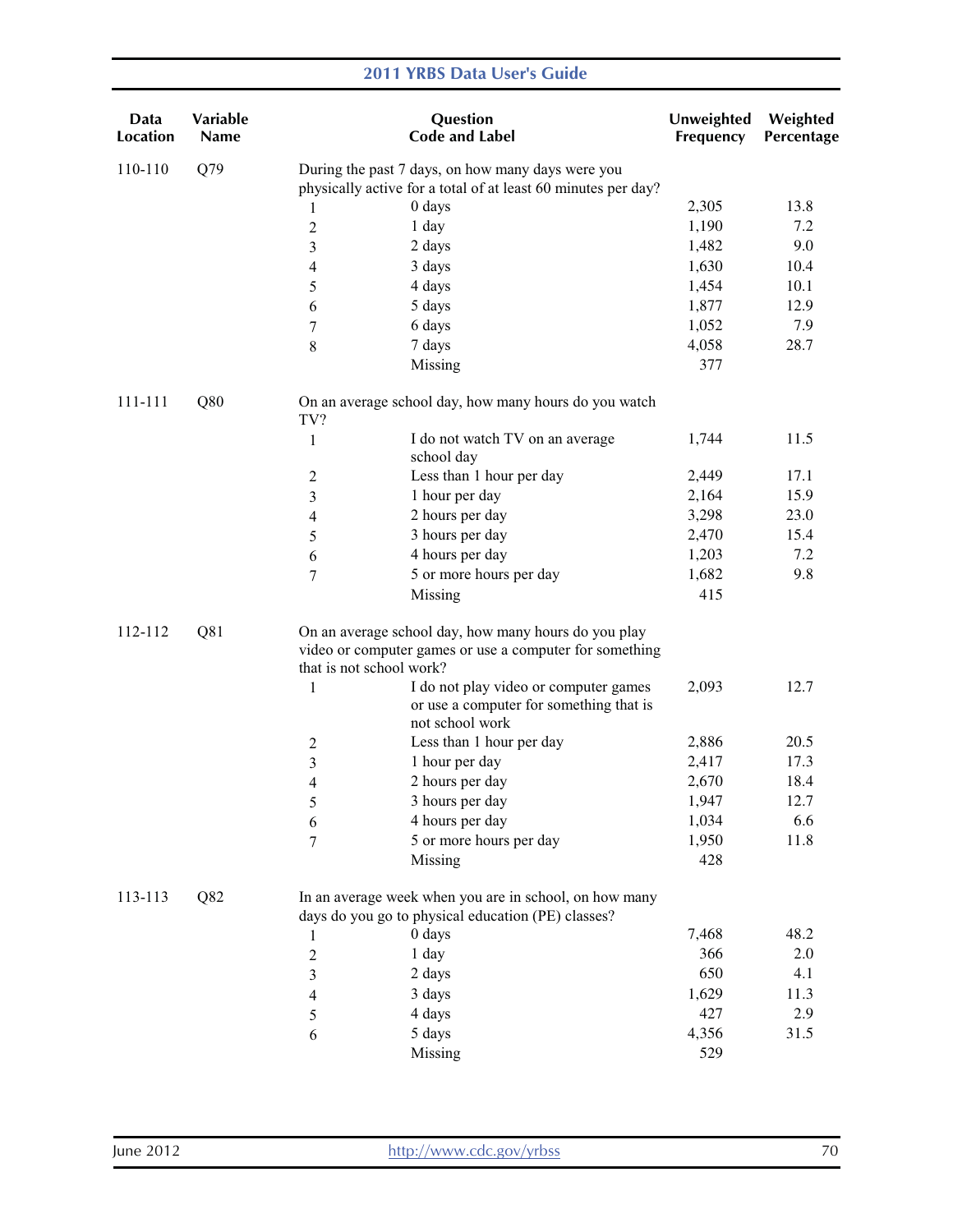| Data Location | Variable Name | Question Code and Label | | Unweighted Frequency | Weighted Percentage |
|---|---|---|---|---|---|
| 110-110 | Q79 | During the past 7 days, on how many days were you physically active for a total of at least 60 minutes per day? | | | |
| | | 1 | 0 days | 2,305 | 13.8 |
| | | 2 | 1 day | 1,190 | 7.2 |
| | | 3 | 2 days | 1,482 | 9.0 |
| | | 4 | 3 days | 1,630 | 10.4 |
| | | 5 | 4 days | 1,454 | 10.1 |
| | | 6 | 5 days | 1,877 | 12.9 |
| | | 7 | 6 days | 1,052 | 7.9 |
| | | 8 | 7 days | 4,058 | 28.7 |
| | | | Missing | 377 | |
| 111-111 | Q80 | On an average school day, how many hours do you watch TV? | | | |
| | | 1 | I do not watch TV on an average school day | 1,744 | 11.5 |
| | | 2 | Less than 1 hour per day | 2,449 | 17.1 |
| | | 3 | 1 hour per day | 2,164 | 15.9 |
| | | 4 | 2 hours per day | 3,298 | 23.0 |
| | | 5 | 3 hours per day | 2,470 | 15.4 |
| | | 6 | 4 hours per day | 1,203 | 7.2 |
| | | 7 | 5 or more hours per day | 1,682 | 9.8 |
| | | | Missing | 415 | |
| 112-112 | Q81 | On an average school day, how many hours do you play video or computer games or use a computer for something that is not school work? | | | |
| | | 1 | I do not play video or computer games or use a computer for something that is not school work | 2,093 | 12.7 |
| | | 2 | Less than 1 hour per day | 2,886 | 20.5 |
| | | 3 | 1 hour per day | 2,417 | 17.3 |
| | | 4 | 2 hours per day | 2,670 | 18.4 |
| | | 5 | 3 hours per day | 1,947 | 12.7 |
| | | 6 | 4 hours per day | 1,034 | 6.6 |
| | | 7 | 5 or more hours per day | 1,950 | 11.8 |
| | | | Missing | 428 | |
| 113-113 | Q82 | In an average week when you are in school, on how many days do you go to physical education (PE) classes? | | | |
| | | 1 | 0 days | 7,468 | 48.2 |
| | | 2 | 1 day | 366 | 2.0 |
| | | 3 | 2 days | 650 | 4.1 |
| | | 4 | 3 days | 1,629 | 11.3 |
| | | 5 | 4 days | 427 | 2.9 |
| | | 6 | 5 days | 4,356 | 31.5 |
| | | | Missing | 529 | |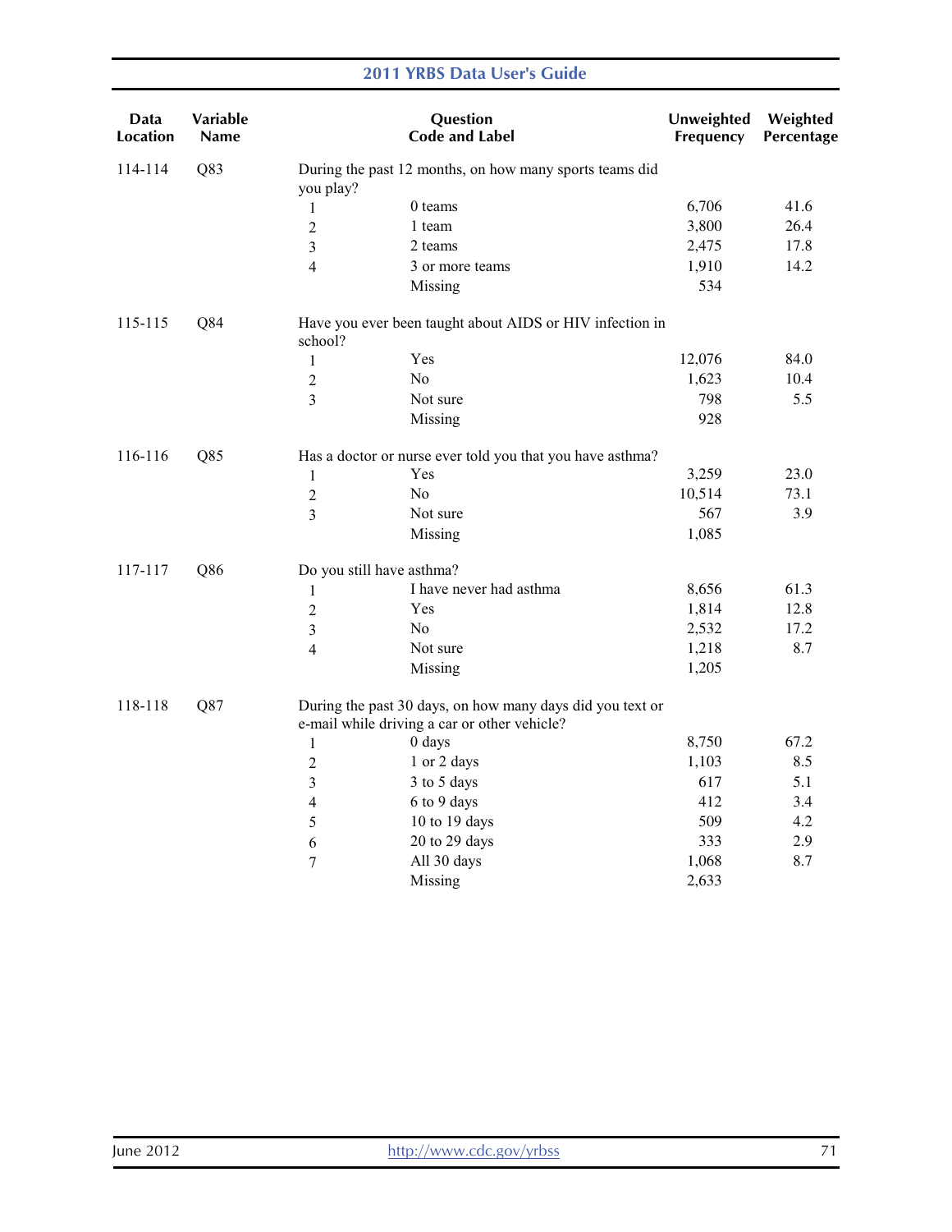| Data Location | Variable Name | Question Code and Label | | Unweighted Frequency | Weighted Percentage |
|---|---|---|---|---|---|
| 114-114 | Q83 | During the past 12 months, on how many sports teams did you play? | | | |
| | | 1 | 0 teams | 6,706 | 41.6 |
| | | 2 | 1 team | 3,800 | 26.4 |
| | | 3 | 2 teams | 2,475 | 17.8 |
| | | 4 | 3 or more teams | 1,910 | 14.2 |
| | | | Missing | 534 | |
| 115-115 | Q84 | Have you ever been taught about AIDS or HIV infection in school? | | | |
| | | 1 | Yes | 12,076 | 84.0 |
| | | 2 | No | 1,623 | 10.4 |
| | | 3 | Not sure | 798 | 5.5 |
| | | | Missing | 928 | |
| 116-116 | Q85 | Has a doctor or nurse ever told you that you have asthma? | | | |
| | | 1 | Yes | 3,259 | 23.0 |
| | | 2 | No | 10,514 | 73.1 |
| | | 3 | Not sure | 567 | 3.9 |
| | | | Missing | 1,085 | |
| 117-117 | Q86 | Do you still have asthma? | | | |
| | | 1 | I have never had asthma | 8,656 | 61.3 |
| | | 2 | Yes | 1,814 | 12.8 |
| | | 3 | No | 2,532 | 17.2 |
| | | 4 | Not sure | 1,218 | 8.7 |
| | | | Missing | 1,205 | |
| 118-118 | Q87 | During the past 30 days, on how many days did you text or e-mail while driving a car or other vehicle? | | | |
| | | 1 | 0 days | 8,750 | 67.2 |
| | | 2 | 1 or 2 days | 1,103 | 8.5 |
| | | 3 | 3 to 5 days | 617 | 5.1 |
| | | 4 | 6 to 9 days | 412 | 3.4 |
| | | 5 | 10 to 19 days | 509 | 4.2 |
| | | 6 | 20 to 29 days | 333 | 2.9 |
| | | 7 | All 30 days | 1,068 | 8.7 |
| | | | Missing | 2,633 | |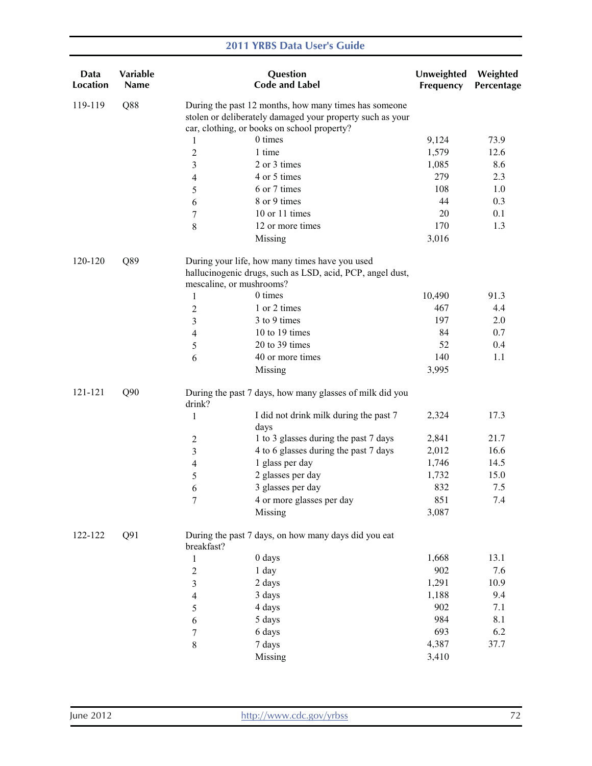| Data Location | Variable Name | Question Code and Label | | Unweighted Frequency | Weighted Percentage |
|---|---|---|---|---|---|
| 119-119 | Q88 | During the past 12 months, how many times has someone stolen or deliberately damaged your property such as your car, clothing, or books on school property? | | | |
| | | 1 | 0 times | 9,124 | 73.9 |
| | | 2 | 1 time | 1,579 | 12.6 |
| | | 3 | 2 or 3 times | 1,085 | 8.6 |
| | | 4 | 4 or 5 times | 279 | 2.3 |
| | | 5 | 6 or 7 times | 108 | 1.0 |
| | | 6 | 8 or 9 times | 44 | 0.3 |
| | | 7 | 10 or 11 times | 20 | 0.1 |
| | | 8 | 12 or more times | 170 | 1.3 |
| | | | Missing | 3,016 | |
| 120-120 | Q89 | During your life, how many times have you used hallucinogenic drugs, such as LSD, acid, PCP, angel dust, mescaline, or mushrooms? | | | |
| | | 1 | 0 times | 10,490 | 91.3 |
| | | 2 | 1 or 2 times | 467 | 4.4 |
| | | 3 | 3 to 9 times | 197 | 2.0 |
| | | 4 | 10 to 19 times | 84 | 0.7 |
| | | 5 | 20 to 39 times | 52 | 0.4 |
| | | 6 | 40 or more times | 140 | 1.1 |
| | | | Missing | 3,995 | |
| 121-121 | Q90 | During the past 7 days, how many glasses of milk did you drink? | | | |
| | | 1 | I did not drink milk during the past 7 days | 2,324 | 17.3 |
| | | 2 | 1 to 3 glasses during the past 7 days | 2,841 | 21.7 |
| | | 3 | 4 to 6 glasses during the past 7 days | 2,012 | 16.6 |
| | | 4 | 1 glass per day | 1,746 | 14.5 |
| | | 5 | 2 glasses per day | 1,732 | 15.0 |
| | | 6 | 3 glasses per day | 832 | 7.5 |
| | | 7 | 4 or more glasses per day | 851 | 7.4 |
| | | | Missing | 3,087 | |
| 122-122 | Q91 | During the past 7 days, on how many days did you eat breakfast? | | | |
| | | 1 | 0 days | 1,668 | 13.1 |
| | | 2 | 1 day | 902 | 7.6 |
| | | 3 | 2 days | 1,291 | 10.9 |
| | | 4 | 3 days | 1,188 | 9.4 |
| | | 5 | 4 days | 902 | 7.1 |
| | | 6 | 5 days | 984 | 8.1 |
| | | 7 | 6 days | 693 | 6.2 |
| | | 8 | 7 days | 4,387 | 37.7 |
| | | | Missing | 3,410 | |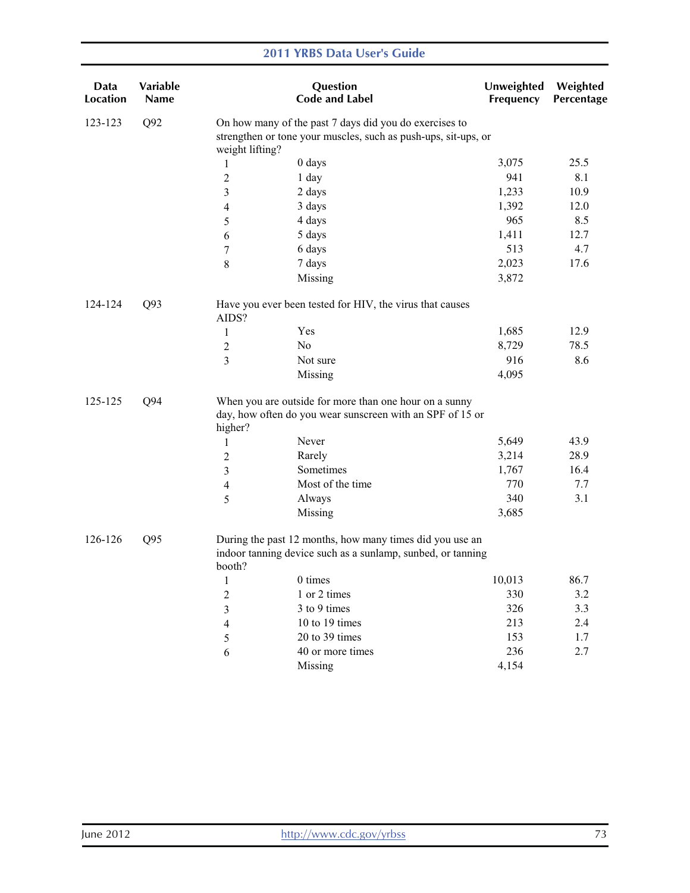| Data Location | Variable Name | Question Code and Label | | Unweighted Frequency | Weighted Percentage |
|---|---|---|---|---|---|
| 123-123 | Q92 | On how many of the past 7 days did you do exercises to strengthen or tone your muscles, such as push-ups, sit-ups, or weight lifting? | | | |
| | | 1 | 0 days | 3,075 | 25.5 |
| | | 2 | 1 day | 941 | 8.1 |
| | | 3 | 2 days | 1,233 | 10.9 |
| | | 4 | 3 days | 1,392 | 12.0 |
| | | 5 | 4 days | 965 | 8.5 |
| | | 6 | 5 days | 1,411 | 12.7 |
| | | 7 | 6 days | 513 | 4.7 |
| | | 8 | 7 days | 2,023 | 17.6 |
| | | | Missing | 3,872 | |
| 124-124 | Q93 | Have you ever been tested for HIV, the virus that causes AIDS? | | | |
| | | 1 | Yes | 1,685 | 12.9 |
| | | 2 | No | 8,729 | 78.5 |
| | | 3 | Not sure | 916 | 8.6 |
| | | | Missing | 4,095 | |
| 125-125 | Q94 | When you are outside for more than one hour on a sunny day, how often do you wear sunscreen with an SPF of 15 or higher? | | | |
| | | 1 | Never | 5,649 | 43.9 |
| | | 2 | Rarely | 3,214 | 28.9 |
| | | 3 | Sometimes | 1,767 | 16.4 |
| | | 4 | Most of the time | 770 | 7.7 |
| | | 5 | Always | 340 | 3.1 |
| | | | Missing | 3,685 | |
| 126-126 | Q95 | During the past 12 months, how many times did you use an indoor tanning device such as a sunlamp, sunbed, or tanning booth? | | | |
| | | 1 | 0 times | 10,013 | 86.7 |
| | | 2 | 1 or 2 times | 330 | 3.2 |
| | | 3 | 3 to 9 times | 326 | 3.3 |
| | | 4 | 10 to 19 times | 213 | 2.4 |
| | | 5 | 20 to 39 times | 153 | 1.7 |
| | | 6 | 40 or more times | 236 | 2.7 |
| | | | Missing | 4,154 | |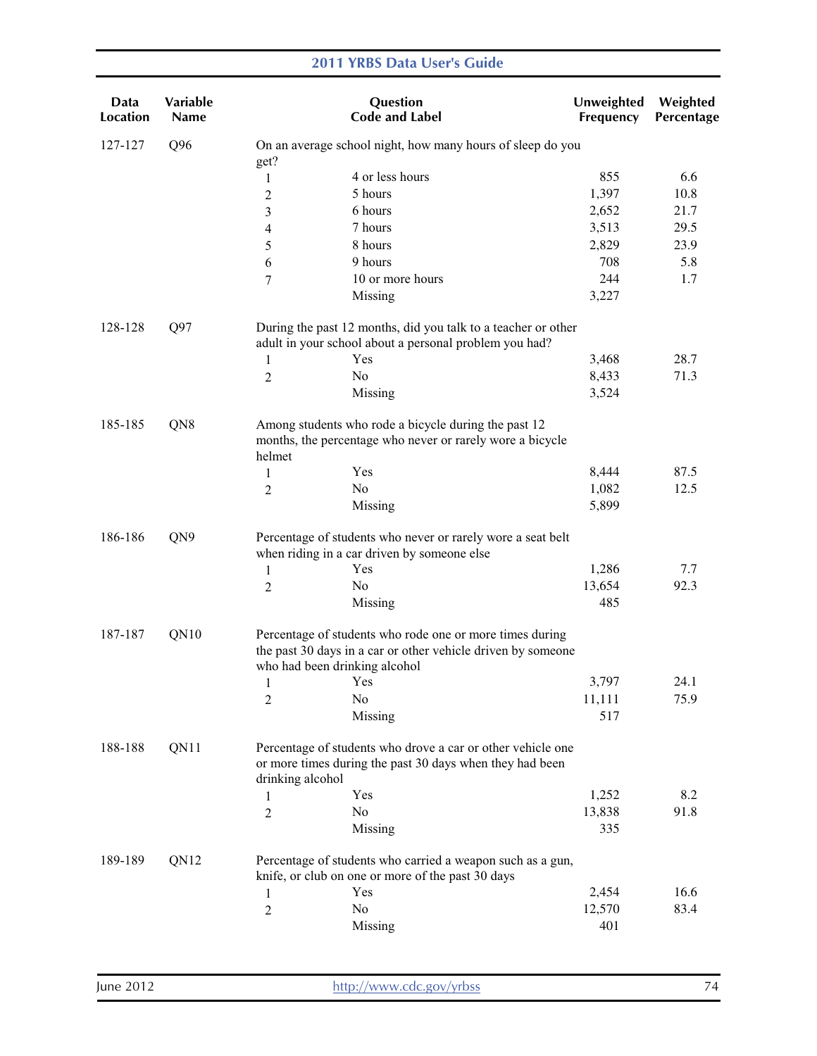| Data Location | Variable Name | Question Code and Label | | Unweighted Frequency | Weighted Percentage |
|---|---|---|---|---|---|
| 127-127 | Q96 | On an average school night, how many hours of sleep do you get? | | | |
| | | 1 | 4 or less hours | 855 | 6.6 |
| | | 2 | 5 hours | 1,397 | 10.8 |
| | | 3 | 6 hours | 2,652 | 21.7 |
| | | 4 | 7 hours | 3,513 | 29.5 |
| | | 5 | 8 hours | 2,829 | 23.9 |
| | | 6 | 9 hours | 708 | 5.8 |
| | | 7 | 10 or more hours | 244 | 1.7 |
| | | | Missing | 3,227 | |
| 128-128 | Q97 | During the past 12 months, did you talk to a teacher or other adult in your school about a personal problem you had? | | | |
| | | 1 | Yes | 3,468 | 28.7 |
| | | 2 | No | 8,433 | 71.3 |
| | | | Missing | 3,524 | |
| 185-185 | QN8 | Among students who rode a bicycle during the past 12 months, the percentage who never or rarely wore a bicycle helmet | | | |
| | | 1 | Yes | 8,444 | 87.5 |
| | | 2 | No | 1,082 | 12.5 |
| | | | Missing | 5,899 | |
| 186-186 | QN9 | Percentage of students who never or rarely wore a seat belt when riding in a car driven by someone else | | | |
| | | 1 | Yes | 1,286 | 7.7 |
| | | 2 | No | 13,654 | 92.3 |
| | | | Missing | 485 | |
| 187-187 | QN10 | Percentage of students who rode one or more times during the past 30 days in a car or other vehicle driven by someone who had been drinking alcohol | | | |
| | | 1 | Yes | 3,797 | 24.1 |
| | | 2 | No | 11,111 | 75.9 |
| | | | Missing | 517 | |
| 188-188 | QN11 | Percentage of students who drove a car or other vehicle one or more times during the past 30 days when they had been drinking alcohol | | | |
| | | 1 | Yes | 1,252 | 8.2 |
| | | 2 | No | 13,838 | 91.8 |
| | | | Missing | 335 | |
| 189-189 | QN12 | Percentage of students who carried a weapon such as a gun, knife, or club on one or more of the past 30 days | | | |
| | | 1 | Yes | 2,454 | 16.6 |
| | | 2 | No | 12,570 | 83.4 |
| | | | Missing | 401 | |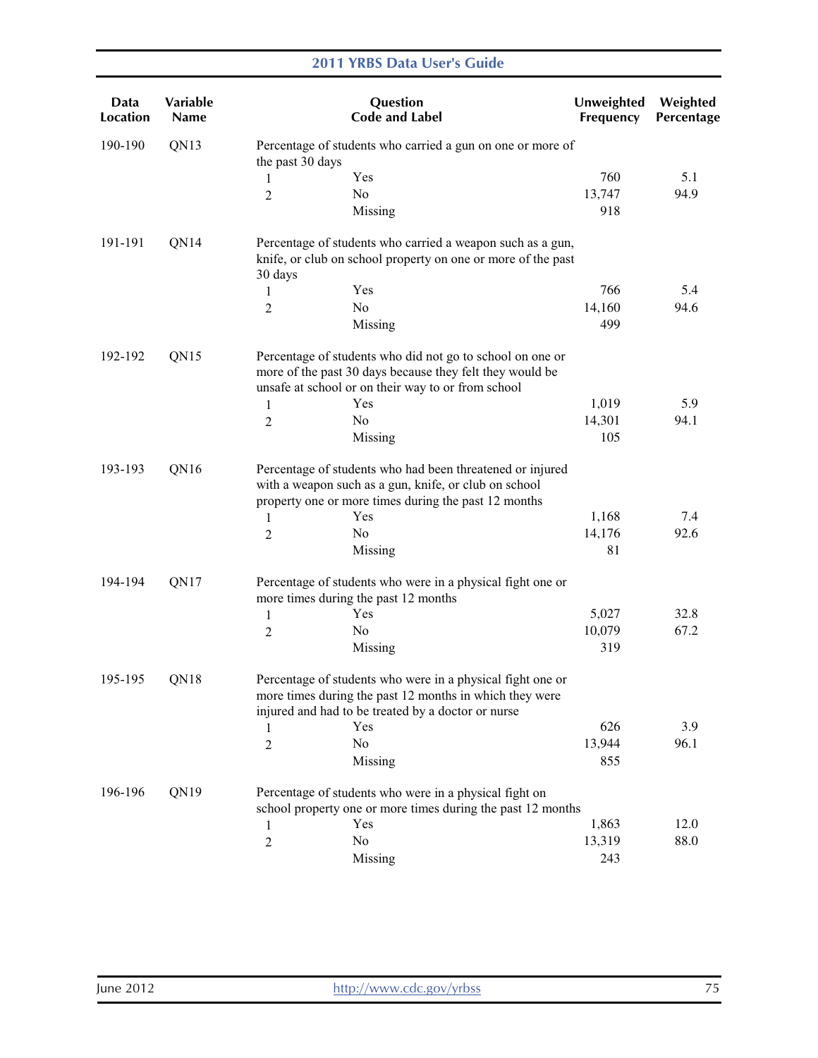| Data Location | Variable Name | Question Code and Label | | Unweighted Frequency | Weighted Percentage |
|---|---|---|---|---|---|
| 190-190 | QN13 | Percentage of students who carried a gun on one or more of the past 30 days | | | |
| | | 1 | Yes | 760 | 5.1 |
| | | 2 | No | 13,747 | 94.9 |
| | | | Missing | 918 | |
| 191-191 | QN14 | Percentage of students who carried a weapon such as a gun, knife, or club on school property on one or more of the past 30 days | | | |
| | | 1 | Yes | 766 | 5.4 |
| | | 2 | No | 14,160 | 94.6 |
| | | | Missing | 499 | |
| 192-192 | QN15 | Percentage of students who did not go to school on one or more of the past 30 days because they felt they would be unsafe at school or on their way to or from school | | | |
| | | 1 | Yes | 1,019 | 5.9 |
| | | 2 | No | 14,301 | 94.1 |
| | | | Missing | 105 | |
| 193-193 | QN16 | Percentage of students who had been threatened or injured with a weapon such as a gun, knife, or club on school property one or more times during the past 12 months | | | |
| | | 1 | Yes | 1,168 | 7.4 |
| | | 2 | No | 14,176 | 92.6 |
| | | | Missing | 81 | |
| 194-194 | QN17 | Percentage of students who were in a physical fight one or more times during the past 12 months | | | |
| | | 1 | Yes | 5,027 | 32.8 |
| | | 2 | No | 10,079 | 67.2 |
| | | | Missing | 319 | |
| 195-195 | QN18 | Percentage of students who were in a physical fight one or more times during the past 12 months in which they were injured and had to be treated by a doctor or nurse | | | |
| | | 1 | Yes | 626 | 3.9 |
| | | 2 | No | 13,944 | 96.1 |
| | | | Missing | 855 | |
| 196-196 | QN19 | Percentage of students who were in a physical fight on school property one or more times during the past 12 months | | | |
| | | 1 | Yes | 1,863 | 12.0 |
| | | 2 | No | 13,319 | 88.0 |
| | | | Missing | 243 | |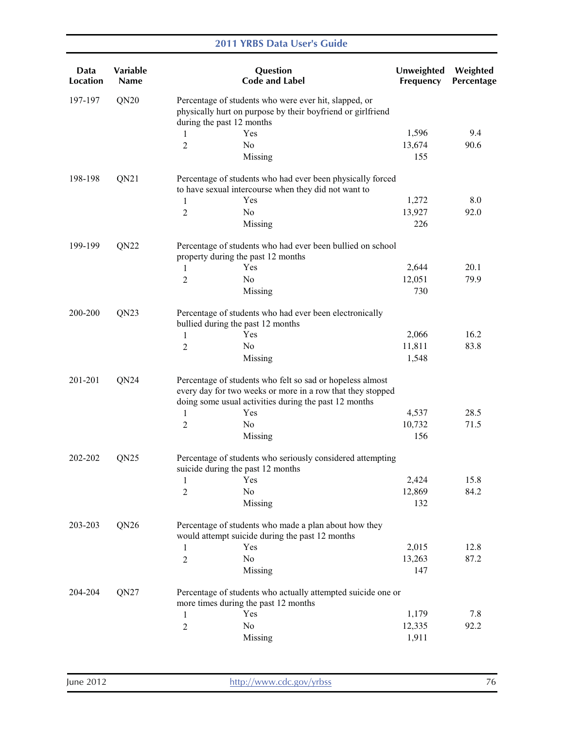| Data Location | Variable Name | Question Code and Label | | Unweighted Frequency | Weighted Percentage |
|---|---|---|---|---|---|
| 197-197 | QN20 | Percentage of students who were ever hit, slapped, or physically hurt on purpose by their boyfriend or girlfriend during the past 12 months | | | |
| | | 1 | Yes | 1,596 | 9.4 |
| | | 2 | No | 13,674 | 90.6 |
| | | | Missing | 155 | |
| 198-198 | QN21 | Percentage of students who had ever been physically forced to have sexual intercourse when they did not want to | | | |
| | | 1 | Yes | 1,272 | 8.0 |
| | | 2 | No | 13,927 | 92.0 |
| | | | Missing | 226 | |
| 199-199 | QN22 | Percentage of students who had ever been bullied on school property during the past 12 months | | | |
| | | 1 | Yes | 2,644 | 20.1 |
| | | 2 | No | 12,051 | 79.9 |
| | | | Missing | 730 | |
| 200-200 | QN23 | Percentage of students who had ever been electronically bullied during the past 12 months | | | |
| | | 1 | Yes | 2,066 | 16.2 |
| | | 2 | No | 11,811 | 83.8 |
| | | | Missing | 1,548 | |
| 201-201 | QN24 | Percentage of students who felt so sad or hopeless almost every day for two weeks or more in a row that they stopped doing some usual activities during the past 12 months | | | |
| | | 1 | Yes | 4,537 | 28.5 |
| | | 2 | No | 10,732 | 71.5 |
| | | | Missing | 156 | |
| 202-202 | QN25 | Percentage of students who seriously considered attempting suicide during the past 12 months | | | |
| | | 1 | Yes | 2,424 | 15.8 |
| | | 2 | No | 12,869 | 84.2 |
| | | | Missing | 132 | |
| 203-203 | QN26 | Percentage of students who made a plan about how they would attempt suicide during the past 12 months | | | |
| | | 1 | Yes | 2,015 | 12.8 |
| | | 2 | No | 13,263 | 87.2 |
| | | | Missing | 147 | |
| 204-204 | QN27 | Percentage of students who actually attempted suicide one or more times during the past 12 months | | | |
| | | 1 | Yes | 1,179 | 7.8 |
| | | 2 | No | 12,335 | 92.2 |
| | | | Missing | 1,911 | |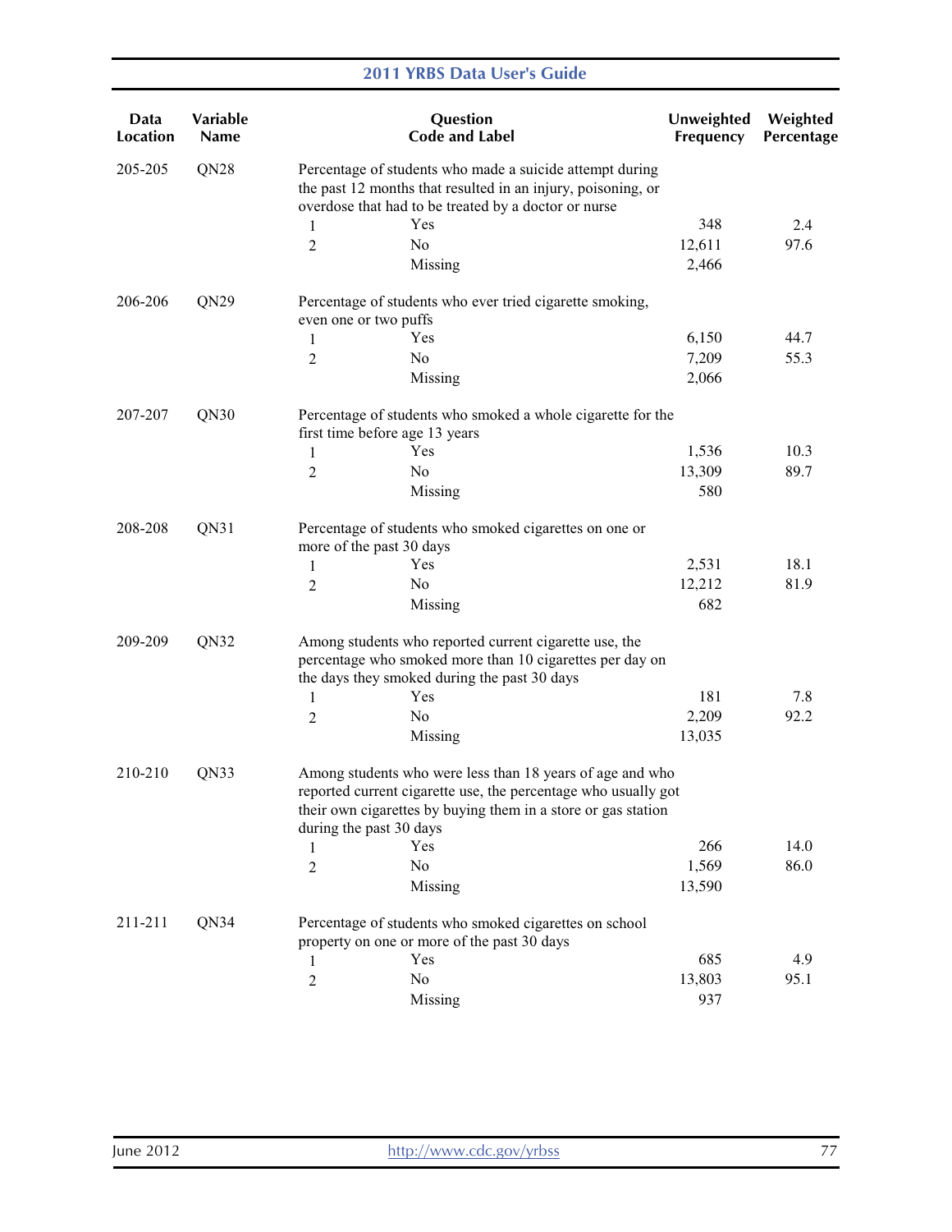| Data Location | Variable Name | Question Code and Label | | Unweighted Frequency | Weighted Percentage |
|---|---|---|---|---|---|
| 205-205 | QN28 | Percentage of students who made a suicide attempt during the past 12 months that resulted in an injury, poisoning, or overdose that had to be treated by a doctor or nurse | | | |
| | | 1 | Yes | 348 | 2.4 |
| | | 2 | No | 12,611 | 97.6 |
| | | | Missing | 2,466 | |
| 206-206 | QN29 | Percentage of students who ever tried cigarette smoking, even one or two puffs | | | |
| | | 1 | Yes | 6,150 | 44.7 |
| | | 2 | No | 7,209 | 55.3 |
| | | | Missing | 2,066 | |
| 207-207 | QN30 | Percentage of students who smoked a whole cigarette for the first time before age 13 years | | | |
| | | 1 | Yes | 1,536 | 10.3 |
| | | 2 | No | 13,309 | 89.7 |
| | | | Missing | 580 | |
| 208-208 | QN31 | Percentage of students who smoked cigarettes on one or more of the past 30 days | | | |
| | | 1 | Yes | 2,531 | 18.1 |
| | | 2 | No | 12,212 | 81.9 |
| | | | Missing | 682 | |
| 209-209 | QN32 | Among students who reported current cigarette use, the percentage who smoked more than 10 cigarettes per day on the days they smoked during the past 30 days | | | |
| | | 1 | Yes | 181 | 7.8 |
| | | 2 | No | 2,209 | 92.2 |
| | | | Missing | 13,035 | |
| 210-210 | QN33 | Among students who were less than 18 years of age and who reported current cigarette use, the percentage who usually got their own cigarettes by buying them in a store or gas station during the past 30 days | | | |
| | | 1 | Yes | 266 | 14.0 |
| | | 2 | No | 1,569 | 86.0 |
| | | | Missing | 13,590 | |
| 211-211 | QN34 | Percentage of students who smoked cigarettes on school property on one or more of the past 30 days | | | |
| | | 1 | Yes | 685 | 4.9 |
| | | 2 | No | 13,803 | 95.1 |
| | | | Missing | 937 | |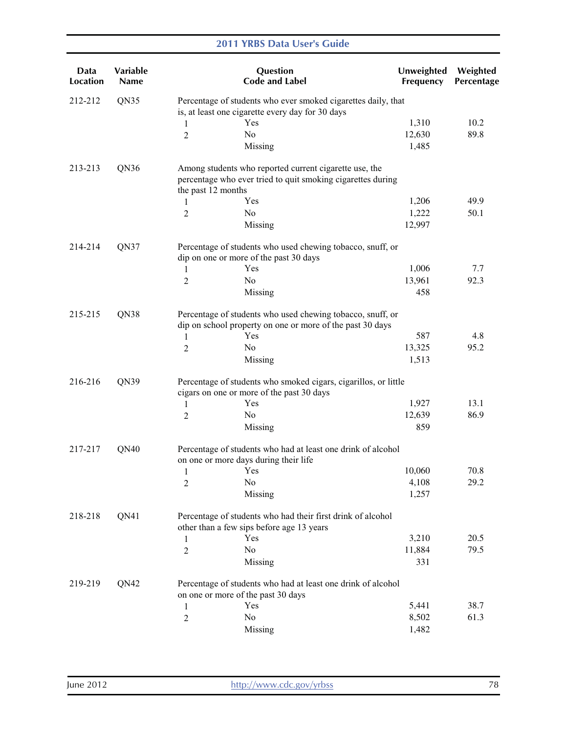| Data Location | Variable Name | Question Code and Label | | Unweighted Frequency | Weighted Percentage |
|---|---|---|---|---|---|
| 212-212 | QN35 | Percentage of students who ever smoked cigarettes daily, that is, at least one cigarette every day for 30 days | | | |
| | | 1 | Yes | 1,310 | 10.2 |
| | | 2 | No | 12,630 | 89.8 |
| | | | Missing | 1,485 | |
| 213-213 | QN36 | Among students who reported current cigarette use, the percentage who ever tried to quit smoking cigarettes during the past 12 months | | | |
| | | 1 | Yes | 1,206 | 49.9 |
| | | 2 | No | 1,222 | 50.1 |
| | | | Missing | 12,997 | |
| 214-214 | QN37 | Percentage of students who used chewing tobacco, snuff, or dip on one or more of the past 30 days | | | |
| | | 1 | Yes | 1,006 | 7.7 |
| | | 2 | No | 13,961 | 92.3 |
| | | | Missing | 458 | |
| 215-215 | QN38 | Percentage of students who used chewing tobacco, snuff, or dip on school property on one or more of the past 30 days | | | |
| | | 1 | Yes | 587 | 4.8 |
| | | 2 | No | 13,325 | 95.2 |
| | | | Missing | 1,513 | |
| 216-216 | QN39 | Percentage of students who smoked cigars, cigarillos, or little cigars on one or more of the past 30 days | | | |
| | | 1 | Yes | 1,927 | 13.1 |
| | | 2 | No | 12,639 | 86.9 |
| | | | Missing | 859 | |
| 217-217 | QN40 | Percentage of students who had at least one drink of alcohol on one or more days during their life | | | |
| | | 1 | Yes | 10,060 | 70.8 |
| | | 2 | No | 4,108 | 29.2 |
| | | | Missing | 1,257 | |
| 218-218 | QN41 | Percentage of students who had their first drink of alcohol other than a few sips before age 13 years | | | |
| | | 1 | Yes | 3,210 | 20.5 |
| | | 2 | No | 11,884 | 79.5 |
| | | | Missing | 331 | |
| 219-219 | QN42 | Percentage of students who had at least one drink of alcohol on one or more of the past 30 days | | | |
| | | 1 | Yes | 5,441 | 38.7 |
| | | 2 | No | 8,502 | 61.3 |
| | | | Missing | 1,482 | |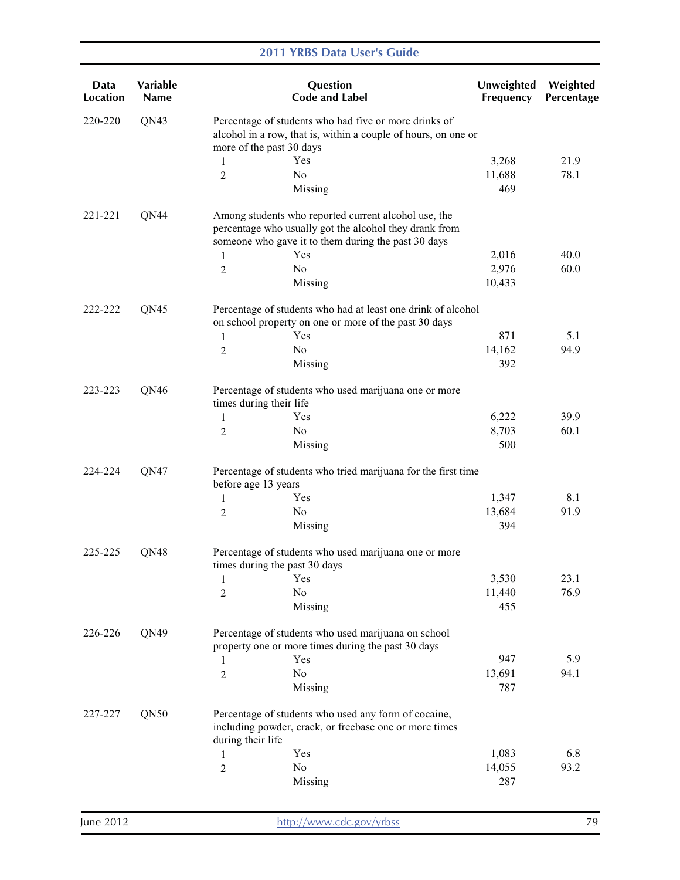| Data Location | Variable Name | Question Code and Label | | Unweighted Frequency | Weighted Percentage |
|---|---|---|---|---|---|
| 220-220 | QN43 | Percentage of students who had five or more drinks of alcohol in a row, that is, within a couple of hours, on one or more of the past 30 days | | | |
| | | 1 | Yes | 3,268 | 21.9 |
| | | 2 | No | 11,688 | 78.1 |
| | | | Missing | 469 | |
| 221-221 | QN44 | Among students who reported current alcohol use, the percentage who usually got the alcohol they drank from someone who gave it to them during the past 30 days | | | |
| | | 1 | Yes | 2,016 | 40.0 |
| | | 2 | No | 2,976 | 60.0 |
| | | | Missing | 10,433 | |
| 222-222 | QN45 | Percentage of students who had at least one drink of alcohol on school property on one or more of the past 30 days | | | |
| | | 1 | Yes | 871 | 5.1 |
| | | 2 | No | 14,162 | 94.9 |
| | | | Missing | 392 | |
| 223-223 | QN46 | Percentage of students who used marijuana one or more times during their life | | | |
| | | 1 | Yes | 6,222 | 39.9 |
| | | 2 | No | 8,703 | 60.1 |
| | | | Missing | 500 | |
| 224-224 | QN47 | Percentage of students who tried marijuana for the first time before age 13 years | | | |
| | | 1 | Yes | 1,347 | 8.1 |
| | | 2 | No | 13,684 | 91.9 |
| | | | Missing | 394 | |
| 225-225 | QN48 | Percentage of students who used marijuana one or more times during the past 30 days | | | |
| | | 1 | Yes | 3,530 | 23.1 |
| | | 2 | No | 11,440 | 76.9 |
| | | | Missing | 455 | |
| 226-226 | QN49 | Percentage of students who used marijuana on school property one or more times during the past 30 days | | | |
| | | 1 | Yes | 947 | 5.9 |
| | | 2 | No | 13,691 | 94.1 |
| | | | Missing | 787 | |
| 227-227 | QN50 | Percentage of students who used any form of cocaine, including powder, crack, or freebase one or more times during their life | | | |
| | | 1 | Yes | 1,083 | 6.8 |
| | | 2 | No | 14,055 | 93.2 |
| | | | Missing | 287 | |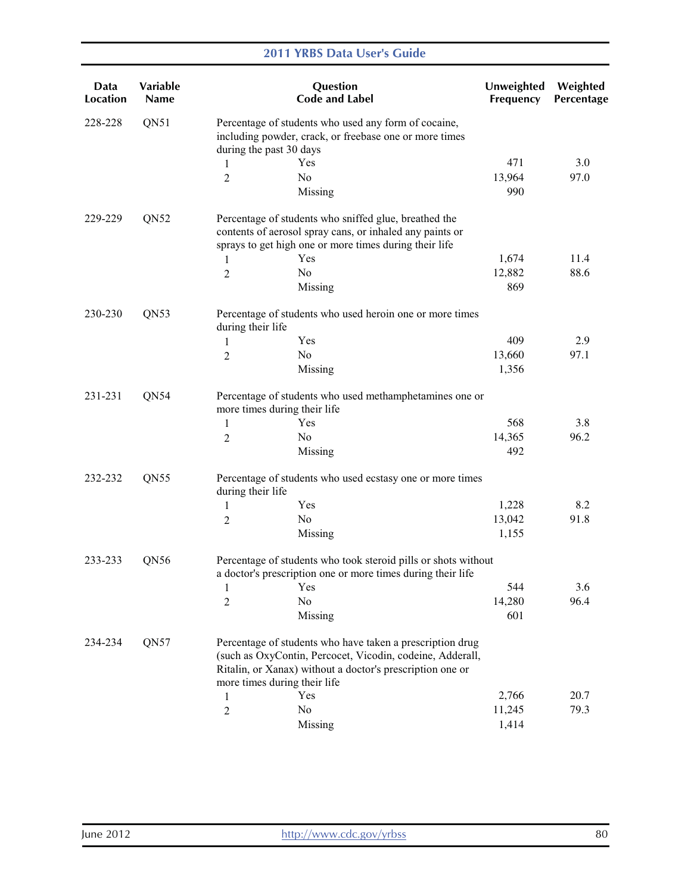| Data Location | Variable Name | Question Code and Label | | Unweighted Frequency | Weighted Percentage |
|---|---|---|---|---|---|
| 228-228 | QN51 | Percentage of students who used any form of cocaine, including powder, crack, or freebase one or more times during the past 30 days | | | |
| | | 1 | Yes | 471 | 3.0 |
| | | 2 | No | 13,964 | 97.0 |
| | | | Missing | 990 | |
| 229-229 | QN52 | Percentage of students who sniffed glue, breathed the contents of aerosol spray cans, or inhaled any paints or sprays to get high one or more times during their life | | | |
| | | 1 | Yes | 1,674 | 11.4 |
| | | 2 | No | 12,882 | 88.6 |
| | | | Missing | 869 | |
| 230-230 | QN53 | Percentage of students who used heroin one or more times during their life | | | |
| | | 1 | Yes | 409 | 2.9 |
| | | 2 | No | 13,660 | 97.1 |
| | | | Missing | 1,356 | |
| 231-231 | QN54 | Percentage of students who used methamphetamines one or more times during their life | | | |
| | | 1 | Yes | 568 | 3.8 |
| | | 2 | No | 14,365 | 96.2 |
| | | | Missing | 492 | |
| 232-232 | QN55 | Percentage of students who used ecstasy one or more times during their life | | | |
| | | 1 | Yes | 1,228 | 8.2 |
| | | 2 | No | 13,042 | 91.8 |
| | | | Missing | 1,155 | |
| 233-233 | QN56 | Percentage of students who took steroid pills or shots without a doctor's prescription one or more times during their life | | | |
| | | 1 | Yes | 544 | 3.6 |
| | | 2 | No | 14,280 | 96.4 |
| | | | Missing | 601 | |
| 234-234 | QN57 | Percentage of students who have taken a prescription drug (such as OxyContin, Percocet, Vicodin, codeine, Adderall, Ritalin, or Xanax) without a doctor's prescription one or more times during their life | | | |
| | | 1 | Yes | 2,766 | 20.7 |
| | | 2 | No | 11,245 | 79.3 |
| | | | Missing | 1,414 | |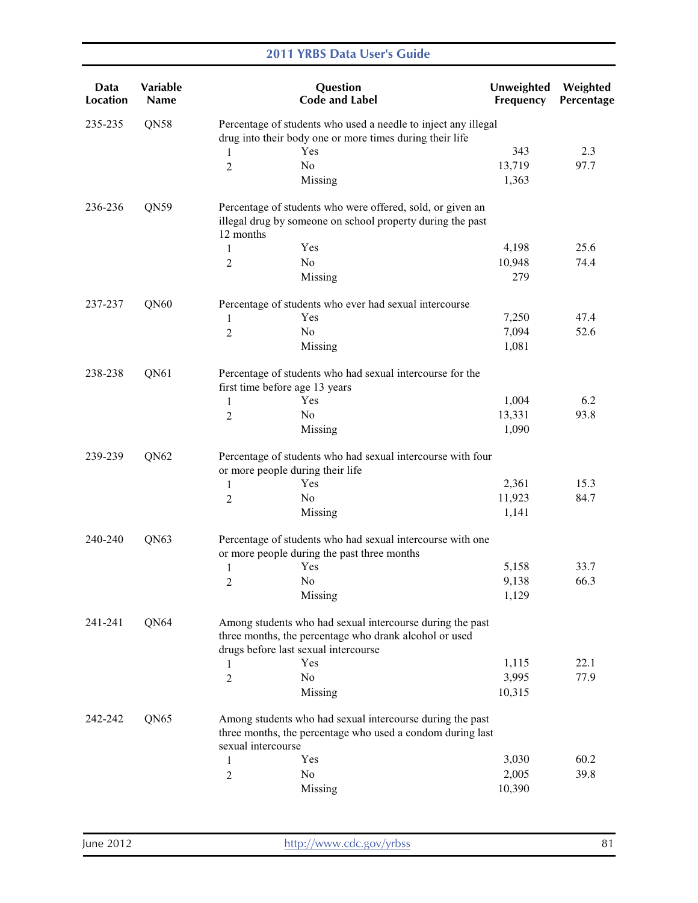| Data Location | Variable Name | Question Code and Label | | Unweighted Frequency | Weighted Percentage |
|---|---|---|---|---|---|
| 235-235 | QN58 | Percentage of students who used a needle to inject any illegal drug into their body one or more times during their life | | | |
| | | 1 | Yes | 343 | 2.3 |
| | | 2 | No | 13,719 | 97.7 |
| | | | Missing | 1,363 | |
| 236-236 | QN59 | Percentage of students who were offered, sold, or given an illegal drug by someone on school property during the past 12 months | | | |
| | | 1 | Yes | 4,198 | 25.6 |
| | | 2 | No | 10,948 | 74.4 |
| | | | Missing | 279 | |
| 237-237 | QN60 | Percentage of students who ever had sexual intercourse | | | |
| | | 1 | Yes | 7,250 | 47.4 |
| | | 2 | No | 7,094 | 52.6 |
| | | | Missing | 1,081 | |
| 238-238 | QN61 | Percentage of students who had sexual intercourse for the first time before age 13 years | | | |
| | | 1 | Yes | 1,004 | 6.2 |
| | | 2 | No | 13,331 | 93.8 |
| | | | Missing | 1,090 | |
| 239-239 | QN62 | Percentage of students who had sexual intercourse with four or more people during their life | | | |
| | | 1 | Yes | 2,361 | 15.3 |
| | | 2 | No | 11,923 | 84.7 |
| | | | Missing | 1,141 | |
| 240-240 | QN63 | Percentage of students who had sexual intercourse with one or more people during the past three months | | | |
| | | 1 | Yes | 5,158 | 33.7 |
| | | 2 | No | 9,138 | 66.3 |
| | | | Missing | 1,129 | |
| 241-241 | QN64 | Among students who had sexual intercourse during the past three months, the percentage who drank alcohol or used drugs before last sexual intercourse | | | |
| | | 1 | Yes | 1,115 | 22.1 |
| | | 2 | No | 3,995 | 77.9 |
| | | | Missing | 10,315 | |
| 242-242 | QN65 | Among students who had sexual intercourse during the past three months, the percentage who used a condom during last sexual intercourse | | | |
| | | 1 | Yes | 3,030 | 60.2 |
| | | 2 | No | 2,005 | 39.8 |
| | | | Missing | 10,390 | |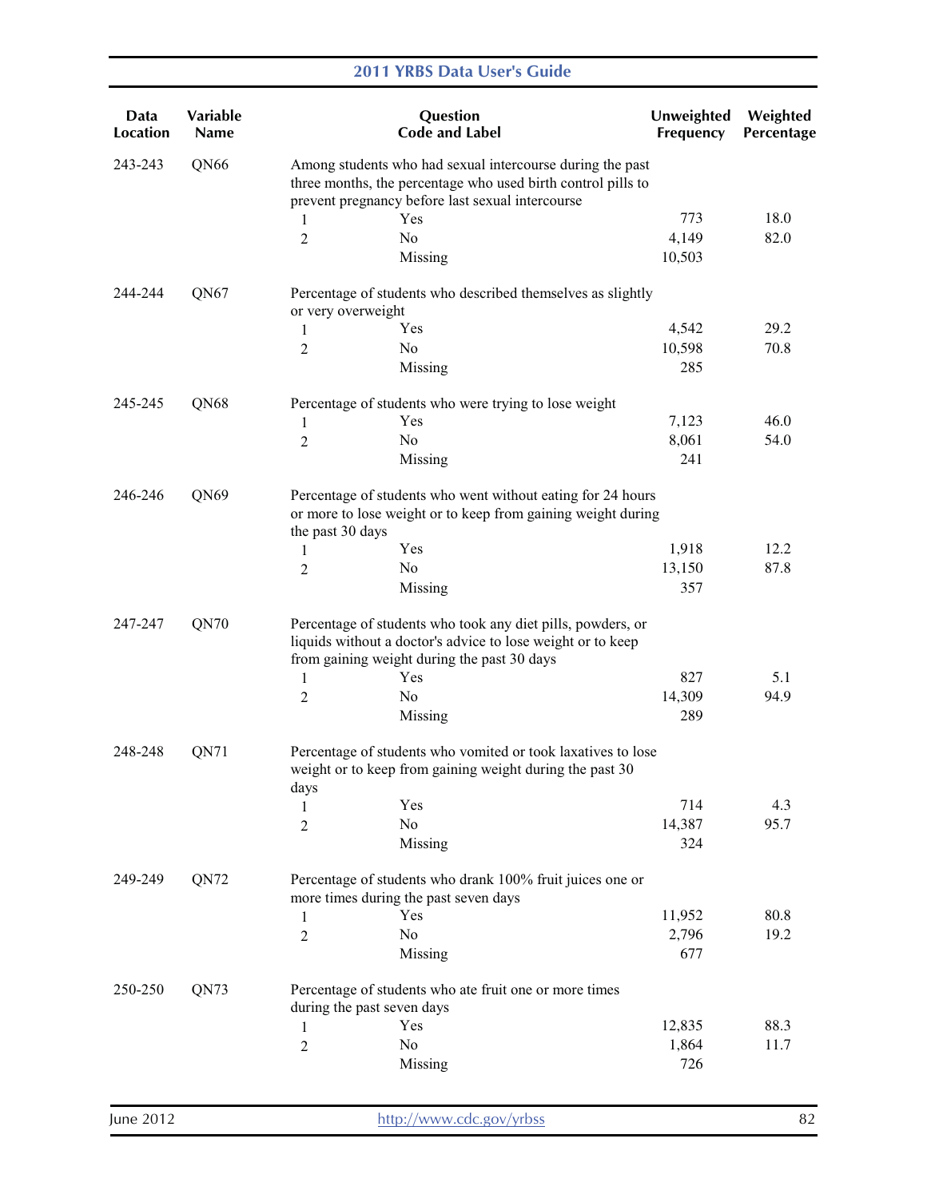| Data Location | Variable Name | Question Code and Label | | Unweighted Frequency | Weighted Percentage |
|---|---|---|---|---|---|
| 243-243 | QN66 | Among students who had sexual intercourse during the past three months, the percentage who used birth control pills to prevent pregnancy before last sexual intercourse | | | |
| | | 1 | Yes | 773 | 18.0 |
| | | 2 | No | 4,149 | 82.0 |
| | | | Missing | 10,503 | |
| 244-244 | QN67 | Percentage of students who described themselves as slightly or very overweight | | | |
| | | 1 | Yes | 4,542 | 29.2 |
| | | 2 | No | 10,598 | 70.8 |
| | | | Missing | 285 | |
| 245-245 | QN68 | Percentage of students who were trying to lose weight | | | |
| | | 1 | Yes | 7,123 | 46.0 |
| | | 2 | No | 8,061 | 54.0 |
| | | | Missing | 241 | |
| 246-246 | QN69 | Percentage of students who went without eating for 24 hours or more to lose weight or to keep from gaining weight during the past 30 days | | | |
| | | 1 | Yes | 1,918 | 12.2 |
| | | 2 | No | 13,150 | 87.8 |
| | | | Missing | 357 | |
| 247-247 | QN70 | Percentage of students who took any diet pills, powders, or liquids without a doctor's advice to lose weight or to keep from gaining weight during the past 30 days | | | |
| | | 1 | Yes | 827 | 5.1 |
| | | 2 | No | 14,309 | 94.9 |
| | | | Missing | 289 | |
| 248-248 | QN71 | Percentage of students who vomited or took laxatives to lose weight or to keep from gaining weight during the past 30 days | | | |
| | | 1 | Yes | 714 | 4.3 |
| | | 2 | No | 14,387 | 95.7 |
| | | | Missing | 324 | |
| 249-249 | QN72 | Percentage of students who drank 100% fruit juices one or more times during the past seven days | | | |
| | | 1 | Yes | 11,952 | 80.8 |
| | | 2 | No | 2,796 | 19.2 |
| | | | Missing | 677 | |
| 250-250 | QN73 | Percentage of students who ate fruit one or more times during the past seven days | | | |
| | | 1 | Yes | 12,835 | 88.3 |
| | | 2 | No | 1,864 | 11.7 |
| | | | Missing | 726 | |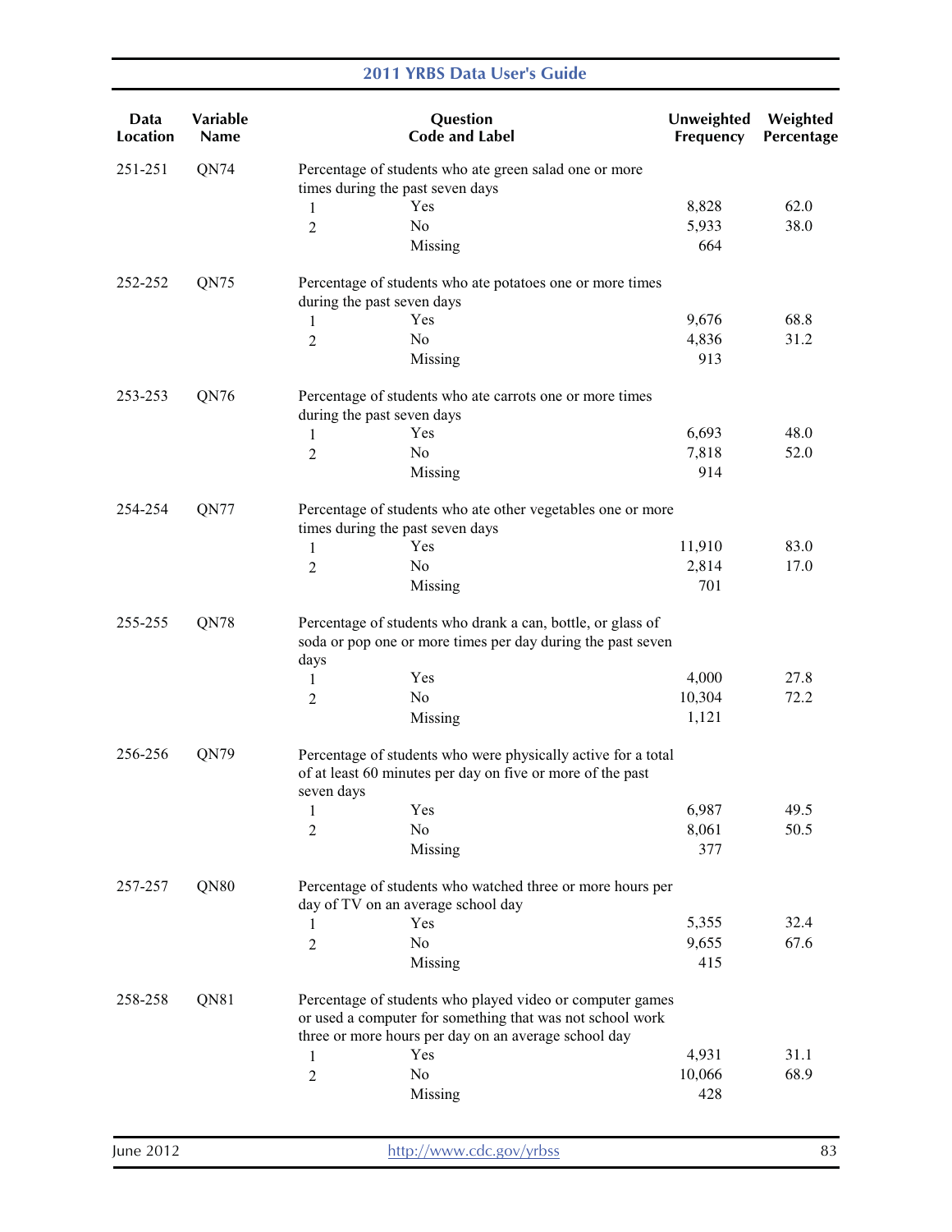| Data Location | Variable Name | Question Code and Label | | Unweighted Frequency | Weighted Percentage |
|---|---|---|---|---|---|
| 251-251 | QN74 | Percentage of students who ate green salad one or more times during the past seven days | | | |
| | | 1 | Yes | 8,828 | 62.0 |
| | | 2 | No | 5,933 | 38.0 |
| | | | Missing | 664 | |
| 252-252 | QN75 | Percentage of students who ate potatoes one or more times during the past seven days | | | |
| | | 1 | Yes | 9,676 | 68.8 |
| | | 2 | No | 4,836 | 31.2 |
| | | | Missing | 913 | |
| 253-253 | QN76 | Percentage of students who ate carrots one or more times during the past seven days | | | |
| | | 1 | Yes | 6,693 | 48.0 |
| | | 2 | No | 7,818 | 52.0 |
| | | | Missing | 914 | |
| 254-254 | QN77 | Percentage of students who ate other vegetables one or more times during the past seven days | | | |
| | | 1 | Yes | 11,910 | 83.0 |
| | | 2 | No | 2,814 | 17.0 |
| | | | Missing | 701 | |
| 255-255 | QN78 | Percentage of students who drank a can, bottle, or glass of soda or pop one or more times per day during the past seven days | | | |
| | | 1 | Yes | 4,000 | 27.8 |
| | | 2 | No | 10,304 | 72.2 |
| | | | Missing | 1,121 | |
| 256-256 | QN79 | Percentage of students who were physically active for a total of at least 60 minutes per day on five or more of the past seven days | | | |
| | | 1 | Yes | 6,987 | 49.5 |
| | | 2 | No | 8,061 | 50.5 |
| | | | Missing | 377 | |
| 257-257 | QN80 | Percentage of students who watched three or more hours per day of TV on an average school day | | | |
| | | 1 | Yes | 5,355 | 32.4 |
| | | 2 | No | 9,655 | 67.6 |
| | | | Missing | 415 | |
| 258-258 | QN81 | Percentage of students who played video or computer games or used a computer for something that was not school work three or more hours per day on an average school day | | | |
| | | 1 | Yes | 4,931 | 31.1 |
| | | 2 | No | 10,066 | 68.9 |
| | | | Missing | 428 | |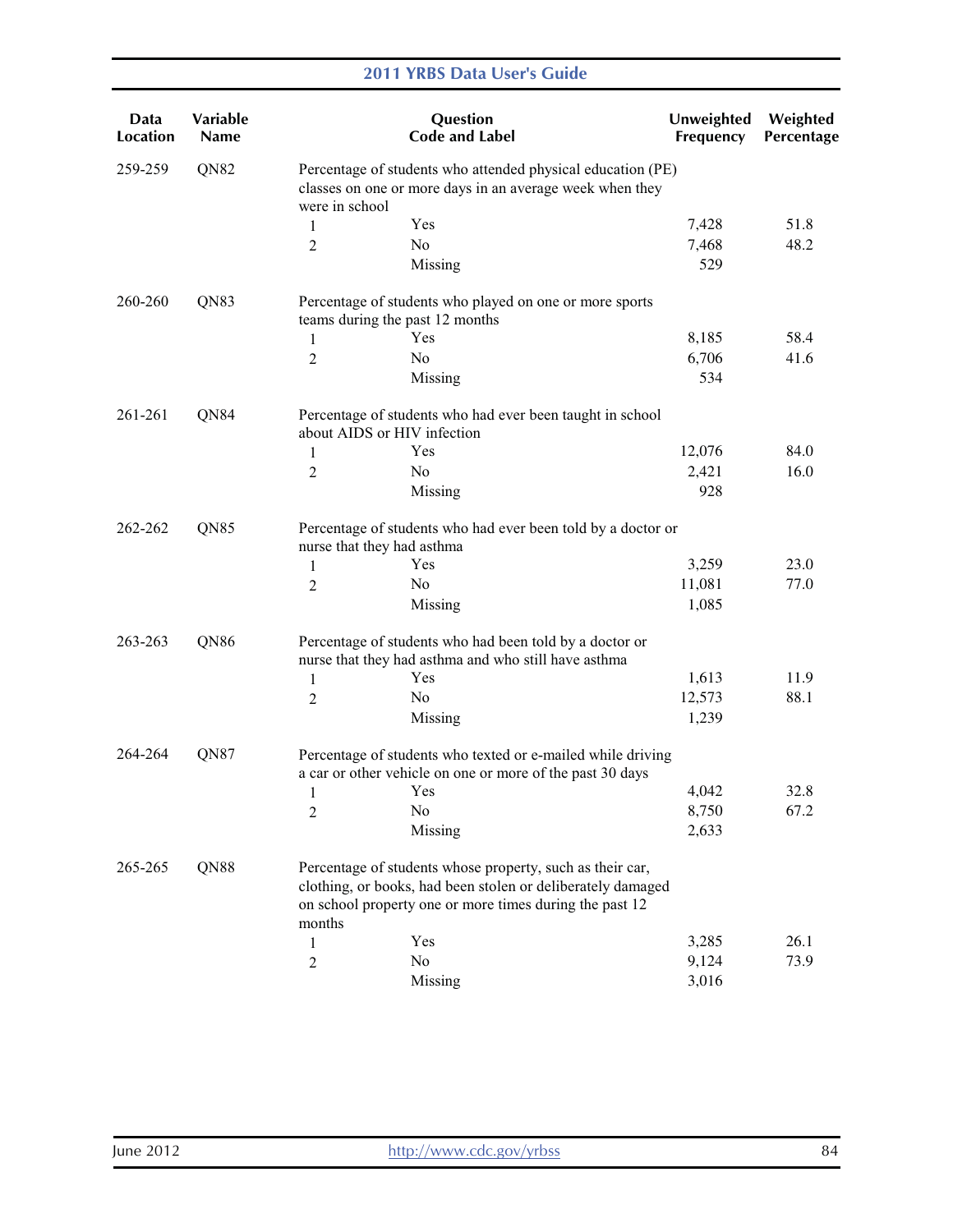| Data Location | Variable Name | Question Code and Label | | Unweighted Frequency | Weighted Percentage |
|---|---|---|---|---|---|
| 259-259 | QN82 | Percentage of students who attended physical education (PE) classes on one or more days in an average week when they were in school | | | |
| | | 1 | Yes | 7,428 | 51.8 |
| | | 2 | No | 7,468 | 48.2 |
| | | | Missing | 529 | |
| 260-260 | QN83 | Percentage of students who played on one or more sports teams during the past 12 months | | | |
| | | 1 | Yes | 8,185 | 58.4 |
| | | 2 | No | 6,706 | 41.6 |
| | | | Missing | 534 | |
| 261-261 | QN84 | Percentage of students who had ever been taught in school about AIDS or HIV infection | | | |
| | | 1 | Yes | 12,076 | 84.0 |
| | | 2 | No | 2,421 | 16.0 |
| | | | Missing | 928 | |
| 262-262 | QN85 | Percentage of students who had ever been told by a doctor or nurse that they had asthma | | | |
| | | 1 | Yes | 3,259 | 23.0 |
| | | 2 | No | 11,081 | 77.0 |
| | | | Missing | 1,085 | |
| 263-263 | QN86 | Percentage of students who had been told by a doctor or nurse that they had asthma and who still have asthma | | | |
| | | 1 | Yes | 1,613 | 11.9 |
| | | 2 | No | 12,573 | 88.1 |
| | | | Missing | 1,239 | |
| 264-264 | QN87 | Percentage of students who texted or e-mailed while driving a car or other vehicle on one or more of the past 30 days | | | |
| | | 1 | Yes | 4,042 | 32.8 |
| | | 2 | No | 8,750 | 67.2 |
| | | | Missing | 2,633 | |
| 265-265 | QN88 | Percentage of students whose property, such as their car, clothing, or books, had been stolen or deliberately damaged on school property one or more times during the past 12 months | | | |
| | | 1 | Yes | 3,285 | 26.1 |
| | | 2 | No | 9,124 | 73.9 |
| | | | Missing | 3,016 | |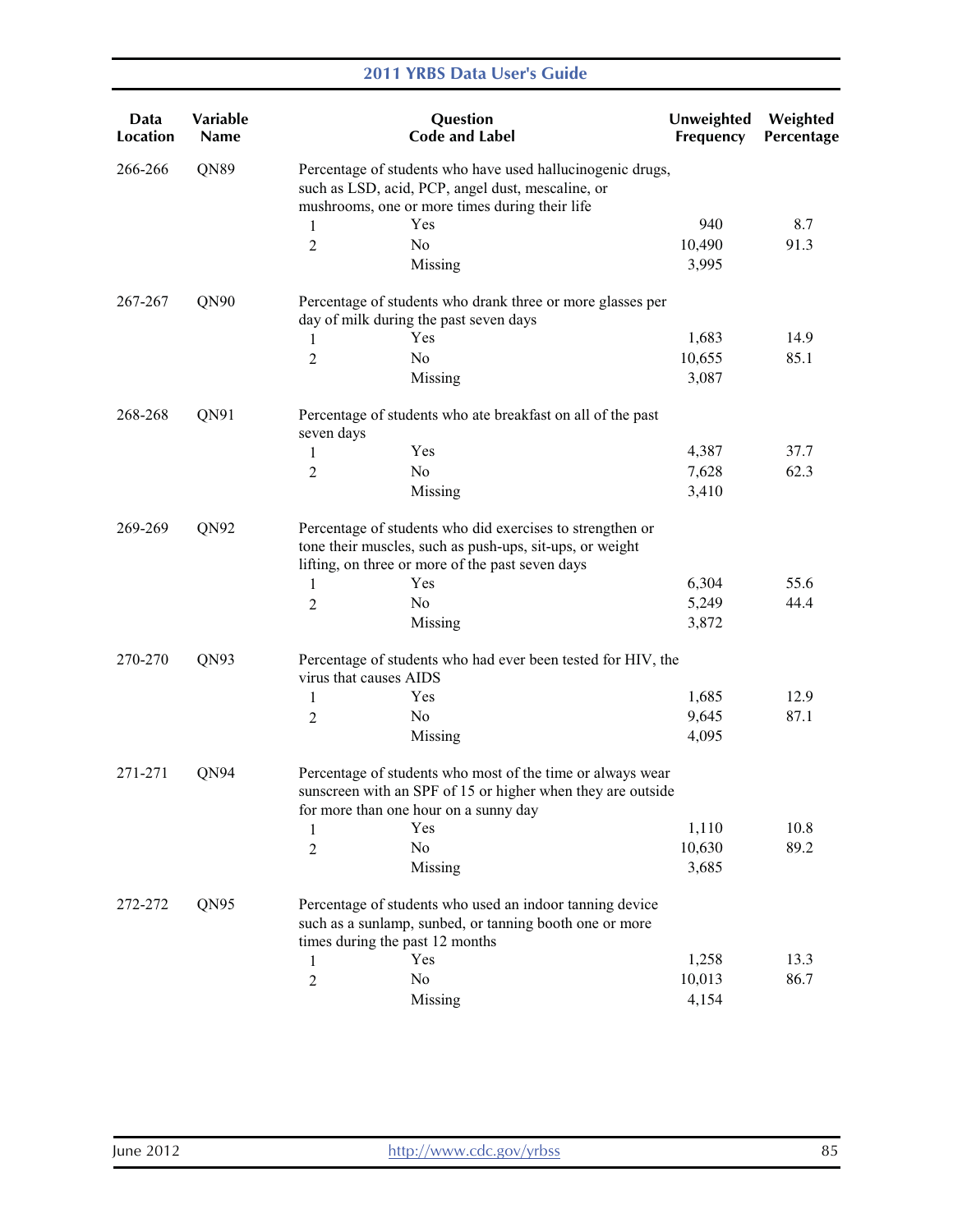| Data Location | Variable Name | Question Code and Label | | Unweighted Frequency | Weighted Percentage |
|---|---|---|---|---|---|
| 266-266 | QN89 | Percentage of students who have used hallucinogenic drugs, such as LSD, acid, PCP, angel dust, mescaline, or mushrooms, one or more times during their life | | | |
| | | 1 | Yes | 940 | 8.7 |
| | | 2 | No | 10,490 | 91.3 |
| | | | Missing | 3,995 | |
| 267-267 | QN90 | Percentage of students who drank three or more glasses per day of milk during the past seven days | | | |
| | | 1 | Yes | 1,683 | 14.9 |
| | | 2 | No | 10,655 | 85.1 |
| | | | Missing | 3,087 | |
| 268-268 | QN91 | Percentage of students who ate breakfast on all of the past seven days | | | |
| | | 1 | Yes | 4,387 | 37.7 |
| | | 2 | No | 7,628 | 62.3 |
| | | | Missing | 3,410 | |
| 269-269 | QN92 | Percentage of students who did exercises to strengthen or tone their muscles, such as push-ups, sit-ups, or weight lifting, on three or more of the past seven days | | | |
| | | 1 | Yes | 6,304 | 55.6 |
| | | 2 | No | 5,249 | 44.4 |
| | | | Missing | 3,872 | |
| 270-270 | QN93 | Percentage of students who had ever been tested for HIV, the virus that causes AIDS | | | |
| | | 1 | Yes | 1,685 | 12.9 |
| | | 2 | No | 9,645 | 87.1 |
| | | | Missing | 4,095 | |
| 271-271 | QN94 | Percentage of students who most of the time or always wear sunscreen with an SPF of 15 or higher when they are outside for more than one hour on a sunny day | | | |
| | | 1 | Yes | 1,110 | 10.8 |
| | | 2 | No | 10,630 | 89.2 |
| | | | Missing | 3,685 | |
| 272-272 | QN95 | Percentage of students who used an indoor tanning device such as a sunlamp, sunbed, or tanning booth one or more times during the past 12 months | | | |
| | | 1 | Yes | 1,258 | 13.3 |
| | | 2 | No | 10,013 | 86.7 |
| | | | Missing | 4,154 | |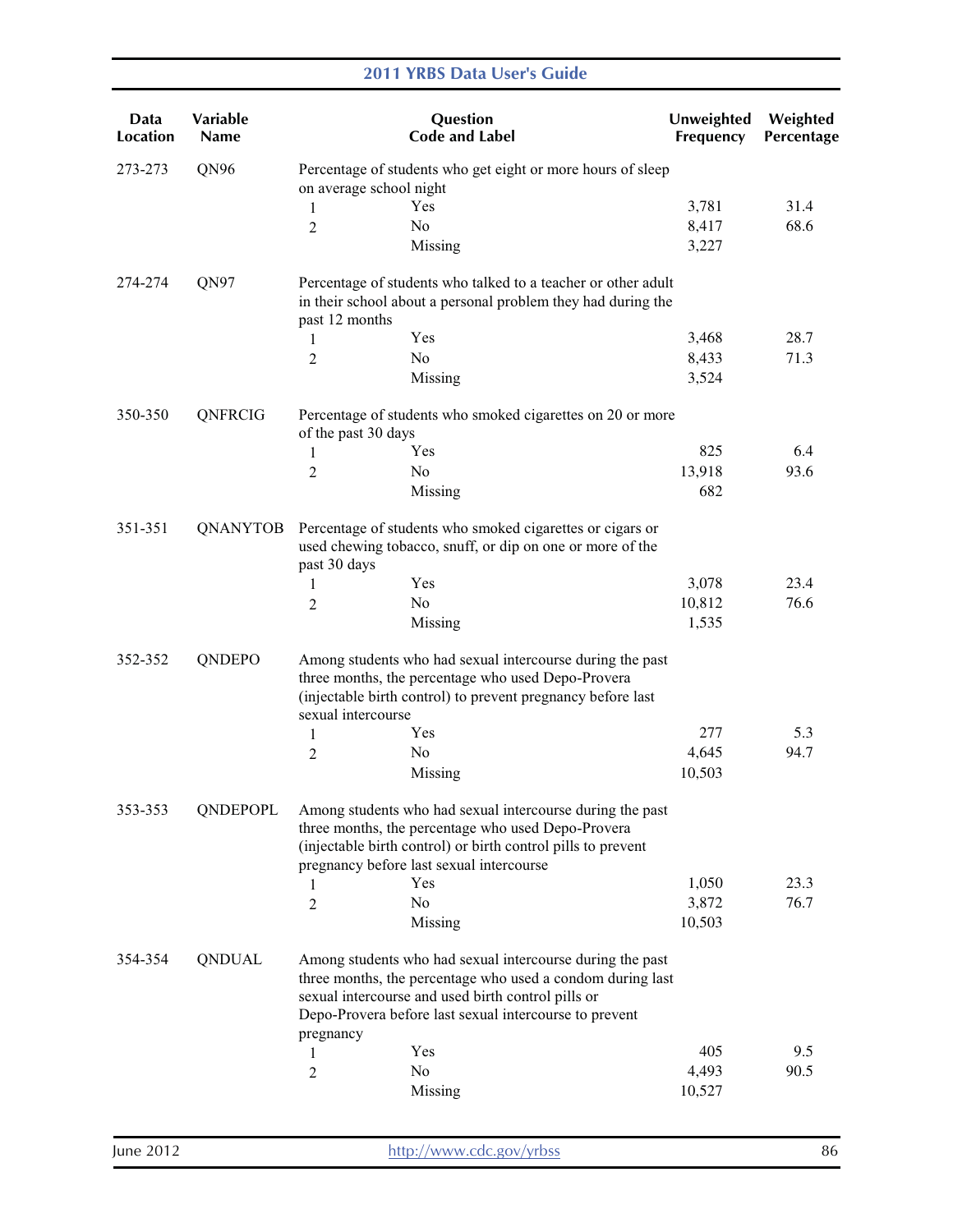| Data Location | Variable Name | Question Code and Label | | Unweighted Frequency | Weighted Percentage |
|---|---|---|---|---|---|
| 273-273 | QN96 | Percentage of students who get eight or more hours of sleep on average school night | | | |
| | | 1 | Yes | 3,781 | 31.4 |
| | | 2 | No | 8,417 | 68.6 |
| | | | Missing | 3,227 | |
| 274-274 | QN97 | Percentage of students who talked to a teacher or other adult in their school about a personal problem they had during the past 12 months | | | |
| | | 1 | Yes | 3,468 | 28.7 |
| | | 2 | No | 8,433 | 71.3 |
| | | | Missing | 3,524 | |
| 350-350 | QNFRCIG | Percentage of students who smoked cigarettes on 20 or more of the past 30 days | | | |
| | | 1 | Yes | 825 | 6.4 |
| | | 2 | No | 13,918 | 93.6 |
| | | | Missing | 682 | |
| 351-351 | QNANYTOB | Percentage of students who smoked cigarettes or cigars or used chewing tobacco, snuff, or dip on one or more of the past 30 days | | | |
| | | 1 | Yes | 3,078 | 23.4 |
| | | 2 | No | 10,812 | 76.6 |
| | | | Missing | 1,535 | |
| 352-352 | QNDEPO | Among students who had sexual intercourse during the past three months, the percentage who used Depo-Provera (injectable birth control) to prevent pregnancy before last sexual intercourse | | | |
| | | 1 | Yes | 277 | 5.3 |
| | | 2 | No | 4,645 | 94.7 |
| | | | Missing | 10,503 | |
| 353-353 | QNDEPOPL | Among students who had sexual intercourse during the past three months, the percentage who used Depo-Provera (injectable birth control) or birth control pills to prevent pregnancy before last sexual intercourse | | | |
| | | 1 | Yes | 1,050 | 23.3 |
| | | 2 | No | 3,872 | 76.7 |
| | | | Missing | 10,503 | |
| 354-354 | QNDUAL | Among students who had sexual intercourse during the past three months, the percentage who used a condom during last sexual intercourse and used birth control pills or Depo-Provera before last sexual intercourse to prevent pregnancy | | | |
| | | 1 | Yes | 405 | 9.5 |
| | | 2 | No | 4,493 | 90.5 |
| | | | Missing | 10,527 | |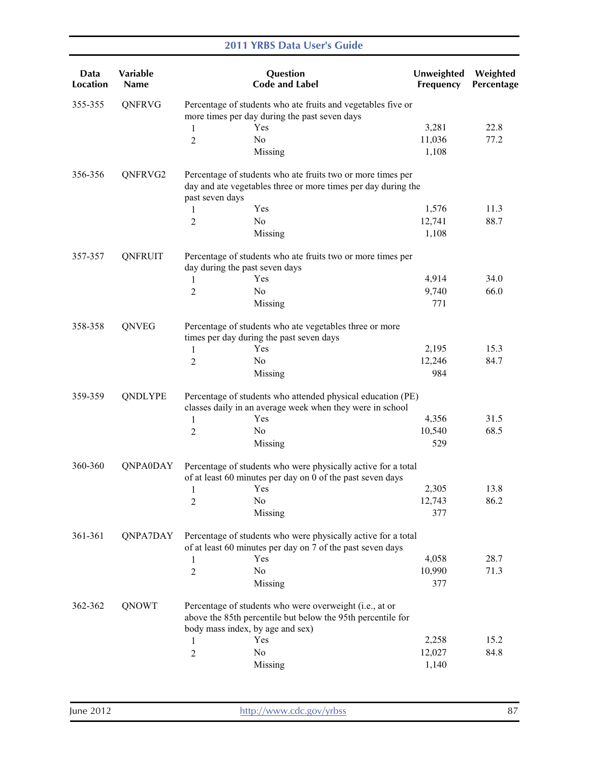| Data Location | Variable Name | Question Code and Label | | Unweighted Frequency | Weighted Percentage |
|---|---|---|---|---|---|
| 355-355 | QNFRVG | Percentage of students who ate fruits and vegetables five or more times per day during the past seven days | | | |
| | | 1 | Yes | 3,281 | 22.8 |
| | | 2 | No | 11,036 | 77.2 |
| | | | Missing | 1,108 | |
| 356-356 | QNFRVG2 | Percentage of students who ate fruits two or more times per day and ate vegetables three or more times per day during the past seven days | | | |
| | | 1 | Yes | 1,576 | 11.3 |
| | | 2 | No | 12,741 | 88.7 |
| | | | Missing | 1,108 | |
| 357-357 | QNFRUIT | Percentage of students who ate fruits two or more times per day during the past seven days | | | |
| | | 1 | Yes | 4,914 | 34.0 |
| | | 2 | No | 9,740 | 66.0 |
| | | | Missing | 771 | |
| 358-358 | QNVEG | Percentage of students who ate vegetables three or more times per day during the past seven days | | | |
| | | 1 | Yes | 2,195 | 15.3 |
| | | 2 | No | 12,246 | 84.7 |
| | | | Missing | 984 | |
| 359-359 | QNDLYPE | Percentage of students who attended physical education (PE) classes daily in an average week when they were in school | | | |
| | | 1 | Yes | 4,356 | 31.5 |
| | | 2 | No | 10,540 | 68.5 |
| | | | Missing | 529 | |
| 360-360 | QNPA0DAY | Percentage of students who were physically active for a total of at least 60 minutes per day on 0 of the past seven days | | | |
| | | 1 | Yes | 2,305 | 13.8 |
| | | 2 | No | 12,743 | 86.2 |
| | | | Missing | 377 | |
| 361-361 | QNPA7DAY | Percentage of students who were physically active for a total of at least 60 minutes per day on 7 of the past seven days | | | |
| | | 1 | Yes | 4,058 | 28.7 |
| | | 2 | No | 10,990 | 71.3 |
| | | | Missing | 377 | |
| 362-362 | QNOWT | Percentage of students who were overweight (i.e., at or above the 85th percentile but below the 95th percentile for body mass index, by age and sex) | | | |
| | | 1 | Yes | 2,258 | 15.2 |
| | | 2 | No | 12,027 | 84.8 |
| | | | Missing | 1,140 | |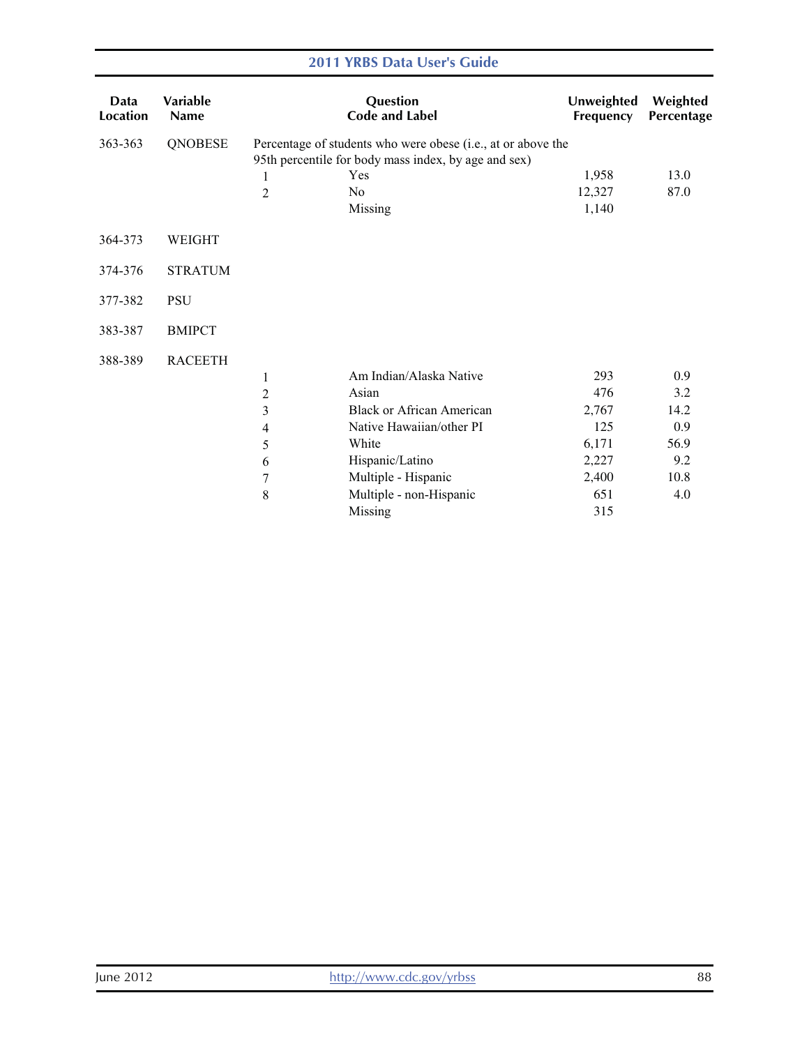| Data Location | Variable Name | Question Code and Label | | Unweighted Frequency | Weighted Percentage |
|---|---|---|---|---|---|
| 363-363 | QNOBESE | Percentage of students who were obese (i.e., at or above the 95th percentile for body mass index, by age and sex) | | | |
| | | 1 | Yes | 1,958 | 13.0 |
| | | 2 | No | 12,327 | 87.0 |
| | | | Missing | 1,140 | |
| 364-373 | WEIGHT | | | | |
| 374-376 | STRATUM | | | | |
| 377-382 | PSU | | | | |
| 383-387 | BMIPCT | | | | |
| 388-389 | RACEETH | | | | |
| | | 1 | Am Indian/Alaska Native | 293 | 0.9 |
| | | 2 | Asian | 476 | 3.2 |
| | | 3 | Black or African American | 2,767 | 14.2 |
| | | 4 | Native Hawaiian/other PI | 125 | 0.9 |
| | | 5 | White | 6,171 | 56.9 |
| | | 6 | Hispanic/Latino | 2,227 | 9.2 |
| | | 7 | Multiple - Hispanic | 2,400 | 10.8 |
| | | 8 | Multiple - non-Hispanic | 651 | 4.0 |
| | | | Missing | 315 | |